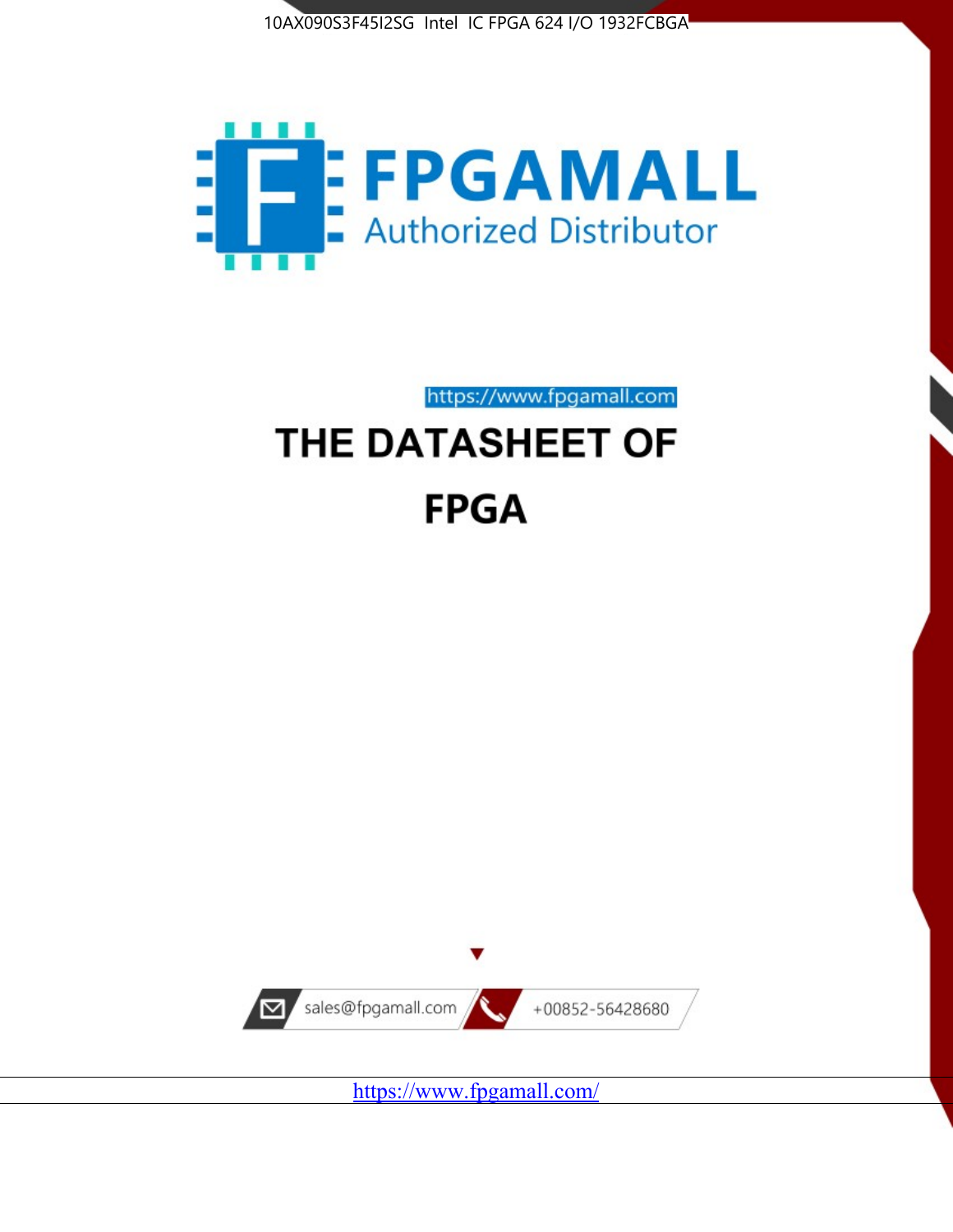10AX090S3F45I2SG Intel IC FPGA 624 I/O 1932FCBGA

# FPGAMALL

Authorized Distributor

https://www.fpgamall.com

# THE DATASHEET OF FPGA

sales@fpgamall.com

+00852-56428680

https://www.fpgamall.com/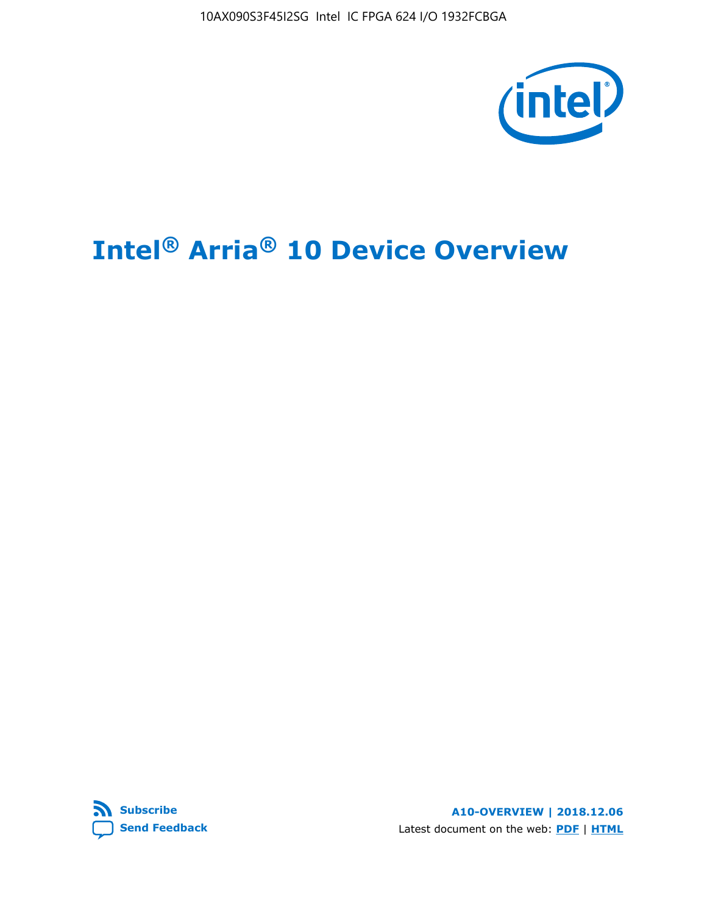10AX090S3F45I2SG Intel IC FPGA 624 I/O 1932FCBGA

# Intel® Arria® 10 Device Overview

Subscribe

Send Feedback

A10-OVERVIEW | 2018.12.06

Latest document on the web: PDF | HTML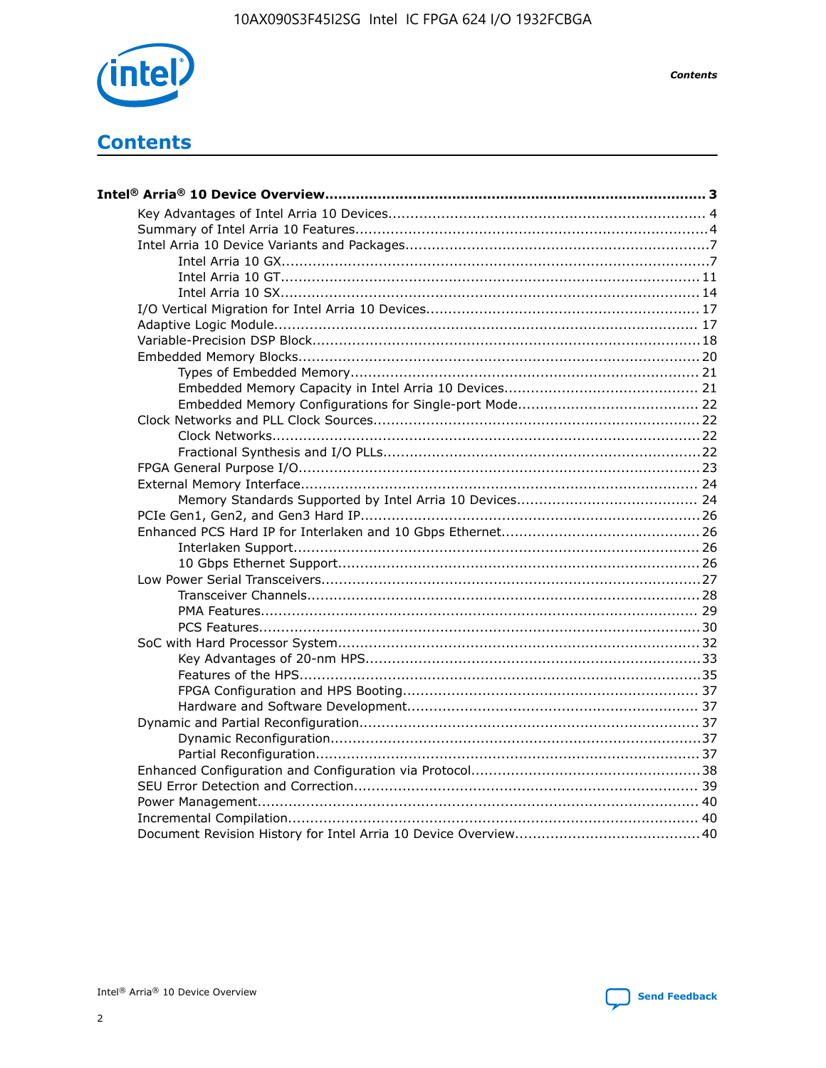# Contents

**Intel® Arria® 10 Device Overview...................................................................................... 3**

- Key Advantages of Intel Arria 10 Devices........................................................................ 4
- Summary of Intel Arria 10 Features................................................................................4
- Intel Arria 10 Device Variants and Packages.....................................................................7
  - Intel Arria 10 GX.................................................................................................7
  - Intel Arria 10 GT............................................................................................... 11
  - Intel Arria 10 SX............................................................................................... 14
- I/O Vertical Migration for Intel Arria 10 Devices.............................................................. 17
- Adaptive Logic Module................................................................................................ 17
- Variable-Precision DSP Block........................................................................................18
- Embedded Memory Blocks........................................................................................... 20
  - Types of Embedded Memory............................................................................... 21
  - Embedded Memory Capacity in Intel Arria 10 Devices............................................ 21
  - Embedded Memory Configurations for Single-port Mode......................................... 22
- Clock Networks and PLL Clock Sources.......................................................................... 22
  - Clock Networks................................................................................................. 22
  - Fractional Synthesis and I/O PLLs........................................................................ 22
- FPGA General Purpose I/O.......................................................................................... 23
- External Memory Interface.......................................................................................... 24
  - Memory Standards Supported by Intel Arria 10 Devices......................................... 24
- PCIe Gen1, Gen2, and Gen3 Hard IP............................................................................. 26
- Enhanced PCS Hard IP for Interlaken and 10 Gbps Ethernet............................................. 26
  - Interlaken Support............................................................................................ 26
  - 10 Gbps Ethernet Support.................................................................................. 26
- Low Power Serial Transceivers..................................................................................... 27
  - Transceiver Channels......................................................................................... 28
  - PMA Features................................................................................................... 29
  - PCS Features.................................................................................................... 30
- SoC with Hard Processor System.................................................................................. 32
  - Key Advantages of 20-nm HPS............................................................................ 33
  - Features of the HPS........................................................................................... 35
  - FPGA Configuration and HPS Booting................................................................... 37
  - Hardware and Software Development.................................................................. 37
- Dynamic and Partial Reconfiguration............................................................................. 37
  - Dynamic Reconfiguration.................................................................................... 37
  - Partial Reconfiguration....................................................................................... 37
- Enhanced Configuration and Configuration via Protocol.................................................... 38
- SEU Error Detection and Correction.............................................................................. 39
- Power Management.................................................................................................... 40
- Incremental Compilation............................................................................................. 40
- Document Revision History for Intel Arria 10 Device Overview.......................................... 40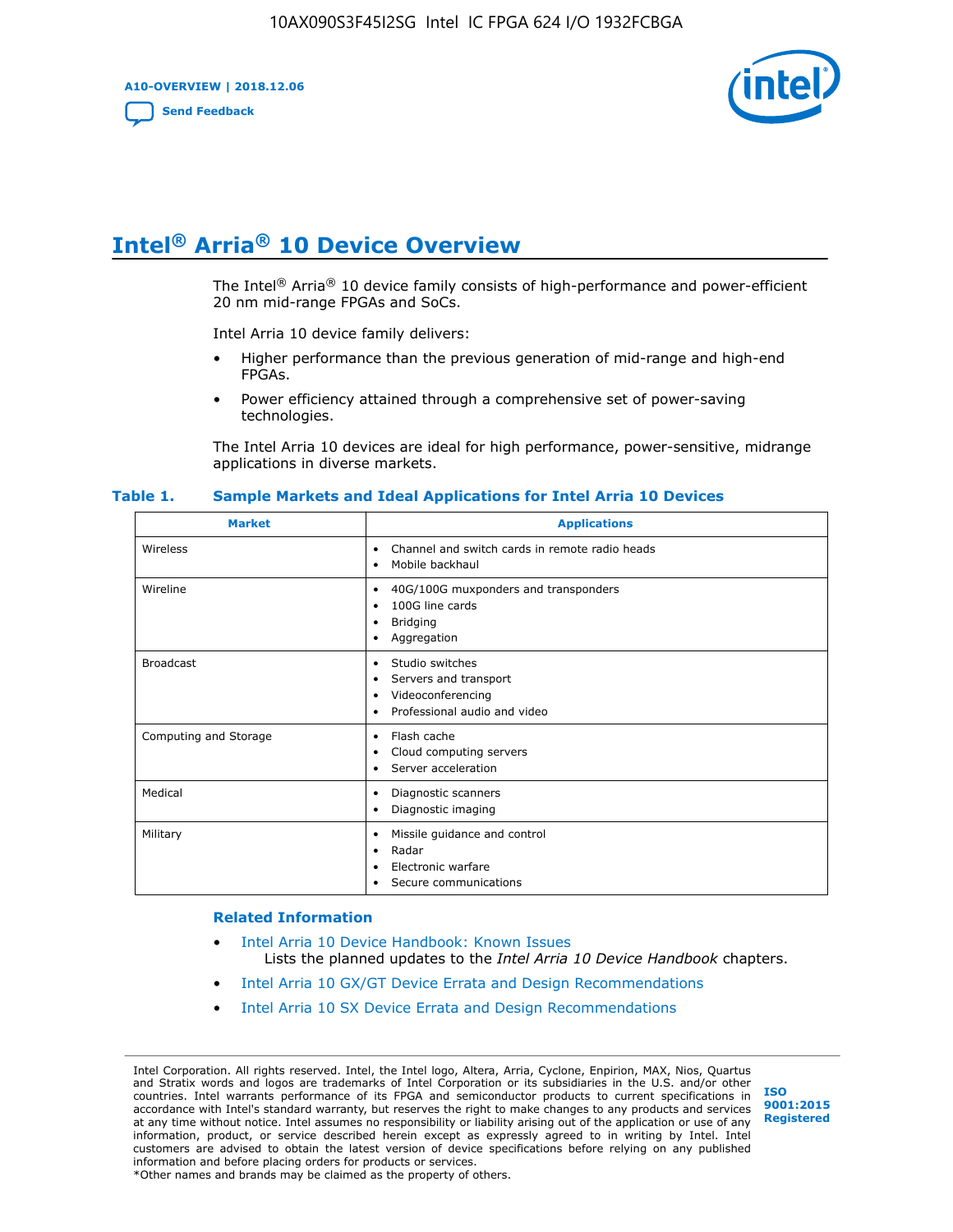# Intel® Arria® 10 Device Overview

The Intel® Arria® 10 device family consists of high-performance and power-efficient 20 nm mid-range FPGAs and SoCs.

Intel Arria 10 device family delivers:

- Higher performance than the previous generation of mid-range and high-end FPGAs.
- Power efficiency attained through a comprehensive set of power-saving technologies.

The Intel Arria 10 devices are ideal for high performance, power-sensitive, midrange applications in diverse markets.

**Table 1. Sample Markets and Ideal Applications for Intel Arria 10 Devices**

| Market | Applications |
|---|---|
| Wireless | • Channel and switch cards in remote radio heads<br>• Mobile backhaul |
| Wireline | • 40G/100G muxponders and transponders<br>• 100G line cards<br>• Bridging<br>• Aggregation |
| Broadcast | • Studio switches<br>• Servers and transport<br>• Videoconferencing<br>• Professional audio and video |
| Computing and Storage | • Flash cache<br>• Cloud computing servers<br>• Server acceleration |
| Medical | • Diagnostic scanners<br>• Diagnostic imaging |
| Military | • Missile guidance and control<br>• Radar<br>• Electronic warfare<br>• Secure communications |

### Related Information

- Intel Arria 10 Device Handbook: Known Issues
  Lists the planned updates to the *Intel Arria 10 Device Handbook* chapters.
- Intel Arria 10 GX/GT Device Errata and Design Recommendations
- Intel Arria 10 SX Device Errata and Design Recommendations

Intel Corporation. All rights reserved. Intel, the Intel logo, Altera, Arria, Cyclone, Enpirion, MAX, Nios, Quartus and Stratix words and logos are trademarks of Intel Corporation or its subsidiaries in the U.S. and/or other countries. Intel warrants performance of its FPGA and semiconductor products to current specifications in accordance with Intel's standard warranty, but reserves the right to make changes to any products and services at any time without notice. Intel assumes no responsibility or liability arising out of the application or use of any information, product, or service described herein except as expressly agreed to in writing by Intel. Intel customers are advised to obtain the latest version of device specifications before relying on any published information and before placing orders for products or services.
*Other names and brands may be claimed as the property of others.

ISO 9001:2015 Registered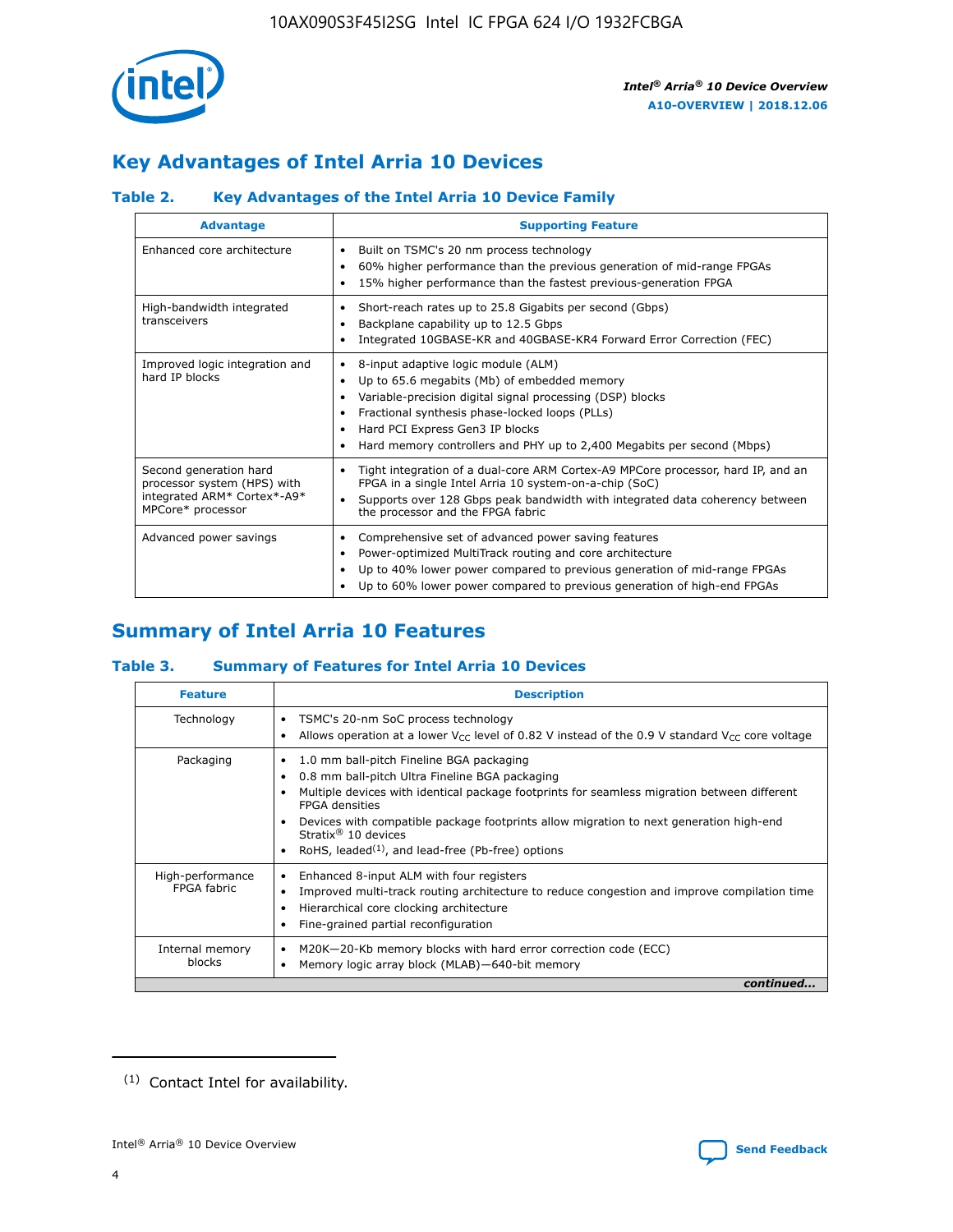## Key Advantages of Intel Arria 10 Devices

### Table 2. Key Advantages of the Intel Arria 10 Device Family

| Advantage | Supporting Feature |
|---|---|
| Enhanced core architecture | • Built on TSMC's 20 nm process technology<br>• 60% higher performance than the previous generation of mid-range FPGAs<br>• 15% higher performance than the fastest previous-generation FPGA |
| High-bandwidth integrated transceivers | • Short-reach rates up to 25.8 Gigabits per second (Gbps)<br>• Backplane capability up to 12.5 Gbps<br>• Integrated 10GBASE-KR and 40GBASE-KR4 Forward Error Correction (FEC) |
| Improved logic integration and hard IP blocks | • 8-input adaptive logic module (ALM)<br>• Up to 65.6 megabits (Mb) of embedded memory<br>• Variable-precision digital signal processing (DSP) blocks<br>• Fractional synthesis phase-locked loops (PLLs)<br>• Hard PCI Express Gen3 IP blocks<br>• Hard memory controllers and PHY up to 2,400 Megabits per second (Mbps) |
| Second generation hard processor system (HPS) with integrated ARM* Cortex*-A9* MPCore* processor | • Tight integration of a dual-core ARM Cortex-A9 MPCore processor, hard IP, and an FPGA in a single Intel Arria 10 system-on-a-chip (SoC)<br>• Supports over 128 Gbps peak bandwidth with integrated data coherency between the processor and the FPGA fabric |
| Advanced power savings | • Comprehensive set of advanced power saving features<br>• Power-optimized MultiTrack routing and core architecture<br>• Up to 40% lower power compared to previous generation of mid-range FPGAs<br>• Up to 60% lower power compared to previous generation of high-end FPGAs |

## Summary of Intel Arria 10 Features

### Table 3. Summary of Features for Intel Arria 10 Devices

| Feature | Description |
|---|---|
| Technology | • TSMC's 20-nm SoC process technology<br>• Allows operation at a lower $V_{CC}$ level of 0.82 V instead of the 0.9 V standard $V_{CC}$ core voltage |
| Packaging | • 1.0 mm ball-pitch Fineline BGA packaging<br>• 0.8 mm ball-pitch Ultra Fineline BGA packaging<br>• Multiple devices with identical package footprints for seamless migration between different FPGA densities<br>• Devices with compatible package footprints allow migration to next generation high-end Stratix® 10 devices<br>• RoHS, leaded[(1)], and lead-free (Pb-free) options |
| High-performance FPGA fabric | • Enhanced 8-input ALM with four registers<br>• Improved multi-track routing architecture to reduce congestion and improve compilation time<br>• Hierarchical core clocking architecture<br>• Fine-grained partial reconfiguration |
| Internal memory blocks | • M20K—20-Kb memory blocks with hard error correction code (ECC)<br>• Memory logic array block (MLAB)—640-bit memory |

*continued...*

(1) Contact Intel for availability.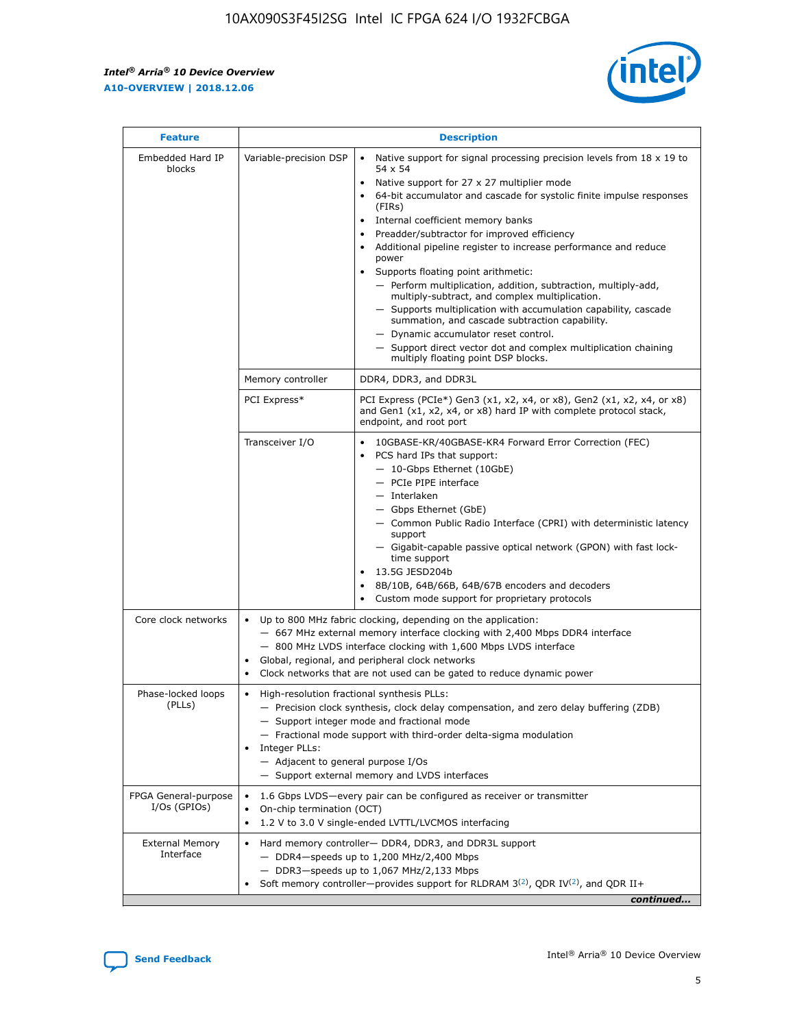| Feature | Description | |
|---|---|---|
| Embedded Hard IP blocks | Variable-precision DSP | • Native support for signal processing precision levels from 18 x 19 to 54 x 54<br>• Native support for 27 x 27 multiplier mode<br>• 64-bit accumulator and cascade for systolic finite impulse responses (FIRs)<br>• Internal coefficient memory banks<br>• Preadder/subtractor for improved efficiency<br>• Additional pipeline register to increase performance and reduce power<br>• Supports floating point arithmetic:<br>— Perform multiplication, addition, subtraction, multiply-add, multiply-subtract, and complex multiplication.<br>— Supports multiplication with accumulation capability, cascade summation, and cascade subtraction capability.<br>— Dynamic accumulator reset control.<br>— Support direct vector dot and complex multiplication chaining multiply floating point DSP blocks. |
| | Memory controller | DDR4, DDR3, and DDR3L |
| | PCI Express* | PCI Express (PCIe*) Gen3 (x1, x2, x4, or x8), Gen2 (x1, x2, x4, or x8) and Gen1 (x1, x2, x4, or x8) hard IP with complete protocol stack, endpoint, and root port |
| | Transceiver I/O | • 10GBASE-KR/40GBASE-KR4 Forward Error Correction (FEC)<br>• PCS hard IPs that support:<br>— 10-Gbps Ethernet (10GbE)<br>— PCIe PIPE interface<br>— Interlaken<br>— Gbps Ethernet (GbE)<br>— Common Public Radio Interface (CPRI) with deterministic latency support<br>— Gigabit-capable passive optical network (GPON) with fast lock-time support<br>• 13.5G JESD204b<br>• 8B/10B, 64B/66B, 64B/67B encoders and decoders<br>• Custom mode support for proprietary protocols |
| Core clock networks | • Up to 800 MHz fabric clocking, depending on the application:<br>— 667 MHz external memory interface clocking with 2,400 Mbps DDR4 interface<br>— 800 MHz LVDS interface clocking with 1,600 Mbps LVDS interface<br>• Global, regional, and peripheral clock networks<br>• Clock networks that are not used can be gated to reduce dynamic power | |
| Phase-locked loops (PLLs) | • High-resolution fractional synthesis PLLs:<br>— Precision clock synthesis, clock delay compensation, and zero delay buffering (ZDB)<br>— Support integer mode and fractional mode<br>— Fractional mode support with third-order delta-sigma modulation<br>• Integer PLLs:<br>— Adjacent to general purpose I/Os<br>— Support external memory and LVDS interfaces | |
| FPGA General-purpose I/Os (GPIOs) | • 1.6 Gbps LVDS—every pair can be configured as receiver or transmitter<br>• On-chip termination (OCT)<br>• 1.2 V to 3.0 V single-ended LVTTL/LVCMOS interfacing | |
| External Memory Interface | • Hard memory controller— DDR4, DDR3, and DDR3L support<br>— DDR4—speeds up to 1,200 MHz/2,400 Mbps<br>— DDR3—speeds up to 1,067 MHz/2,133 Mbps<br>• Soft memory controller—provides support for RLDRAM 3[(2)], QDR IV[(2)], and QDR II+ | |

*continued...*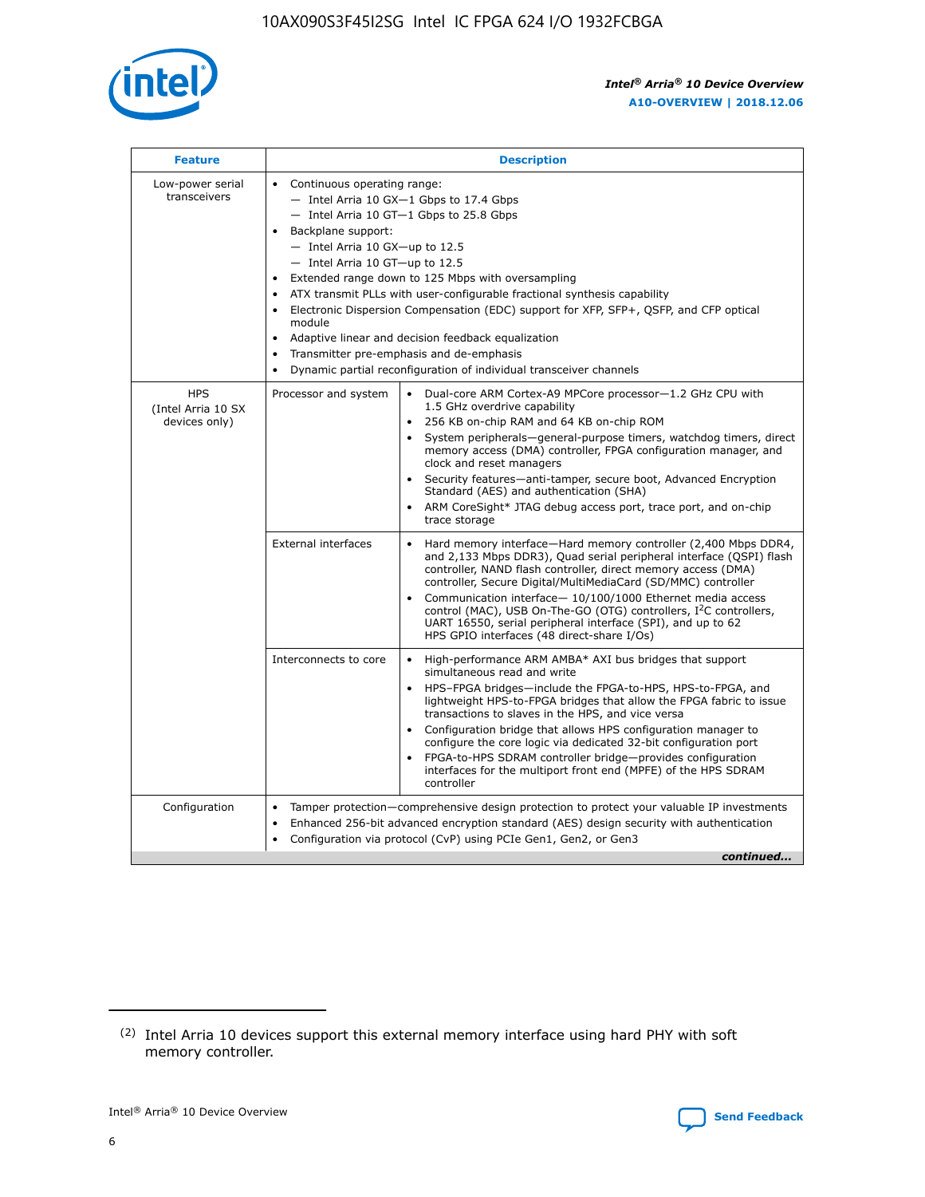| Feature | Description | |
|---|---|---|
| Low-power serial transceivers | • Continuous operating range:<br>— Intel Arria 10 GX—1 Gbps to 17.4 Gbps<br>— Intel Arria 10 GT—1 Gbps to 25.8 Gbps<br>• Backplane support:<br>— Intel Arria 10 GX—up to 12.5<br>— Intel Arria 10 GT—up to 12.5<br>• Extended range down to 125 Mbps with oversampling<br>• ATX transmit PLLs with user-configurable fractional synthesis capability<br>• Electronic Dispersion Compensation (EDC) support for XFP, SFP+, QSFP, and CFP optical module<br>• Adaptive linear and decision feedback equalization<br>• Transmitter pre-emphasis and de-emphasis<br>• Dynamic partial reconfiguration of individual transceiver channels | |
| HPS (Intel Arria 10 SX devices only) | Processor and system | • Dual-core ARM Cortex-A9 MPCore processor—1.2 GHz CPU with 1.5 GHz overdrive capability<br>• 256 KB on-chip RAM and 64 KB on-chip ROM<br>• System peripherals—general-purpose timers, watchdog timers, direct memory access (DMA) controller, FPGA configuration manager, and clock and reset managers<br>• Security features—anti-tamper, secure boot, Advanced Encryption Standard (AES) and authentication (SHA)<br>• ARM CoreSight* JTAG debug access port, trace port, and on-chip trace storage |
| | External interfaces | • Hard memory interface—Hard memory controller (2,400 Mbps DDR4, and 2,133 Mbps DDR3), Quad serial peripheral interface (QSPI) flash controller, NAND flash controller, direct memory access (DMA) controller, Secure Digital/MultiMediaCard (SD/MMC) controller<br>• Communication interface— 10/100/1000 Ethernet media access control (MAC), USB On-The-GO (OTG) controllers, I²C controllers, UART 16550, serial peripheral interface (SPI), and up to 62 HPS GPIO interfaces (48 direct-share I/Os) |
| | Interconnects to core | • High-performance ARM AMBA* AXI bus bridges that support simultaneous read and write<br>• HPS–FPGA bridges—include the FPGA-to-HPS, HPS-to-FPGA, and lightweight HPS-to-FPGA bridges that allow the FPGA fabric to issue transactions to slaves in the HPS, and vice versa<br>• Configuration bridge that allows HPS configuration manager to configure the core logic via dedicated 32-bit configuration port<br>• FPGA-to-HPS SDRAM controller bridge—provides configuration interfaces for the multiport front end (MPFE) of the HPS SDRAM controller |
| Configuration | • Tamper protection—comprehensive design protection to protect your valuable IP investments<br>• Enhanced 256-bit advanced encryption standard (AES) design security with authentication<br>• Configuration via protocol (CvP) using PCIe Gen1, Gen2, or Gen3 | |

*continued...*

(2) Intel Arria 10 devices support this external memory interface using hard PHY with soft memory controller.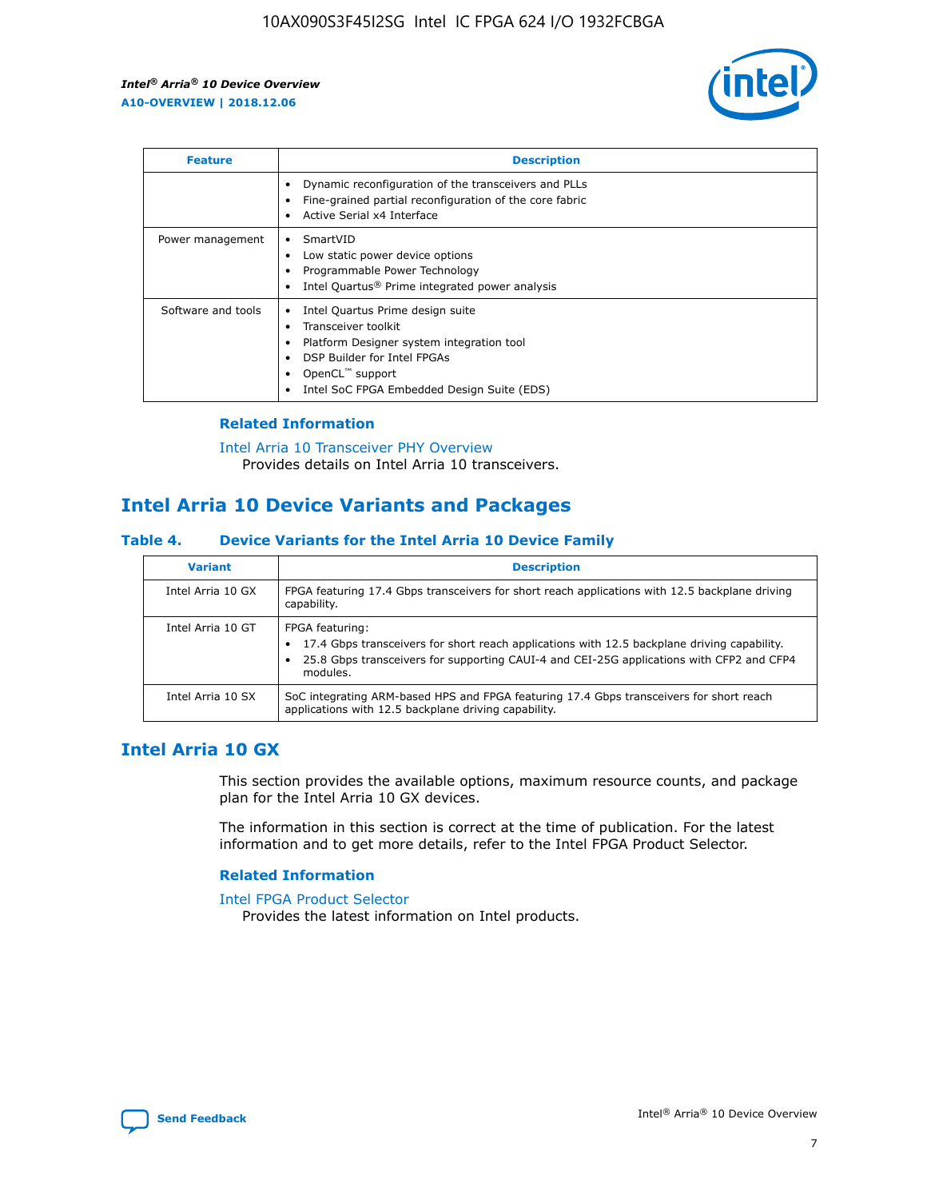| Feature | Description |
| --- | --- |
| | • Dynamic reconfiguration of the transceivers and PLLs<br>• Fine-grained partial reconfiguration of the core fabric<br>• Active Serial x4 Interface |
| Power management | • SmartVID<br>• Low static power device options<br>• Programmable Power Technology<br>• Intel Quartus® Prime integrated power analysis |
| Software and tools | • Intel Quartus Prime design suite<br>• Transceiver toolkit<br>• Platform Designer system integration tool<br>• DSP Builder for Intel FPGAs<br>• OpenCL™ support<br>• Intel SoC FPGA Embedded Design Suite (EDS) |

### Related Information

Intel Arria 10 Transceiver PHY Overview
Provides details on Intel Arria 10 transceivers.

## Intel Arria 10 Device Variants and Packages

### Table 4. Device Variants for the Intel Arria 10 Device Family

| Variant | Description |
| --- | --- |
| Intel Arria 10 GX | FPGA featuring 17.4 Gbps transceivers for short reach applications with 12.5 backplane driving capability. |
| Intel Arria 10 GT | FPGA featuring:<br>• 17.4 Gbps transceivers for short reach applications with 12.5 backplane driving capability.<br>• 25.8 Gbps transceivers for supporting CAUI-4 and CEI-25G applications with CFP2 and CFP4 modules. |
| Intel Arria 10 SX | SoC integrating ARM-based HPS and FPGA featuring 17.4 Gbps transceivers for short reach applications with 12.5 backplane driving capability. |

## Intel Arria 10 GX

This section provides the available options, maximum resource counts, and package plan for the Intel Arria 10 GX devices.

The information in this section is correct at the time of publication. For the latest information and to get more details, refer to the Intel FPGA Product Selector.

### Related Information

Intel FPGA Product Selector
Provides the latest information on Intel products.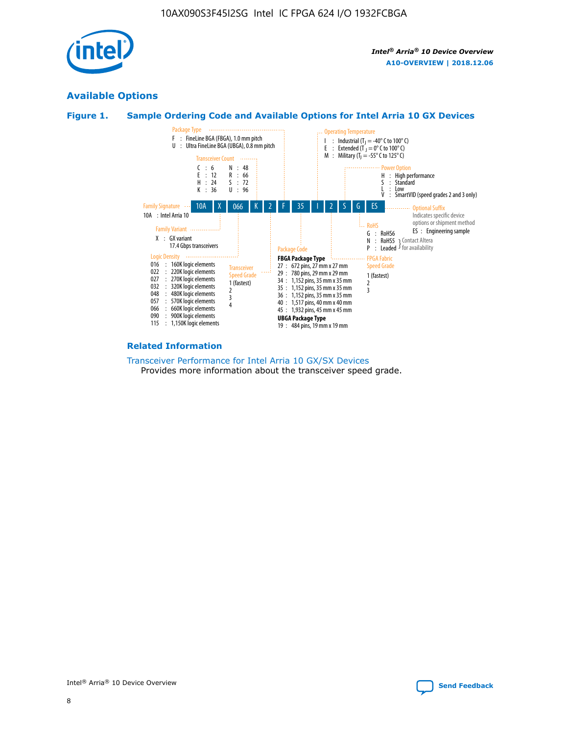## Available Options

### Figure 1. Sample Ordering Code and Available Options for Intel Arria 10 GX Devices

10A | X | 066 | K | 2 | F | 35 | I | 2 | S | G | ES

**Family Signature**
10A : Intel Arria 10

**Family Variant**
X : GX variant
17.4 Gbps transceivers

**Logic Density**
- 016 : 160K logic elements
- 022 : 220K logic elements
- 027 : 270K logic elements
- 032 : 320K logic elements
- 048 : 480K logic elements
- 057 : 570K logic elements
- 066 : 660K logic elements
- 090 : 900K logic elements
- 115 : 1,150K logic elements

**Transceiver Count**
- C : 6
- E : 12
- H : 24
- K : 36
- N : 48
- R : 66
- S : 72
- U : 96

**Transceiver Speed Grade**
1 (fastest)
2
3
4

**Package Type**
- F : FineLine BGA (FBGA), 1.0 mm pitch
- U : Ultra FineLine BGA (UBGA), 0.8 mm pitch

**Package Code**

**FBGA Package Type**
- 27 : 672 pins, 27 mm x 27 mm
- 29 : 780 pins, 29 mm x 29 mm
- 34 : 1,152 pins, 35 mm x 35 mm
- 35 : 1,152 pins, 35 mm x 35 mm
- 36 : 1,152 pins, 35 mm x 35 mm
- 40 : 1,517 pins, 40 mm x 40 mm
- 45 : 1,932 pins, 45 mm x 45 mm

**UBGA Package Type**
- 19 : 484 pins, 19 mm x 19 mm

**Operating Temperature**
- I : Industrial ($T_J$ = -40° C to 100° C)
- E : Extended ($T_J$ = 0° C to 100° C)
- M : Military ($T_J$ = -55° C to 125° C)

**FPGA Fabric Speed Grade**
1 (fastest)
2
3

**Power Option**
- H : High performance
- S : Standard
- L : Low
- V : SmartVID (speed grades 2 and 3 only)

**RoHS**
- G : RoHS6
- N : RoHS5 } Contact Altera for availability
- P : Leaded } Contact Altera for availability

**Optional Suffix**
Indicates specific device options or shipment method
- ES : Engineering sample

#### Related Information

Transceiver Performance for Intel Arria 10 GX/SX Devices
Provides more information about the transceiver speed grade.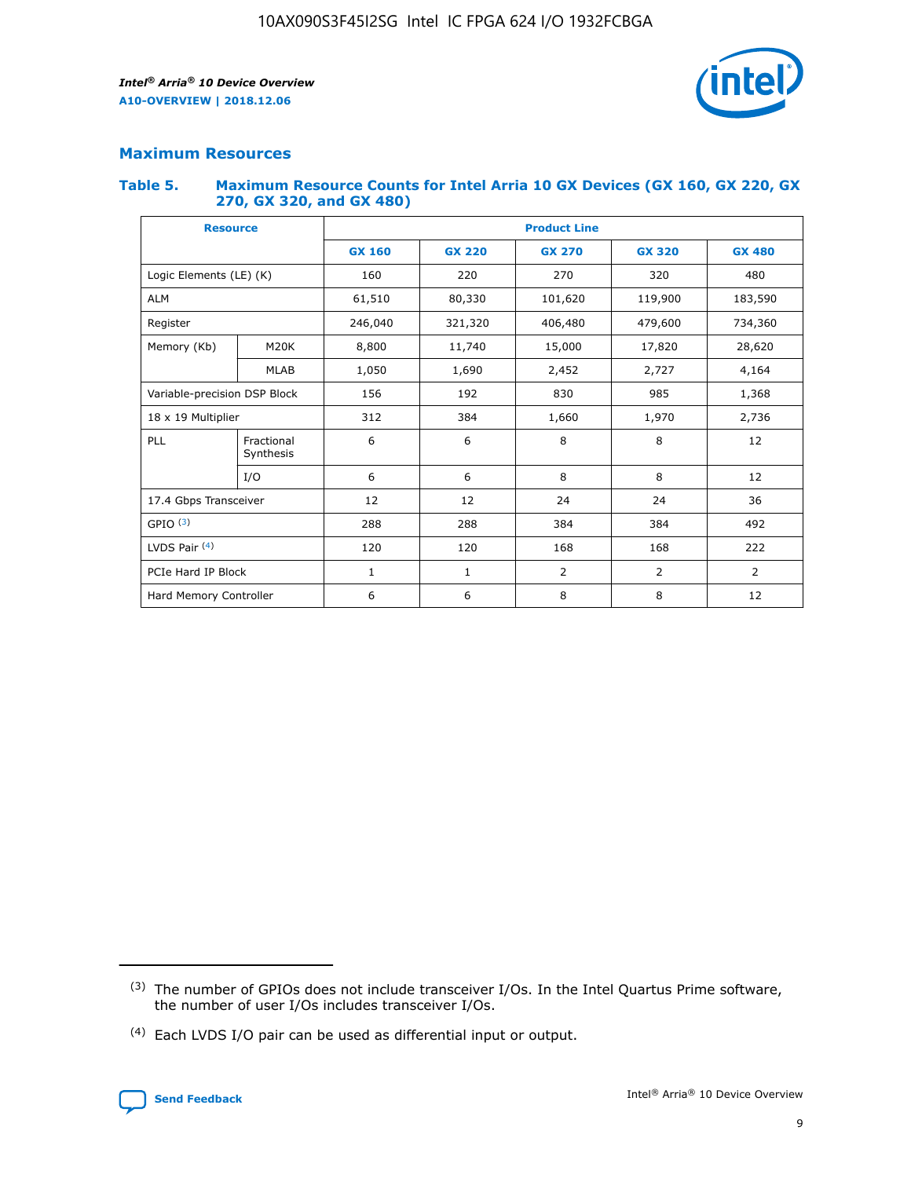## Maximum Resources

### Table 5. Maximum Resource Counts for Intel Arria 10 GX Devices (GX 160, GX 220, GX 270, GX 320, and GX 480)

| Resource | | Product Line | | | | |
|---|---|---|---|---|---|---|
| | | GX 160 | GX 220 | GX 270 | GX 320 | GX 480 |
| Logic Elements (LE) (K) | | 160 | 220 | 270 | 320 | 480 |
| ALM | | 61,510 | 80,330 | 101,620 | 119,900 | 183,590 |
| Register | | 246,040 | 321,320 | 406,480 | 479,600 | 734,360 |
| Memory (Kb) | M20K | 8,800 | 11,740 | 15,000 | 17,820 | 28,620 |
| | MLAB | 1,050 | 1,690 | 2,452 | 2,727 | 4,164 |
| Variable-precision DSP Block | | 156 | 192 | 830 | 985 | 1,368 |
| 18 x 19 Multiplier | | 312 | 384 | 1,660 | 1,970 | 2,736 |
| PLL | Fractional Synthesis | 6 | 6 | 8 | 8 | 12 |
| | I/O | 6 | 6 | 8 | 8 | 12 |
| 17.4 Gbps Transceiver | | 12 | 12 | 24 | 24 | 36 |
| GPIO [(3)] | | 288 | 288 | 384 | 384 | 492 |
| LVDS Pair [(4)] | | 120 | 120 | 168 | 168 | 222 |
| PCIe Hard IP Block | | 1 | 1 | 2 | 2 | 2 |
| Hard Memory Controller | | 6 | 6 | 8 | 8 | 12 |

(3) The number of GPIOs does not include transceiver I/Os. In the Intel Quartus Prime software, the number of user I/Os includes transceiver I/Os.

(4) Each LVDS I/O pair can be used as differential input or output.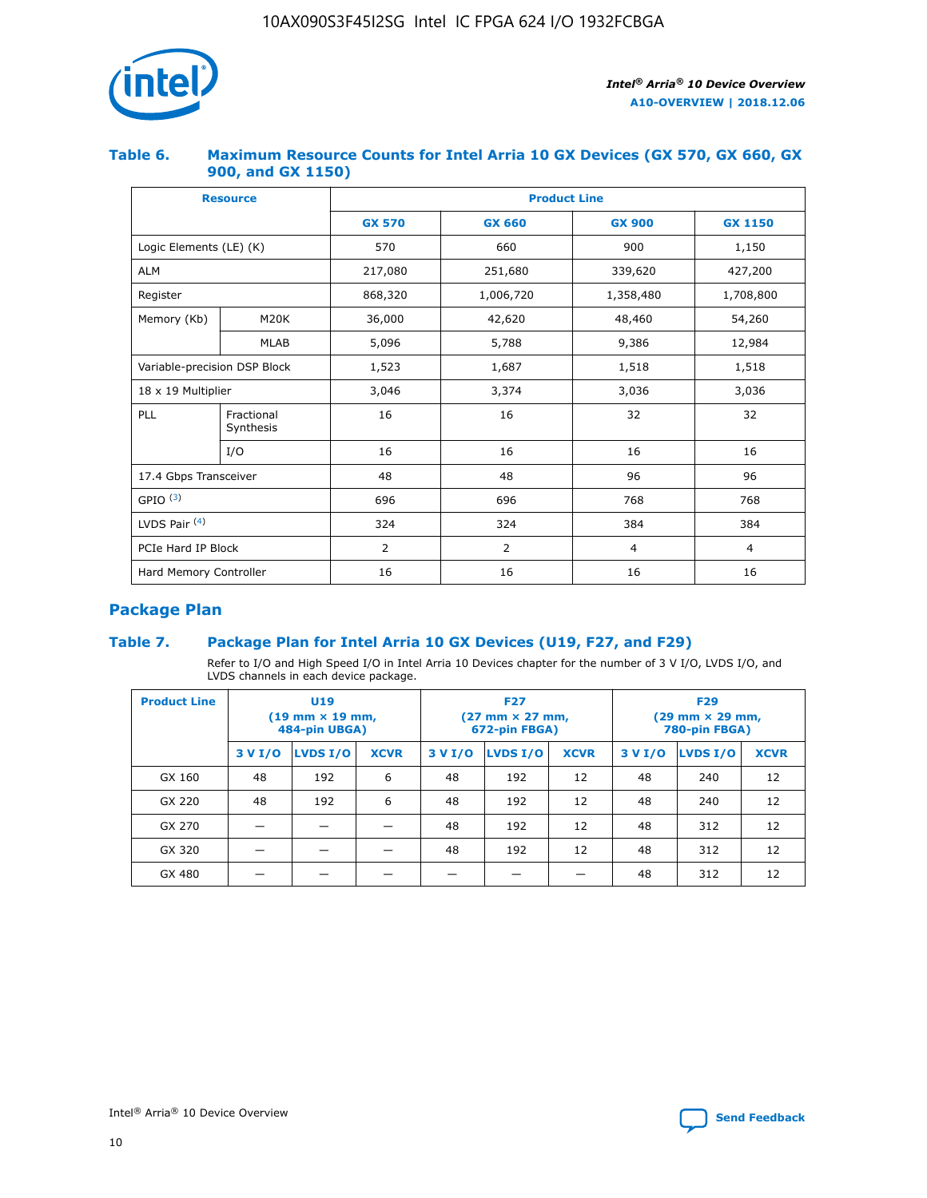### Table 6. Maximum Resource Counts for Intel Arria 10 GX Devices (GX 570, GX 660, GX 900, and GX 1150)

| Resource | | Product Line | | | |
|---|---|---|---|---|---|
| | | GX 570 | GX 660 | GX 900 | GX 1150 |
| Logic Elements (LE) (K) | | 570 | 660 | 900 | 1,150 |
| ALM | | 217,080 | 251,680 | 339,620 | 427,200 |
| Register | | 868,320 | 1,006,720 | 1,358,480 | 1,708,800 |
| Memory (Kb) | M20K | 36,000 | 42,620 | 48,460 | 54,260 |
| | MLAB | 5,096 | 5,788 | 9,386 | 12,984 |
| Variable-precision DSP Block | | 1,523 | 1,687 | 1,518 | 1,518 |
| 18 x 19 Multiplier | | 3,046 | 3,374 | 3,036 | 3,036 |
| PLL | Fractional Synthesis | 16 | 16 | 32 | 32 |
| | I/O | 16 | 16 | 16 | 16 |
| 17.4 Gbps Transceiver | | 48 | 48 | 96 | 96 |
| GPIO [3] | | 696 | 696 | 768 | 768 |
| LVDS Pair [4] | | 324 | 324 | 384 | 384 |
| PCIe Hard IP Block | | 2 | 2 | 4 | 4 |
| Hard Memory Controller | | 16 | 16 | 16 | 16 |

## Package Plan

### Table 7. Package Plan for Intel Arria 10 GX Devices (U19, F27, and F29)

Refer to I/O and High Speed I/O in Intel Arria 10 Devices chapter for the number of 3 V I/O, LVDS I/O, and LVDS channels in each device package.

| Product Line | U19 (19 mm × 19 mm, 484-pin UBGA) | | | F27 (27 mm × 27 mm, 672-pin FBGA) | | | F29 (29 mm × 29 mm, 780-pin FBGA) | | |
|---|---|---|---|---|---|---|---|---|---|
| | 3 V I/O | LVDS I/O | XCVR | 3 V I/O | LVDS I/O | XCVR | 3 V I/O | LVDS I/O | XCVR |
| GX 160 | 48 | 192 | 6 | 48 | 192 | 12 | 48 | 240 | 12 |
| GX 220 | 48 | 192 | 6 | 48 | 192 | 12 | 48 | 240 | 12 |
| GX 270 | — | — | — | 48 | 192 | 12 | 48 | 312 | 12 |
| GX 320 | — | — | — | 48 | 192 | 12 | 48 | 312 | 12 |
| GX 480 | — | — | — | — | — | — | 48 | 312 | 12 |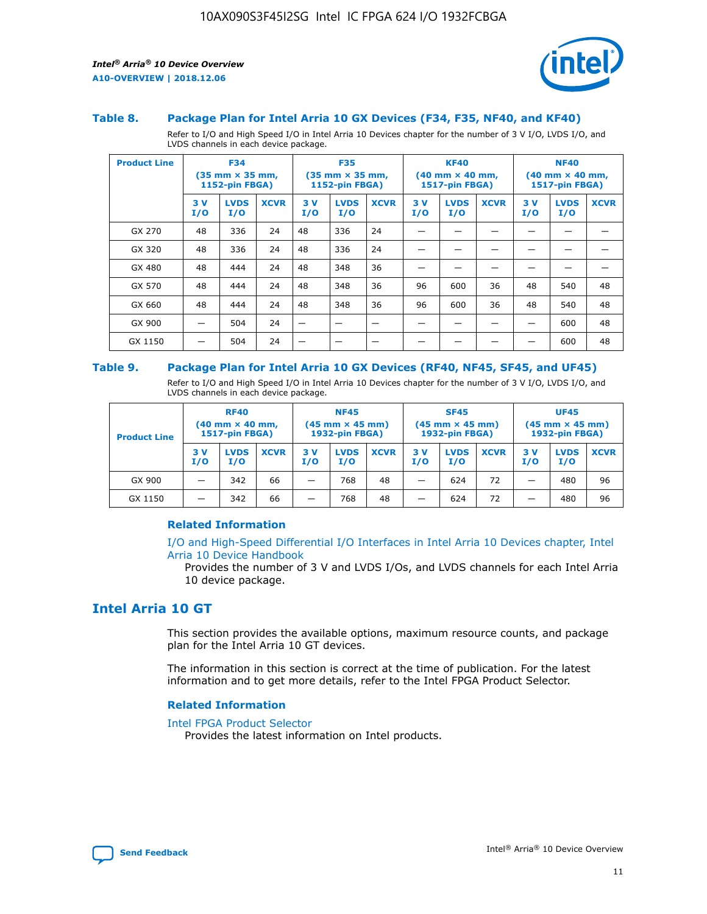### Table 8. Package Plan for Intel Arria 10 GX Devices (F34, F35, NF40, and KF40)

Refer to I/O and High Speed I/O in Intel Arria 10 Devices chapter for the number of 3 V I/O, LVDS I/O, and LVDS channels in each device package.

| Product Line | F34 (35 mm × 35 mm, 1152-pin FBGA) | | | F35 (35 mm × 35 mm, 1152-pin FBGA) | | | KF40 (40 mm × 40 mm, 1517-pin FBGA) | | | NF40 (40 mm × 40 mm, 1517-pin FBGA) | | |
|---|---|---|---|---|---|---|---|---|---|---|---|---|
| | 3 V I/O | LVDS I/O | XCVR | 3 V I/O | LVDS I/O | XCVR | 3 V I/O | LVDS I/O | XCVR | 3 V I/O | LVDS I/O | XCVR |
| GX 270 | 48 | 336 | 24 | 48 | 336 | 24 | — | — | — | — | — | — |
| GX 320 | 48 | 336 | 24 | 48 | 336 | 24 | — | — | — | — | — | — |
| GX 480 | 48 | 444 | 24 | 48 | 348 | 36 | — | — | — | — | — | — |
| GX 570 | 48 | 444 | 24 | 48 | 348 | 36 | 96 | 600 | 36 | 48 | 540 | 48 |
| GX 660 | 48 | 444 | 24 | 48 | 348 | 36 | 96 | 600 | 36 | 48 | 540 | 48 |
| GX 900 | — | 504 | 24 | — | — | — | — | — | — | — | 600 | 48 |
| GX 1150 | — | 504 | 24 | — | — | — | — | — | — | — | 600 | 48 |

### Table 9. Package Plan for Intel Arria 10 GX Devices (RF40, NF45, SF45, and UF45)

Refer to I/O and High Speed I/O in Intel Arria 10 Devices chapter for the number of 3 V I/O, LVDS I/O, and LVDS channels in each device package.

| Product Line | RF40 (40 mm × 40 mm, 1517-pin FBGA) | | | NF45 (45 mm × 45 mm) 1932-pin FBGA) | | | SF45 (45 mm × 45 mm) 1932-pin FBGA) | | | UF45 (45 mm × 45 mm) 1932-pin FBGA) | | |
|---|---|---|---|---|---|---|---|---|---|---|---|---|
| | 3 V I/O | LVDS I/O | XCVR | 3 V I/O | LVDS I/O | XCVR | 3 V I/O | LVDS I/O | XCVR | 3 V I/O | LVDS I/O | XCVR |
| GX 900 | — | 342 | 66 | — | 768 | 48 | — | 624 | 72 | — | 480 | 96 |
| GX 1150 | — | 342 | 66 | — | 768 | 48 | — | 624 | 72 | — | 480 | 96 |

#### Related Information

I/O and High-Speed Differential I/O Interfaces in Intel Arria 10 Devices chapter, Intel Arria 10 Device Handbook

Provides the number of 3 V and LVDS I/Os, and LVDS channels for each Intel Arria 10 device package.

## Intel Arria 10 GT

This section provides the available options, maximum resource counts, and package plan for the Intel Arria 10 GT devices.

The information in this section is correct at the time of publication. For the latest information and to get more details, refer to the Intel FPGA Product Selector.

#### Related Information

Intel FPGA Product Selector

Provides the latest information on Intel products.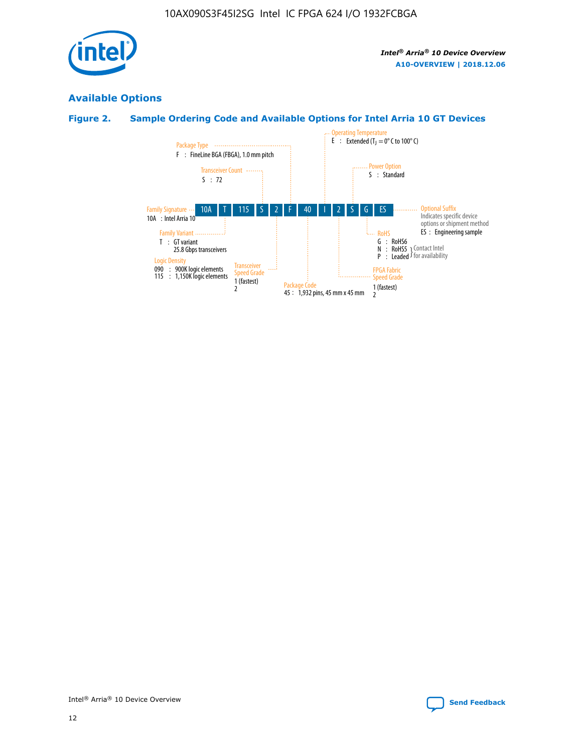## Available Options

### Figure 2. Sample Ordering Code and Available Options for Intel Arria 10 GT Devices

10A | T | 115 | S | 2 | F | 40 | I | 2 | S | G | ES

**Family Signature**
10A : Intel Arria 10

**Family Variant**
T : GT variant
25.8 Gbps transceivers

**Logic Density**
090 : 900K logic elements
115 : 1,150K logic elements

**Transceiver Count**
S : 72

**Transceiver Speed Grade**
1 (fastest)
2

**Package Type**
F : FineLine BGA (FBGA), 1.0 mm pitch

**Package Code**
45 : 1,932 pins, 45 mm x 45 mm

**Operating Temperature**
E : Extended ($T_J$ = 0° C to 100° C)

**FPGA Fabric Speed Grade**
1 (fastest)
2

**Power Option**
S : Standard

**RoHS**
G : RoHS6
N : RoHS5 } Contact Intel for availability
P : Leaded } Contact Intel for availability

**Optional Suffix**
Indicates specific device options or shipment method
ES : Engineering sample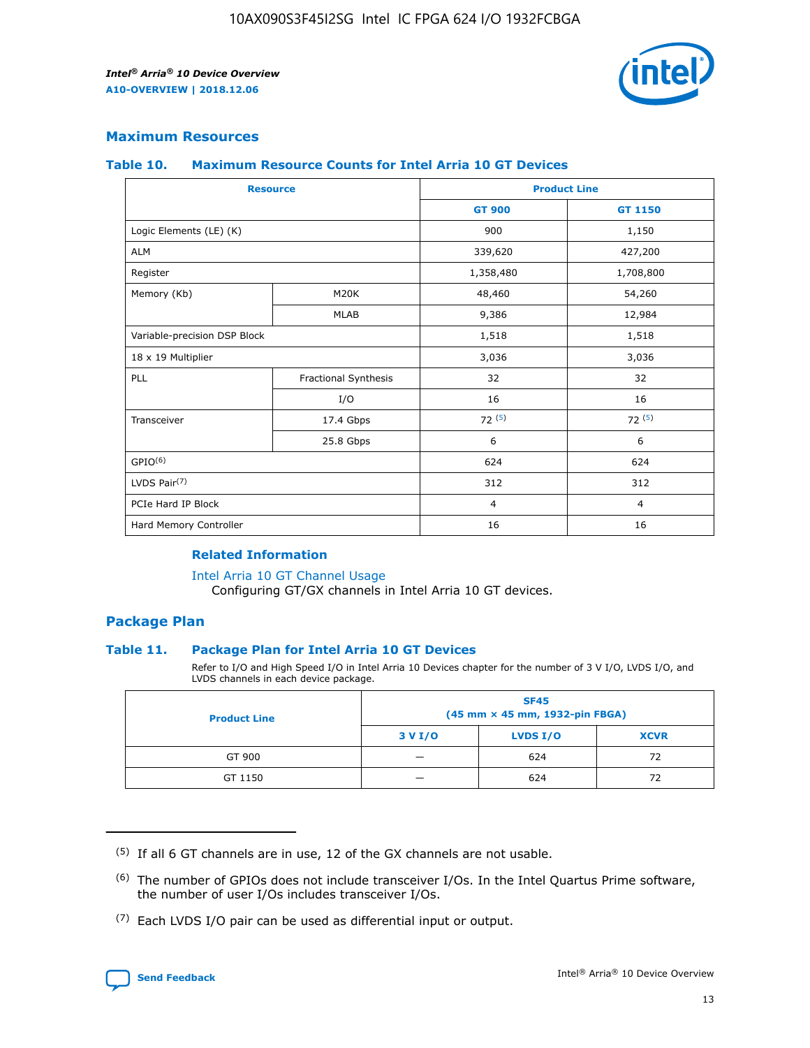## Maximum Resources

### Table 10. Maximum Resource Counts for Intel Arria 10 GT Devices

| Resource | | Product Line | |
|---|---|---|---|
| | | GT 900 | GT 1150 |
| Logic Elements (LE) (K) | | 900 | 1,150 |
| ALM | | 339,620 | 427,200 |
| Register | | 1,358,480 | 1,708,800 |
| Memory (Kb) | M20K | 48,460 | 54,260 |
| | MLAB | 9,386 | 12,984 |
| Variable-precision DSP Block | | 1,518 | 1,518 |
| 18 x 19 Multiplier | | 3,036 | 3,036 |
| PLL | Fractional Synthesis | 32 | 32 |
| | I/O | 16 | 16 |
| Transceiver | 17.4 Gbps | 72 (5) | 72 (5) |
| | 25.8 Gbps | 6 | 6 |
| GPIO(6) | | 624 | 624 |
| LVDS Pair(7) | | 312 | 312 |
| PCIe Hard IP Block | | 4 | 4 |
| Hard Memory Controller | | 16 | 16 |

**Related Information**

Intel Arria 10 GT Channel Usage
Configuring GT/GX channels in Intel Arria 10 GT devices.

## Package Plan

### Table 11. Package Plan for Intel Arria 10 GT Devices

Refer to I/O and High Speed I/O in Intel Arria 10 Devices chapter for the number of 3 V I/O, LVDS I/O, and LVDS channels in each device package.

| Product Line | SF45 (45 mm × 45 mm, 1932-pin FBGA) | | |
|---|---|---|---|
| | 3 V I/O | LVDS I/O | XCVR |
| GT 900 | — | 624 | 72 |
| GT 1150 | — | 624 | 72 |

(5) If all 6 GT channels are in use, 12 of the GX channels are not usable.

(6) The number of GPIOs does not include transceiver I/Os. In the Intel Quartus Prime software, the number of user I/Os includes transceiver I/Os.

(7) Each LVDS I/O pair can be used as differential input or output.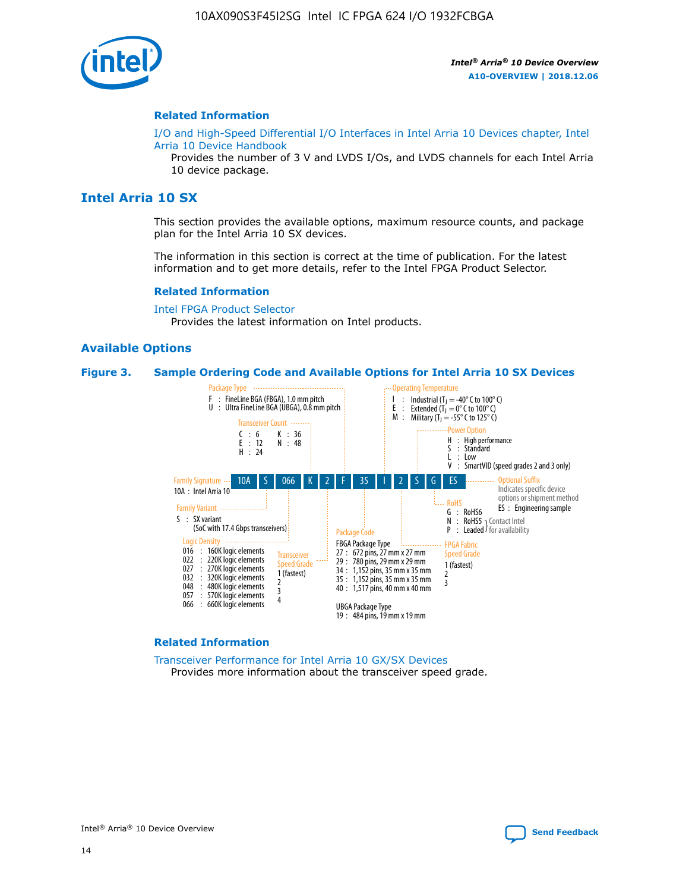## Related Information

I/O and High-Speed Differential I/O Interfaces in Intel Arria 10 Devices chapter, Intel Arria 10 Device Handbook

Provides the number of 3 V and LVDS I/Os, and LVDS channels for each Intel Arria 10 device package.

# Intel Arria 10 SX

This section provides the available options, maximum resource counts, and package plan for the Intel Arria 10 SX devices.

The information in this section is correct at the time of publication. For the latest information and to get more details, refer to the Intel FPGA Product Selector.

## Related Information

Intel FPGA Product Selector

Provides the latest information on Intel products.

## Available Options

**Figure 3. Sample Ordering Code and Available Options for Intel Arria 10 SX Devices**

Sample ordering code: 10A | S | 066 | K | 2 | F | 35 | I | 2 | S | G | ES

- **Family Signature**
  - 10A : Intel Arria 10
- **Family Variant**
  - S : SX variant (SoC with 17.4 Gbps transceivers)
- **Logic Density**
  - 016 : 160K logic elements
  - 022 : 220K logic elements
  - 027 : 270K logic elements
  - 032 : 320K logic elements
  - 048 : 480K logic elements
  - 057 : 570K logic elements
  - 066 : 660K logic elements
- **Transceiver Count**
  - C : 6
  - E : 12
  - H : 24
  - K : 36
  - N : 48
- **Transceiver Speed Grade**
  - 1 (fastest)
  - 2
  - 3
  - 4
- **Package Type**
  - F : FineLine BGA (FBGA), 1.0 mm pitch
  - U : Ultra FineLine BGA (UBGA), 0.8 mm pitch
- **Package Code**
  - FBGA Package Type
    - 27 : 672 pins, 27 mm x 27 mm
    - 29 : 780 pins, 29 mm x 29 mm
    - 34 : 1,152 pins, 35 mm x 35 mm
    - 35 : 1,152 pins, 35 mm x 35 mm
    - 40 : 1,517 pins, 40 mm x 40 mm
  - UBGA Package Type
    - 19 : 484 pins, 19 mm x 19 mm
- **Operating Temperature**
  - I : Industrial ($T_J$ = -40° C to 100° C)
  - E : Extended ($T_J$ = 0° C to 100° C)
  - M : Military ($T_J$ = -55° C to 125° C)
- **FPGA Fabric Speed Grade**
  - 1 (fastest)
  - 2
  - 3
- **Power Option**
  - H : High performance
  - S : Standard
  - L : Low
  - V : SmartVID (speed grades 2 and 3 only)
- **RoHS**
  - G : RoHS6
  - N : RoHS5 (Contact Intel for availability)
  - P : Leaded (Contact Intel for availability)
- **Optional Suffix**
  - Indicates specific device options or shipment method
  - ES : Engineering sample

## Related Information

Transceiver Performance for Intel Arria 10 GX/SX Devices

Provides more information about the transceiver speed grade.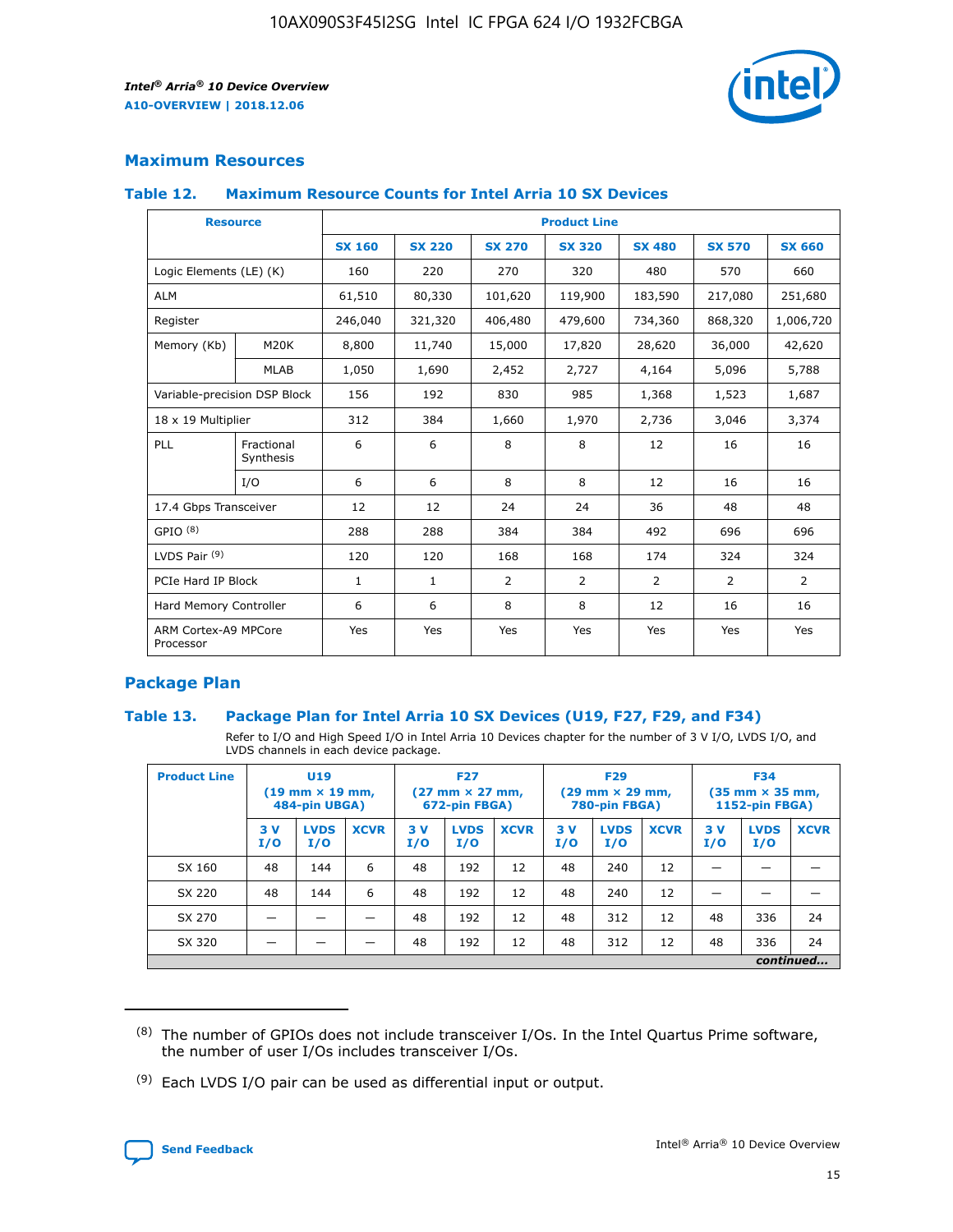## Maximum Resources

### Table 12. Maximum Resource Counts for Intel Arria 10 SX Devices

| Resource | | Product Line | | | | | | |
|---|---|---|---|---|---|---|---|---|
| | | SX 160 | SX 220 | SX 270 | SX 320 | SX 480 | SX 570 | SX 660 |
| Logic Elements (LE) (K) | | 160 | 220 | 270 | 320 | 480 | 570 | 660 |
| ALM | | 61,510 | 80,330 | 101,620 | 119,900 | 183,590 | 217,080 | 251,680 |
| Register | | 246,040 | 321,320 | 406,480 | 479,600 | 734,360 | 868,320 | 1,006,720 |
| Memory (Kb) | M20K | 8,800 | 11,740 | 15,000 | 17,820 | 28,620 | 36,000 | 42,620 |
| | MLAB | 1,050 | 1,690 | 2,452 | 2,727 | 4,164 | 5,096 | 5,788 |
| Variable-precision DSP Block | | 156 | 192 | 830 | 985 | 1,368 | 1,523 | 1,687 |
| 18 x 19 Multiplier | | 312 | 384 | 1,660 | 1,970 | 2,736 | 3,046 | 3,374 |
| PLL | Fractional Synthesis | 6 | 6 | 8 | 8 | 12 | 16 | 16 |
| | I/O | 6 | 6 | 8 | 8 | 12 | 16 | 16 |
| 17.4 Gbps Transceiver | | 12 | 12 | 24 | 24 | 36 | 48 | 48 |
| GPIO [8] | | 288 | 288 | 384 | 384 | 492 | 696 | 696 |
| LVDS Pair [9] | | 120 | 120 | 168 | 168 | 174 | 324 | 324 |
| PCIe Hard IP Block | | 1 | 1 | 2 | 2 | 2 | 2 | 2 |
| Hard Memory Controller | | 6 | 6 | 8 | 8 | 12 | 16 | 16 |
| ARM Cortex-A9 MPCore Processor | | Yes | Yes | Yes | Yes | Yes | Yes | Yes |

## Package Plan

### Table 13. Package Plan for Intel Arria 10 SX Devices (U19, F27, F29, and F34)

Refer to I/O and High Speed I/O in Intel Arria 10 Devices chapter for the number of 3 V I/O, LVDS I/O, and LVDS channels in each device package.

| Product Line | U19 (19 mm × 19 mm, 484-pin UBGA) | | | F27 (27 mm × 27 mm, 672-pin FBGA) | | | F29 (29 mm × 29 mm, 780-pin FBGA) | | | F34 (35 mm × 35 mm, 1152-pin FBGA) | | |
|---|---|---|---|---|---|---|---|---|---|---|---|---|
| | 3 V I/O | LVDS I/O | XCVR | 3 V I/O | LVDS I/O | XCVR | 3 V I/O | LVDS I/O | XCVR | 3 V I/O | LVDS I/O | XCVR |
| SX 160 | 48 | 144 | 6 | 48 | 192 | 12 | 48 | 240 | 12 | — | — | — |
| SX 220 | 48 | 144 | 6 | 48 | 192 | 12 | 48 | 240 | 12 | — | — | — |
| SX 270 | — | — | — | 48 | 192 | 12 | 48 | 312 | 12 | 48 | 336 | 24 |
| SX 320 | — | — | — | 48 | 192 | 12 | 48 | 312 | 12 | 48 | 336 | 24 |

*continued...*

(8) The number of GPIOs does not include transceiver I/Os. In the Intel Quartus Prime software, the number of user I/Os includes transceiver I/Os.

(9) Each LVDS I/O pair can be used as differential input or output.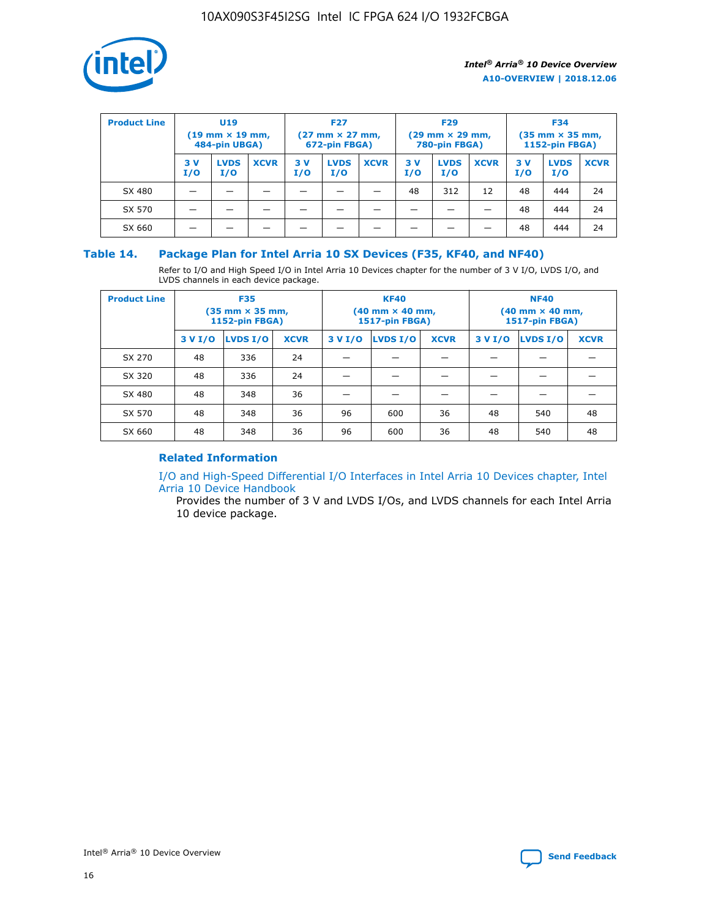| Product Line | U19 (19 mm × 19 mm, 484-pin UBGA) | | | F27 (27 mm × 27 mm, 672-pin FBGA) | | | F29 (29 mm × 29 mm, 780-pin FBGA) | | | F34 (35 mm × 35 mm, 1152-pin FBGA) | | |
|---|---|---|---|---|---|---|---|---|---|---|---|---|
| | 3 V I/O | LVDS I/O | XCVR | 3 V I/O | LVDS I/O | XCVR | 3 V I/O | LVDS I/O | XCVR | 3 V I/O | LVDS I/O | XCVR |
| SX 480 | — | — | — | — | — | — | 48 | 312 | 12 | 48 | 444 | 24 |
| SX 570 | — | — | — | — | — | — | — | — | — | 48 | 444 | 24 |
| SX 660 | — | — | — | — | — | — | — | — | — | 48 | 444 | 24 |

## Table 14. Package Plan for Intel Arria 10 SX Devices (F35, KF40, and NF40)

Refer to I/O and High Speed I/O in Intel Arria 10 Devices chapter for the number of 3 V I/O, LVDS I/O, and LVDS channels in each device package.

| Product Line | F35 (35 mm × 35 mm, 1152-pin FBGA) | | | KF40 (40 mm × 40 mm, 1517-pin FBGA) | | | NF40 (40 mm × 40 mm, 1517-pin FBGA) | | |
|---|---|---|---|---|---|---|---|---|---|
| | 3 V I/O | LVDS I/O | XCVR | 3 V I/O | LVDS I/O | XCVR | 3 V I/O | LVDS I/O | XCVR |
| SX 270 | 48 | 336 | 24 | — | — | — | — | — | — |
| SX 320 | 48 | 336 | 24 | — | — | — | — | — | — |
| SX 480 | 48 | 348 | 36 | — | — | — | — | — | — |
| SX 570 | 48 | 348 | 36 | 96 | 600 | 36 | 48 | 540 | 48 |
| SX 660 | 48 | 348 | 36 | 96 | 600 | 36 | 48 | 540 | 48 |

### Related Information

I/O and High-Speed Differential I/O Interfaces in Intel Arria 10 Devices chapter, Intel Arria 10 Device Handbook

Provides the number of 3 V and LVDS I/Os, and LVDS channels for each Intel Arria 10 device package.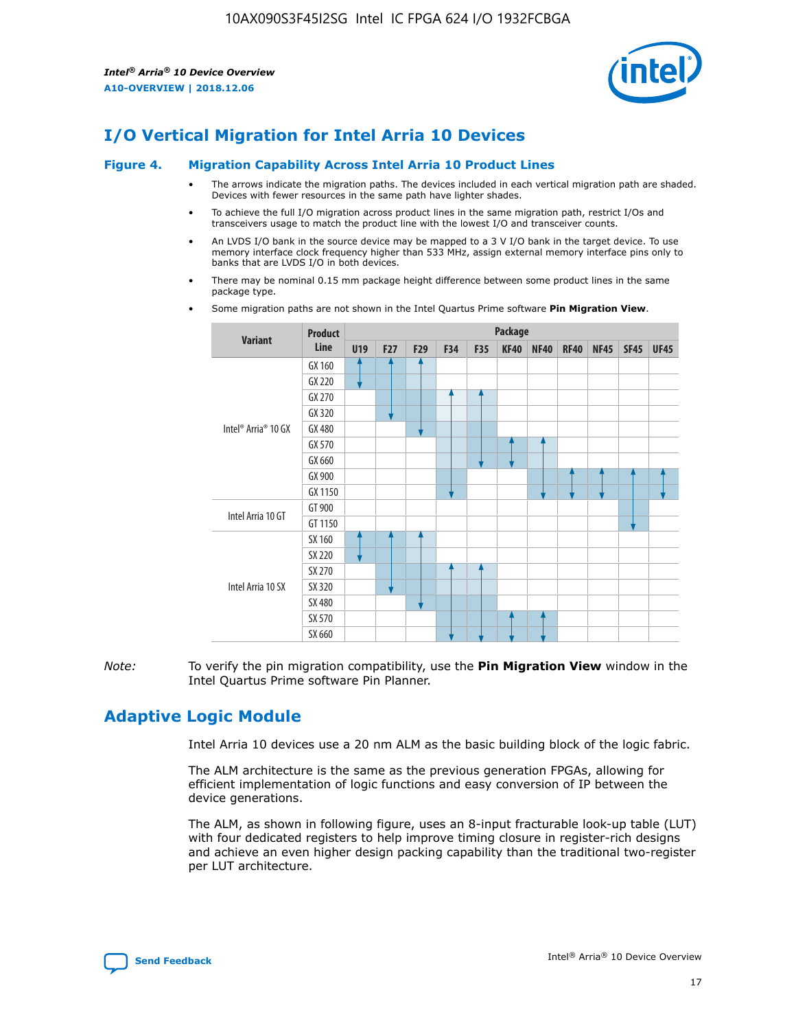# I/O Vertical Migration for Intel Arria 10 Devices

**Figure 4. Migration Capability Across Intel Arria 10 Product Lines**

- The arrows indicate the migration paths. The devices included in each vertical migration path are shaded. Devices with fewer resources in the same path have lighter shades.
- To achieve the full I/O migration across product lines in the same migration path, restrict I/Os and transceivers usage to match the product line with the lowest I/O and transceiver counts.
- An LVDS I/O bank in the source device may be mapped to a 3 V I/O bank in the target device. To use memory interface clock frequency higher than 533 MHz, assign external memory interface pins only to banks that are LVDS I/O in both devices.
- There may be nominal 0.15 mm package height difference between some product lines in the same package type.
- Some migration paths are not shown in the Intel Quartus Prime software **Pin Migration View**.

| Variant | Product Line | U19 | F27 | F29 | F34 | F35 | KF40 | NF40 | RF40 | NF45 | SF45 | UF45 |
|---|---|---|---|---|---|---|---|---|---|---|---|---|
| Intel® Arria® 10 GX | GX 160 | | | | | | | | | | | |
| | GX 220 | | | | | | | | | | | |
| | GX 270 | | | | | | | | | | | |
| | GX 320 | | | | | | | | | | | |
| | GX 480 | | | | | | | | | | | |
| | GX 570 | | | | | | | | | | | |
| | GX 660 | | | | | | | | | | | |
| | GX 900 | | | | | | | | | | | |
| | GX 1150 | | | | | | | | | | | |
| Intel Arria 10 GT | GT 900 | | | | | | | | | | | |
| | GT 1150 | | | | | | | | | | | |
| Intel Arria 10 SX | SX 160 | | | | | | | | | | | |
| | SX 220 | | | | | | | | | | | |
| | SX 270 | | | | | | | | | | | |
| | SX 320 | | | | | | | | | | | |
| | SX 480 | | | | | | | | | | | |
| | SX 570 | | | | | | | | | | | |
| | SX 660 | | | | | | | | | | | |

*Note:* To verify the pin migration compatibility, use the **Pin Migration View** window in the Intel Quartus Prime software Pin Planner.

# Adaptive Logic Module

Intel Arria 10 devices use a 20 nm ALM as the basic building block of the logic fabric.

The ALM architecture is the same as the previous generation FPGAs, allowing for efficient implementation of logic functions and easy conversion of IP between the device generations.

The ALM, as shown in following figure, uses an 8-input fracturable look-up table (LUT) with four dedicated registers to help improve timing closure in register-rich designs and achieve an even higher design packing capability than the traditional two-register per LUT architecture.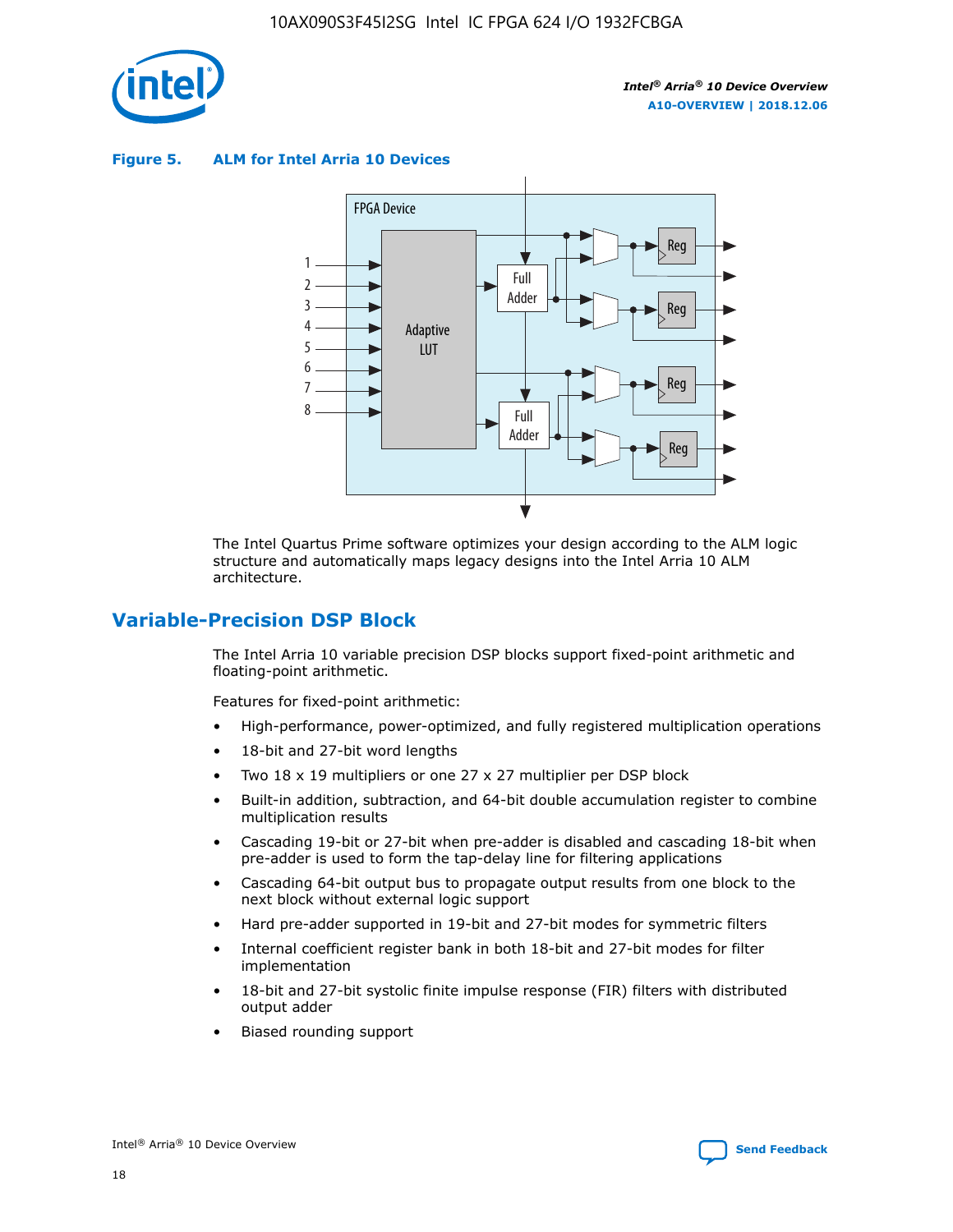**Figure 5. ALM for Intel Arria 10 Devices**

The Intel Quartus Prime software optimizes your design according to the ALM logic structure and automatically maps legacy designs into the Intel Arria 10 ALM architecture.

## Variable-Precision DSP Block

The Intel Arria 10 variable precision DSP blocks support fixed-point arithmetic and floating-point arithmetic.

Features for fixed-point arithmetic:

- High-performance, power-optimized, and fully registered multiplication operations
- 18-bit and 27-bit word lengths
- Two 18 x 19 multipliers or one 27 x 27 multiplier per DSP block
- Built-in addition, subtraction, and 64-bit double accumulation register to combine multiplication results
- Cascading 19-bit or 27-bit when pre-adder is disabled and cascading 18-bit when pre-adder is used to form the tap-delay line for filtering applications
- Cascading 64-bit output bus to propagate output results from one block to the next block without external logic support
- Hard pre-adder supported in 19-bit and 27-bit modes for symmetric filters
- Internal coefficient register bank in both 18-bit and 27-bit modes for filter implementation
- 18-bit and 27-bit systolic finite impulse response (FIR) filters with distributed output adder
- Biased rounding support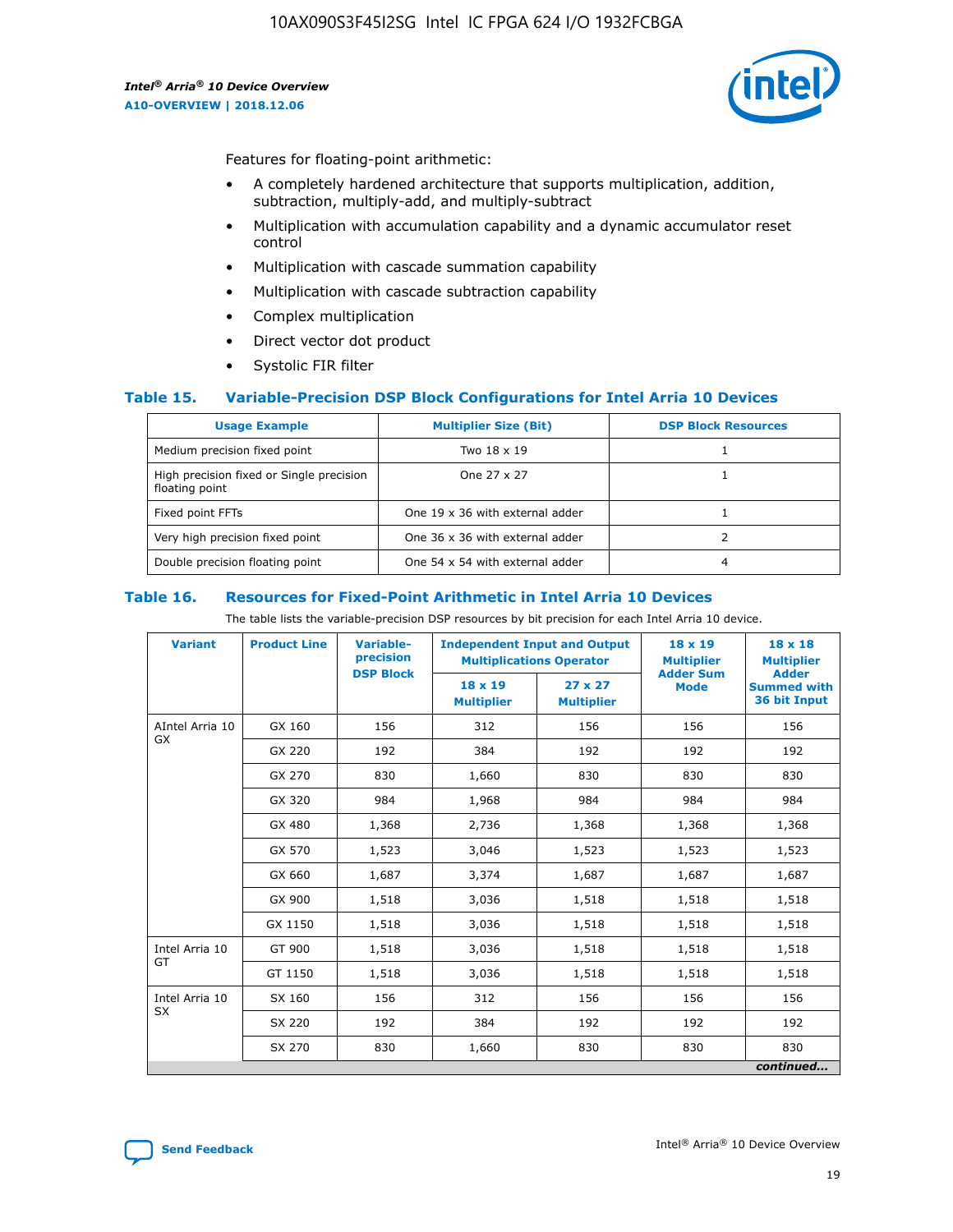Features for floating-point arithmetic:

- A completely hardened architecture that supports multiplication, addition, subtraction, multiply-add, and multiply-subtract
- Multiplication with accumulation capability and a dynamic accumulator reset control
- Multiplication with cascade summation capability
- Multiplication with cascade subtraction capability
- Complex multiplication
- Direct vector dot product
- Systolic FIR filter

### Table 15. Variable-Precision DSP Block Configurations for Intel Arria 10 Devices

| Usage Example | Multiplier Size (Bit) | DSP Block Resources |
|---|---|---|
| Medium precision fixed point | Two 18 x 19 | 1 |
| High precision fixed or Single precision floating point | One 27 x 27 | 1 |
| Fixed point FFTs | One 19 x 36 with external adder | 1 |
| Very high precision fixed point | One 36 x 36 with external adder | 2 |
| Double precision floating point | One 54 x 54 with external adder | 4 |

### Table 16. Resources for Fixed-Point Arithmetic in Intel Arria 10 Devices

The table lists the variable-precision DSP resources by bit precision for each Intel Arria 10 device.

| Variant | Product Line | Variable-precision DSP Block | Independent Input and Output Multiplications Operator | | 18 x 19 Multiplier Adder Sum Mode | 18 x 18 Multiplier Adder Summed with 36 bit Input |
|---|---|---|---|---|---|---|
| | | | 18 x 19 Multiplier | 27 x 27 Multiplier | | |
| AIntel Arria 10 GX | GX 160 | 156 | 312 | 156 | 156 | 156 |
| | GX 220 | 192 | 384 | 192 | 192 | 192 |
| | GX 270 | 830 | 1,660 | 830 | 830 | 830 |
| | GX 320 | 984 | 1,968 | 984 | 984 | 984 |
| | GX 480 | 1,368 | 2,736 | 1,368 | 1,368 | 1,368 |
| | GX 570 | 1,523 | 3,046 | 1,523 | 1,523 | 1,523 |
| | GX 660 | 1,687 | 3,374 | 1,687 | 1,687 | 1,687 |
| | GX 900 | 1,518 | 3,036 | 1,518 | 1,518 | 1,518 |
| | GX 1150 | 1,518 | 3,036 | 1,518 | 1,518 | 1,518 |
| Intel Arria 10 GT | GT 900 | 1,518 | 3,036 | 1,518 | 1,518 | 1,518 |
| | GT 1150 | 1,518 | 3,036 | 1,518 | 1,518 | 1,518 |
| Intel Arria 10 SX | SX 160 | 156 | 312 | 156 | 156 | 156 |
| | SX 220 | 192 | 384 | 192 | 192 | 192 |
| | SX 270 | 830 | 1,660 | 830 | 830 | 830 |

*continued...*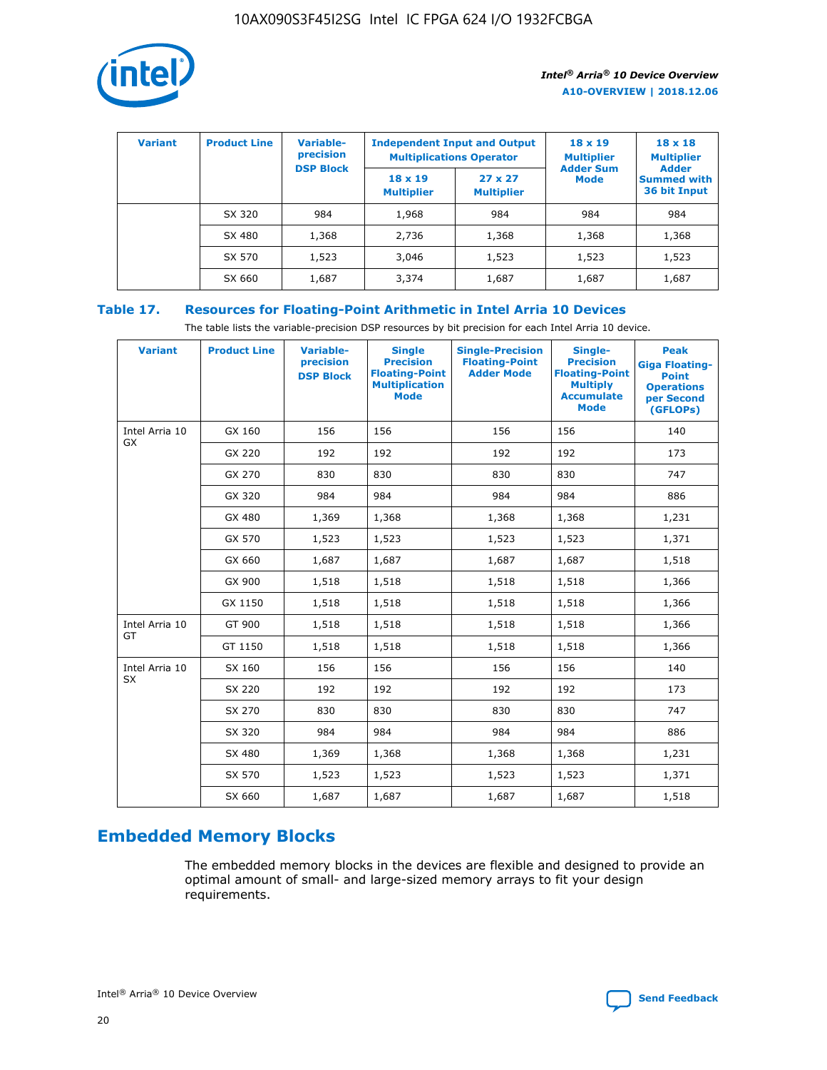| Variant | Product Line | Variable-precision DSP Block | Independent Input and Output Multiplications Operator | | 18 x 19 Multiplier Adder Sum Mode | 18 x 18 Multiplier Adder Summed with 36 bit Input |
|---|---|---|---|---|---|---|
| | | | 18 x 19 Multiplier | 27 x 27 Multiplier | | |
| | SX 320 | 984 | 1,968 | 984 | 984 | 984 |
| | SX 480 | 1,368 | 2,736 | 1,368 | 1,368 | 1,368 |
| | SX 570 | 1,523 | 3,046 | 1,523 | 1,523 | 1,523 |
| | SX 660 | 1,687 | 3,374 | 1,687 | 1,687 | 1,687 |

### Table 17. Resources for Floating-Point Arithmetic in Intel Arria 10 Devices

The table lists the variable-precision DSP resources by bit precision for each Intel Arria 10 device.

| Variant | Product Line | Variable-precision DSP Block | Single Precision Floating-Point Multiplication Mode | Single-Precision Floating-Point Adder Mode | Single-Precision Floating-Point Multiply Accumulate Mode | Peak Giga Floating-Point Operations per Second (GFLOPs) |
|---|---|---|---|---|---|---|
| Intel Arria 10 GX | GX 160 | 156 | 156 | 156 | 156 | 140 |
| | GX 220 | 192 | 192 | 192 | 192 | 173 |
| | GX 270 | 830 | 830 | 830 | 830 | 747 |
| | GX 320 | 984 | 984 | 984 | 984 | 886 |
| | GX 480 | 1,369 | 1,368 | 1,368 | 1,368 | 1,231 |
| | GX 570 | 1,523 | 1,523 | 1,523 | 1,523 | 1,371 |
| | GX 660 | 1,687 | 1,687 | 1,687 | 1,687 | 1,518 |
| | GX 900 | 1,518 | 1,518 | 1,518 | 1,518 | 1,366 |
| | GX 1150 | 1,518 | 1,518 | 1,518 | 1,518 | 1,366 |
| Intel Arria 10 GT | GT 900 | 1,518 | 1,518 | 1,518 | 1,518 | 1,366 |
| | GT 1150 | 1,518 | 1,518 | 1,518 | 1,518 | 1,366 |
| Intel Arria 10 SX | SX 160 | 156 | 156 | 156 | 156 | 140 |
| | SX 220 | 192 | 192 | 192 | 192 | 173 |
| | SX 270 | 830 | 830 | 830 | 830 | 747 |
| | SX 320 | 984 | 984 | 984 | 984 | 886 |
| | SX 480 | 1,369 | 1,368 | 1,368 | 1,368 | 1,231 |
| | SX 570 | 1,523 | 1,523 | 1,523 | 1,523 | 1,371 |
| | SX 660 | 1,687 | 1,687 | 1,687 | 1,687 | 1,518 |

## Embedded Memory Blocks

The embedded memory blocks in the devices are flexible and designed to provide an optimal amount of small- and large-sized memory arrays to fit your design requirements.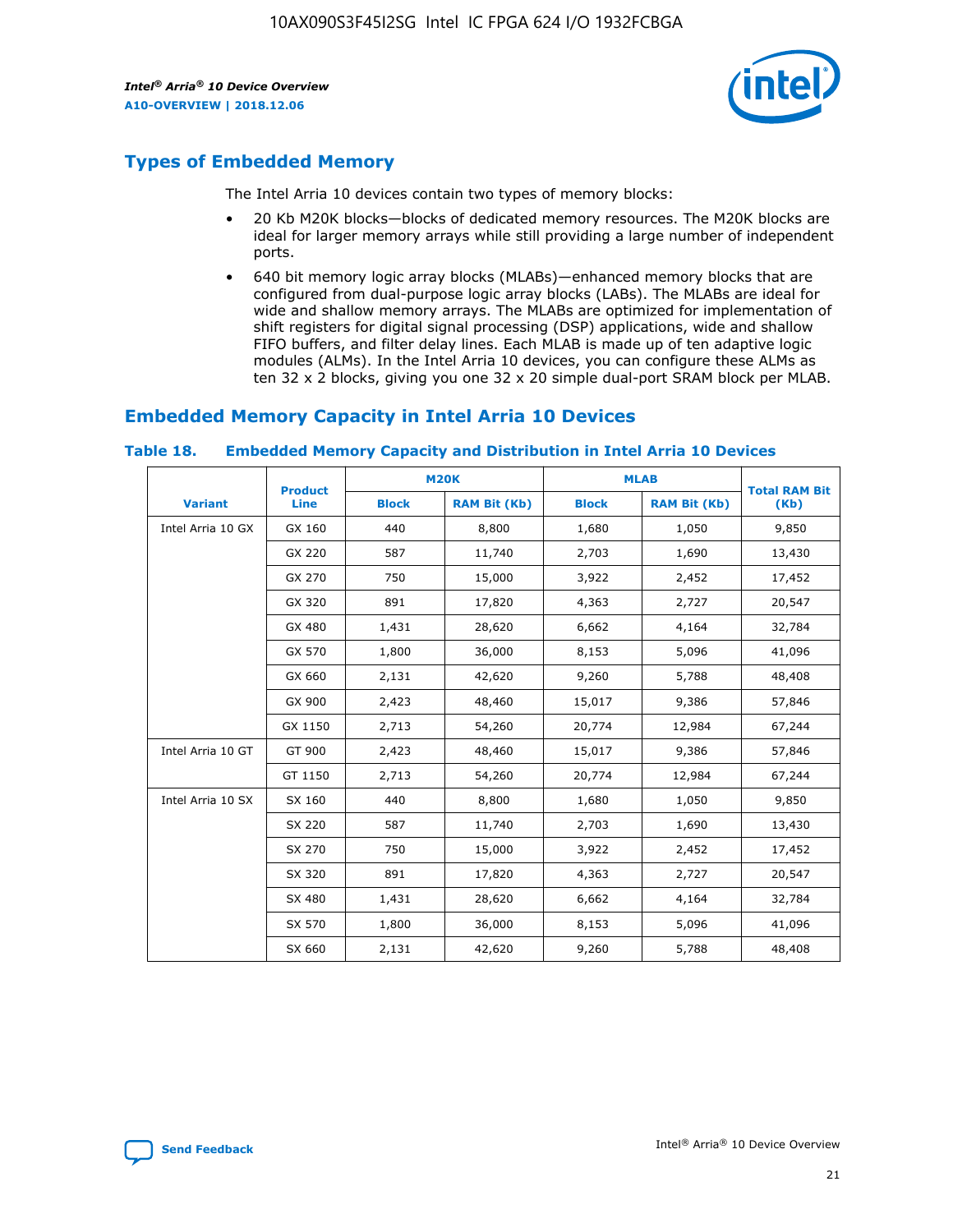## Types of Embedded Memory

The Intel Arria 10 devices contain two types of memory blocks:

- 20 Kb M20K blocks—blocks of dedicated memory resources. The M20K blocks are ideal for larger memory arrays while still providing a large number of independent ports.
- 640 bit memory logic array blocks (MLABs)—enhanced memory blocks that are configured from dual-purpose logic array blocks (LABs). The MLABs are ideal for wide and shallow memory arrays. The MLABs are optimized for implementation of shift registers for digital signal processing (DSP) applications, wide and shallow FIFO buffers, and filter delay lines. Each MLAB is made up of ten adaptive logic modules (ALMs). In the Intel Arria 10 devices, you can configure these ALMs as ten 32 x 2 blocks, giving you one 32 x 20 simple dual-port SRAM block per MLAB.

## Embedded Memory Capacity in Intel Arria 10 Devices

**Table 18. Embedded Memory Capacity and Distribution in Intel Arria 10 Devices**

| Variant | Product Line | M20K | | MLAB | | Total RAM Bit (Kb) |
|---|---|---|---|---|---|---|
| | | Block | RAM Bit (Kb) | Block | RAM Bit (Kb) | |
| Intel Arria 10 GX | GX 160 | 440 | 8,800 | 1,680 | 1,050 | 9,850 |
| | GX 220 | 587 | 11,740 | 2,703 | 1,690 | 13,430 |
| | GX 270 | 750 | 15,000 | 3,922 | 2,452 | 17,452 |
| | GX 320 | 891 | 17,820 | 4,363 | 2,727 | 20,547 |
| | GX 480 | 1,431 | 28,620 | 6,662 | 4,164 | 32,784 |
| | GX 570 | 1,800 | 36,000 | 8,153 | 5,096 | 41,096 |
| | GX 660 | 2,131 | 42,620 | 9,260 | 5,788 | 48,408 |
| | GX 900 | 2,423 | 48,460 | 15,017 | 9,386 | 57,846 |
| | GX 1150 | 2,713 | 54,260 | 20,774 | 12,984 | 67,244 |
| Intel Arria 10 GT | GT 900 | 2,423 | 48,460 | 15,017 | 9,386 | 57,846 |
| | GT 1150 | 2,713 | 54,260 | 20,774 | 12,984 | 67,244 |
| Intel Arria 10 SX | SX 160 | 440 | 8,800 | 1,680 | 1,050 | 9,850 |
| | SX 220 | 587 | 11,740 | 2,703 | 1,690 | 13,430 |
| | SX 270 | 750 | 15,000 | 3,922 | 2,452 | 17,452 |
| | SX 320 | 891 | 17,820 | 4,363 | 2,727 | 20,547 |
| | SX 480 | 1,431 | 28,620 | 6,662 | 4,164 | 32,784 |
| | SX 570 | 1,800 | 36,000 | 8,153 | 5,096 | 41,096 |
| | SX 660 | 2,131 | 42,620 | 9,260 | 5,788 | 48,408 |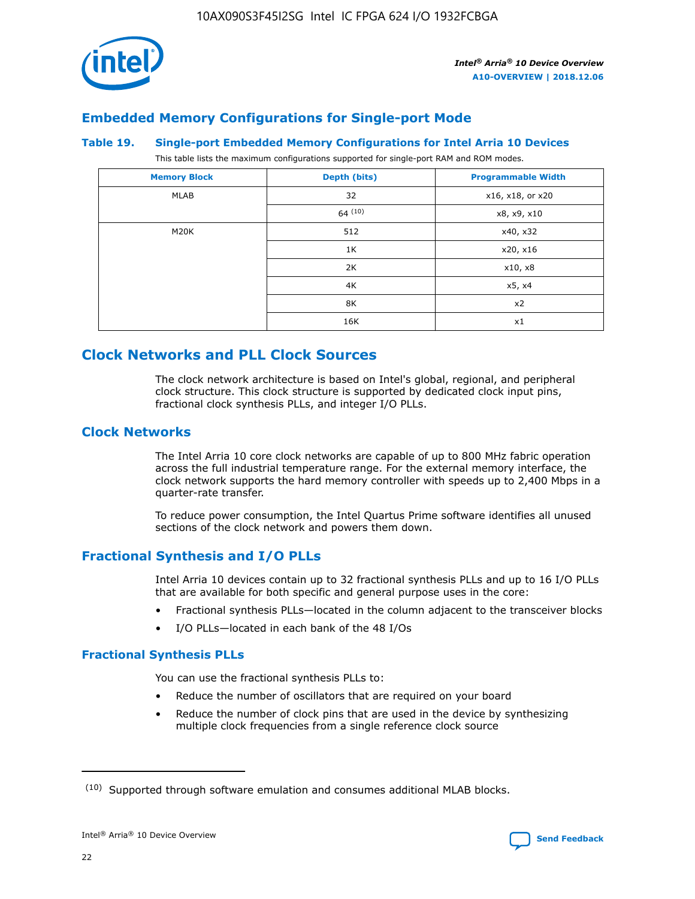## Embedded Memory Configurations for Single-port Mode

**Table 19. Single-port Embedded Memory Configurations for Intel Arria 10 Devices**

This table lists the maximum configurations supported for single-port RAM and ROM modes.

| Memory Block | Depth (bits) | Programmable Width |
|---|---|---|
| MLAB | 32 | x16, x18, or x20 |
| | 64 (10) | x8, x9, x10 |
| M20K | 512 | x40, x32 |
| | 1K | x20, x16 |
| | 2K | x10, x8 |
| | 4K | x5, x4 |
| | 8K | x2 |
| | 16K | x1 |

# Clock Networks and PLL Clock Sources

The clock network architecture is based on Intel's global, regional, and peripheral clock structure. This clock structure is supported by dedicated clock input pins, fractional clock synthesis PLLs, and integer I/O PLLs.

## Clock Networks

The Intel Arria 10 core clock networks are capable of up to 800 MHz fabric operation across the full industrial temperature range. For the external memory interface, the clock network supports the hard memory controller with speeds up to 2,400 Mbps in a quarter-rate transfer.

To reduce power consumption, the Intel Quartus Prime software identifies all unused sections of the clock network and powers them down.

## Fractional Synthesis and I/O PLLs

Intel Arria 10 devices contain up to 32 fractional synthesis PLLs and up to 16 I/O PLLs that are available for both specific and general purpose uses in the core:

- Fractional synthesis PLLs—located in the column adjacent to the transceiver blocks
- I/O PLLs—located in each bank of the 48 I/Os

### Fractional Synthesis PLLs

You can use the fractional synthesis PLLs to:

- Reduce the number of oscillators that are required on your board
- Reduce the number of clock pins that are used in the device by synthesizing multiple clock frequencies from a single reference clock source

(10) Supported through software emulation and consumes additional MLAB blocks.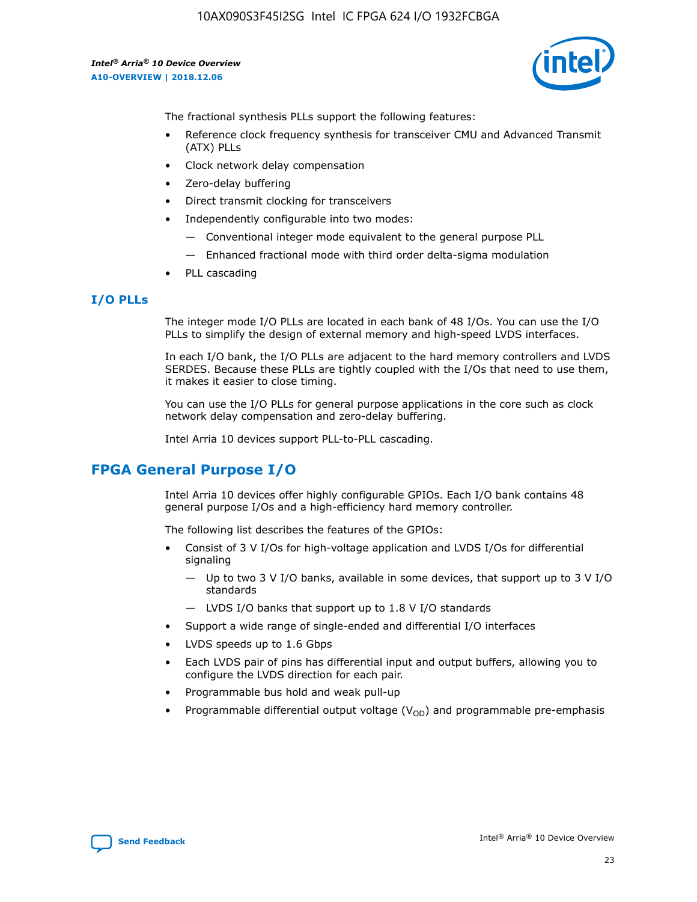The fractional synthesis PLLs support the following features:

- Reference clock frequency synthesis for transceiver CMU and Advanced Transmit (ATX) PLLs
- Clock network delay compensation
- Zero-delay buffering
- Direct transmit clocking for transceivers
- Independently configurable into two modes:
  - — Conventional integer mode equivalent to the general purpose PLL
  - — Enhanced fractional mode with third order delta-sigma modulation
- PLL cascading

### I/O PLLs

The integer mode I/O PLLs are located in each bank of 48 I/Os. You can use the I/O PLLs to simplify the design of external memory and high-speed LVDS interfaces.

In each I/O bank, the I/O PLLs are adjacent to the hard memory controllers and LVDS SERDES. Because these PLLs are tightly coupled with the I/Os that need to use them, it makes it easier to close timing.

You can use the I/O PLLs for general purpose applications in the core such as clock network delay compensation and zero-delay buffering.

Intel Arria 10 devices support PLL-to-PLL cascading.

## FPGA General Purpose I/O

Intel Arria 10 devices offer highly configurable GPIOs. Each I/O bank contains 48 general purpose I/Os and a high-efficiency hard memory controller.

The following list describes the features of the GPIOs:

- Consist of 3 V I/Os for high-voltage application and LVDS I/Os for differential signaling
  - — Up to two 3 V I/O banks, available in some devices, that support up to 3 V I/O standards
  - — LVDS I/O banks that support up to 1.8 V I/O standards
- Support a wide range of single-ended and differential I/O interfaces
- LVDS speeds up to 1.6 Gbps
- Each LVDS pair of pins has differential input and output buffers, allowing you to configure the LVDS direction for each pair.
- Programmable bus hold and weak pull-up
- Programmable differential output voltage ($V_{OD}$) and programmable pre-emphasis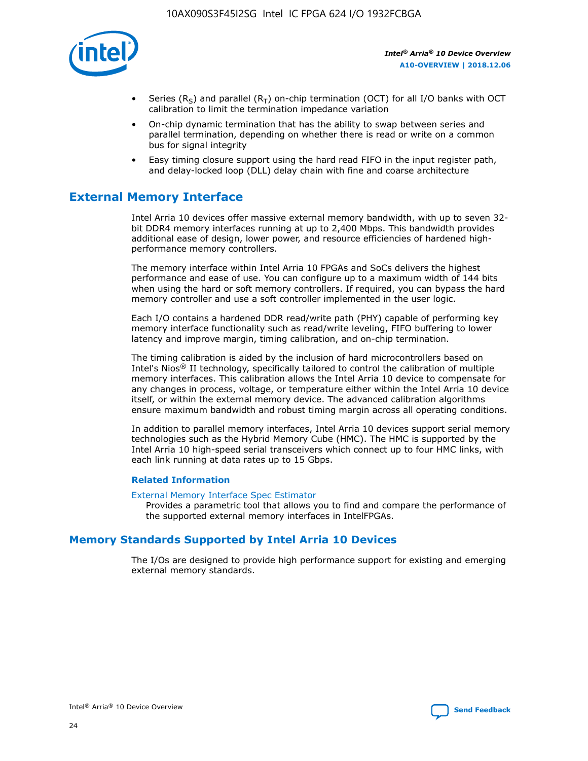- Series ($R_S$) and parallel ($R_T$) on-chip termination (OCT) for all I/O banks with OCT calibration to limit the termination impedance variation
- On-chip dynamic termination that has the ability to swap between series and parallel termination, depending on whether there is read or write on a common bus for signal integrity
- Easy timing closure support using the hard read FIFO in the input register path, and delay-locked loop (DLL) delay chain with fine and coarse architecture

## External Memory Interface

Intel Arria 10 devices offer massive external memory bandwidth, with up to seven 32-bit DDR4 memory interfaces running at up to 2,400 Mbps. This bandwidth provides additional ease of design, lower power, and resource efficiencies of hardened high-performance memory controllers.

The memory interface within Intel Arria 10 FPGAs and SoCs delivers the highest performance and ease of use. You can configure up to a maximum width of 144 bits when using the hard or soft memory controllers. If required, you can bypass the hard memory controller and use a soft controller implemented in the user logic.

Each I/O contains a hardened DDR read/write path (PHY) capable of performing key memory interface functionality such as read/write leveling, FIFO buffering to lower latency and improve margin, timing calibration, and on-chip termination.

The timing calibration is aided by the inclusion of hard microcontrollers based on Intel's Nios® II technology, specifically tailored to control the calibration of multiple memory interfaces. This calibration allows the Intel Arria 10 device to compensate for any changes in process, voltage, or temperature either within the Intel Arria 10 device itself, or within the external memory device. The advanced calibration algorithms ensure maximum bandwidth and robust timing margin across all operating conditions.

In addition to parallel memory interfaces, Intel Arria 10 devices support serial memory technologies such as the Hybrid Memory Cube (HMC). The HMC is supported by the Intel Arria 10 high-speed serial transceivers which connect up to four HMC links, with each link running at data rates up to 15 Gbps.

#### Related Information

External Memory Interface Spec Estimator
Provides a parametric tool that allows you to find and compare the performance of the supported external memory interfaces in IntelFPGAs.

## Memory Standards Supported by Intel Arria 10 Devices

The I/Os are designed to provide high performance support for existing and emerging external memory standards.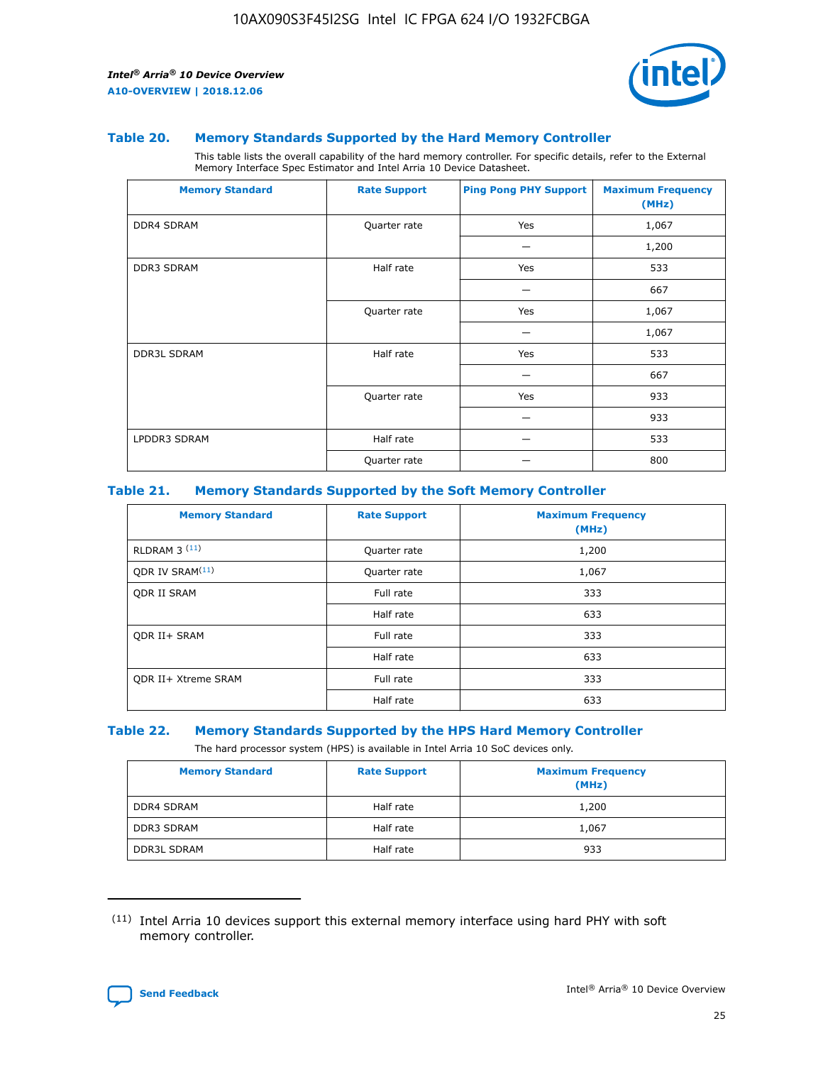### Table 20. Memory Standards Supported by the Hard Memory Controller

This table lists the overall capability of the hard memory controller. For specific details, refer to the External Memory Interface Spec Estimator and Intel Arria 10 Device Datasheet.

| Memory Standard | Rate Support | Ping Pong PHY Support | Maximum Frequency (MHz) |
|---|---|---|---|
| DDR4 SDRAM | Quarter rate | Yes | 1,067 |
| | | — | 1,200 |
| DDR3 SDRAM | Half rate | Yes | 533 |
| | | — | 667 |
| | Quarter rate | Yes | 1,067 |
| | | — | 1,067 |
| DDR3L SDRAM | Half rate | Yes | 533 |
| | | — | 667 |
| | Quarter rate | Yes | 933 |
| | | — | 933 |
| LPDDR3 SDRAM | Half rate | — | 533 |
| | Quarter rate | — | 800 |

### Table 21. Memory Standards Supported by the Soft Memory Controller

| Memory Standard | Rate Support | Maximum Frequency (MHz) |
|---|---|---|
| RLDRAM 3 [(11)] | Quarter rate | 1,200 |
| QDR IV SRAM[(11)] | Quarter rate | 1,067 |
| QDR II SRAM | Full rate | 333 |
| | Half rate | 633 |
| QDR II+ SRAM | Full rate | 333 |
| | Half rate | 633 |
| QDR II+ Xtreme SRAM | Full rate | 333 |
| | Half rate | 633 |

### Table 22. Memory Standards Supported by the HPS Hard Memory Controller

The hard processor system (HPS) is available in Intel Arria 10 SoC devices only.

| Memory Standard | Rate Support | Maximum Frequency (MHz) |
|---|---|---|
| DDR4 SDRAM | Half rate | 1,200 |
| DDR3 SDRAM | Half rate | 1,067 |
| DDR3L SDRAM | Half rate | 933 |

(11) Intel Arria 10 devices support this external memory interface using hard PHY with soft memory controller.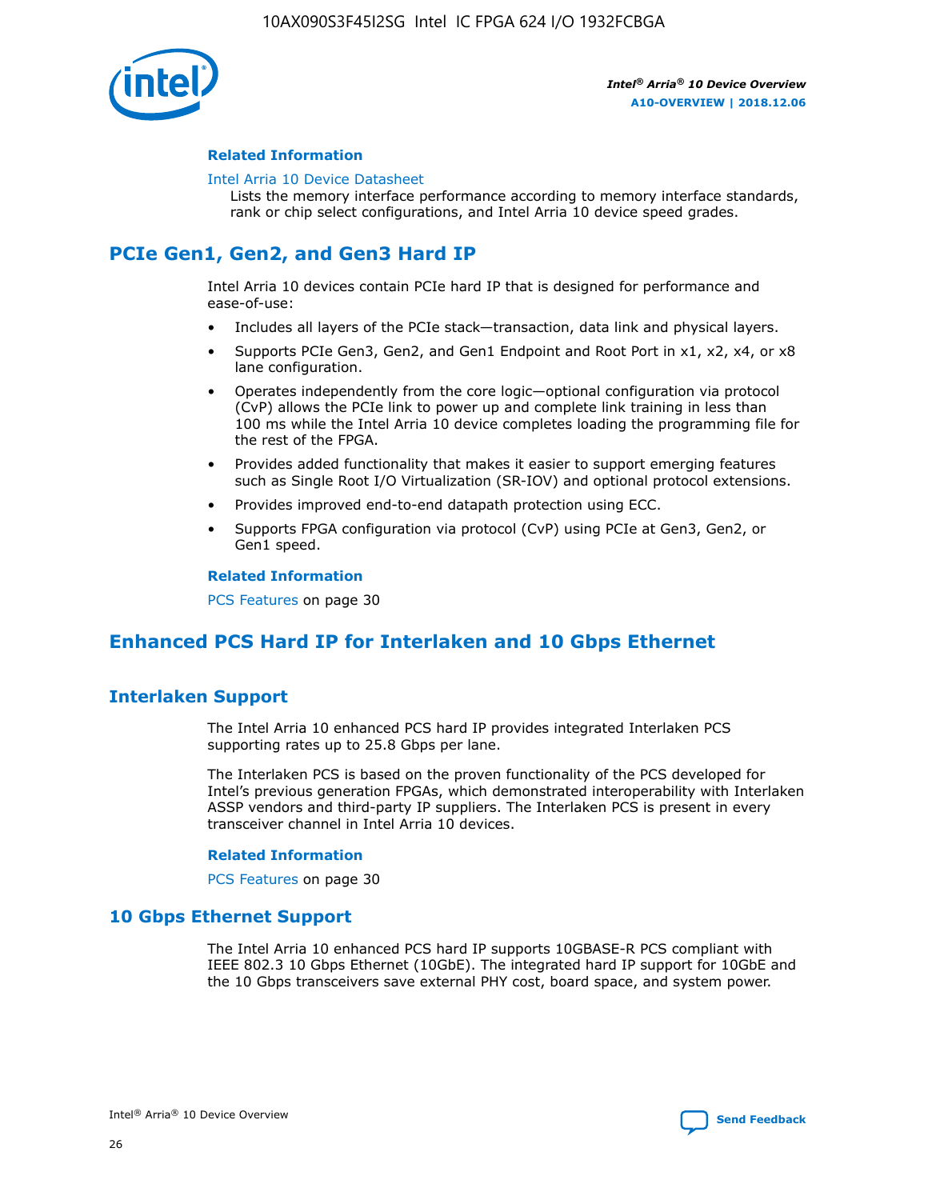#### Related Information

Intel Arria 10 Device Datasheet

Lists the memory interface performance according to memory interface standards, rank or chip select configurations, and Intel Arria 10 device speed grades.

## PCIe Gen1, Gen2, and Gen3 Hard IP

Intel Arria 10 devices contain PCIe hard IP that is designed for performance and ease-of-use:

- Includes all layers of the PCIe stack—transaction, data link and physical layers.
- Supports PCIe Gen3, Gen2, and Gen1 Endpoint and Root Port in x1, x2, x4, or x8 lane configuration.
- Operates independently from the core logic—optional configuration via protocol (CvP) allows the PCIe link to power up and complete link training in less than 100 ms while the Intel Arria 10 device completes loading the programming file for the rest of the FPGA.
- Provides added functionality that makes it easier to support emerging features such as Single Root I/O Virtualization (SR-IOV) and optional protocol extensions.
- Provides improved end-to-end datapath protection using ECC.
- Supports FPGA configuration via protocol (CvP) using PCIe at Gen3, Gen2, or Gen1 speed.

#### Related Information

PCS Features on page 30

## Enhanced PCS Hard IP for Interlaken and 10 Gbps Ethernet

### Interlaken Support

The Intel Arria 10 enhanced PCS hard IP provides integrated Interlaken PCS supporting rates up to 25.8 Gbps per lane.

The Interlaken PCS is based on the proven functionality of the PCS developed for Intel's previous generation FPGAs, which demonstrated interoperability with Interlaken ASSP vendors and third-party IP suppliers. The Interlaken PCS is present in every transceiver channel in Intel Arria 10 devices.

#### Related Information

PCS Features on page 30

### 10 Gbps Ethernet Support

The Intel Arria 10 enhanced PCS hard IP supports 10GBASE-R PCS compliant with IEEE 802.3 10 Gbps Ethernet (10GbE). The integrated hard IP support for 10GbE and the 10 Gbps transceivers save external PHY cost, board space, and system power.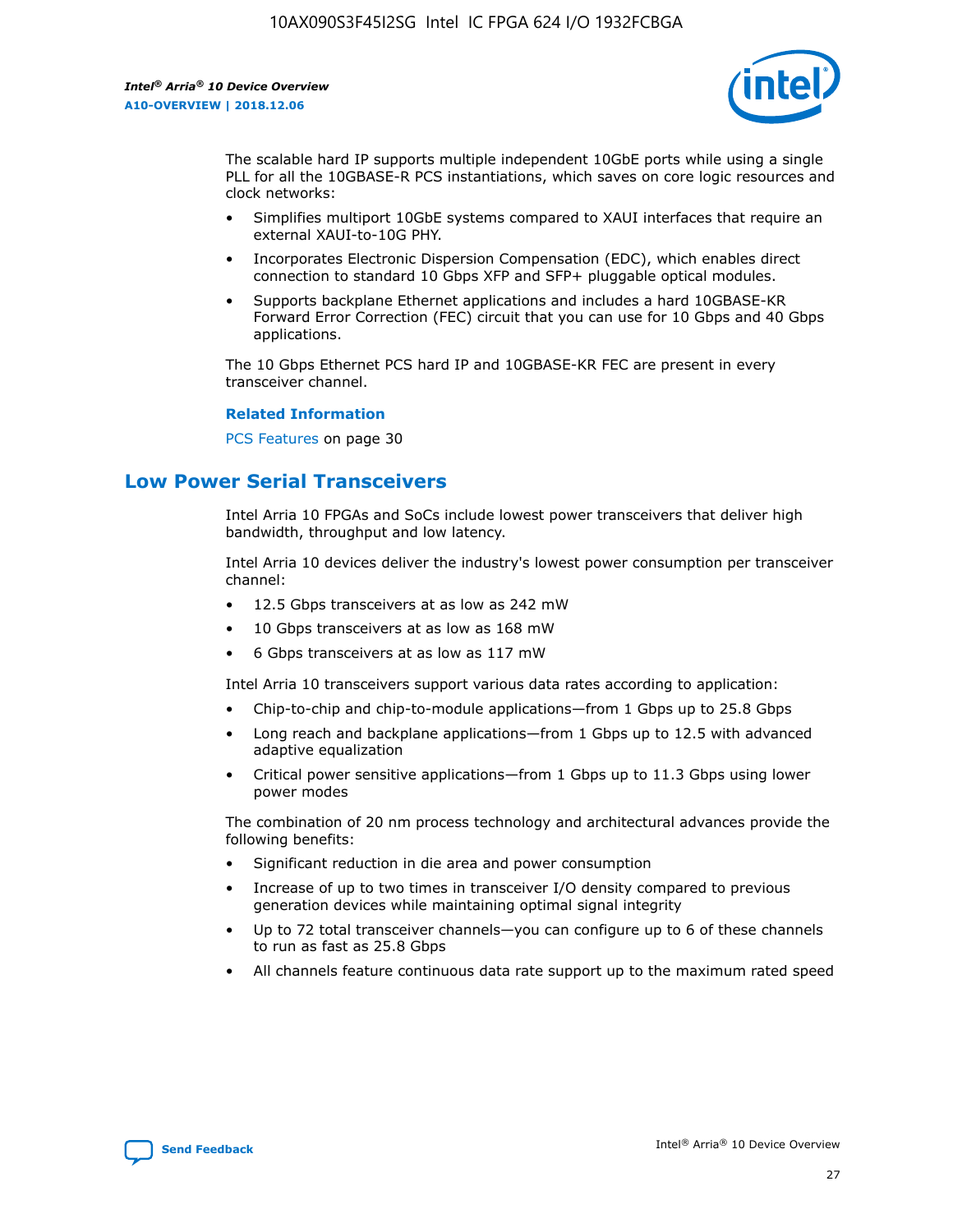The scalable hard IP supports multiple independent 10GbE ports while using a single PLL for all the 10GBASE-R PCS instantiations, which saves on core logic resources and clock networks:

- Simplifies multiport 10GbE systems compared to XAUI interfaces that require an external XAUI-to-10G PHY.
- Incorporates Electronic Dispersion Compensation (EDC), which enables direct connection to standard 10 Gbps XFP and SFP+ pluggable optical modules.
- Supports backplane Ethernet applications and includes a hard 10GBASE-KR Forward Error Correction (FEC) circuit that you can use for 10 Gbps and 40 Gbps applications.

The 10 Gbps Ethernet PCS hard IP and 10GBASE-KR FEC are present in every transceiver channel.

**Related Information**

PCS Features on page 30

## Low Power Serial Transceivers

Intel Arria 10 FPGAs and SoCs include lowest power transceivers that deliver high bandwidth, throughput and low latency.

Intel Arria 10 devices deliver the industry's lowest power consumption per transceiver channel:

- 12.5 Gbps transceivers at as low as 242 mW
- 10 Gbps transceivers at as low as 168 mW
- 6 Gbps transceivers at as low as 117 mW

Intel Arria 10 transceivers support various data rates according to application:

- Chip-to-chip and chip-to-module applications—from 1 Gbps up to 25.8 Gbps
- Long reach and backplane applications—from 1 Gbps up to 12.5 with advanced adaptive equalization
- Critical power sensitive applications—from 1 Gbps up to 11.3 Gbps using lower power modes

The combination of 20 nm process technology and architectural advances provide the following benefits:

- Significant reduction in die area and power consumption
- Increase of up to two times in transceiver I/O density compared to previous generation devices while maintaining optimal signal integrity
- Up to 72 total transceiver channels—you can configure up to 6 of these channels to run as fast as 25.8 Gbps
- All channels feature continuous data rate support up to the maximum rated speed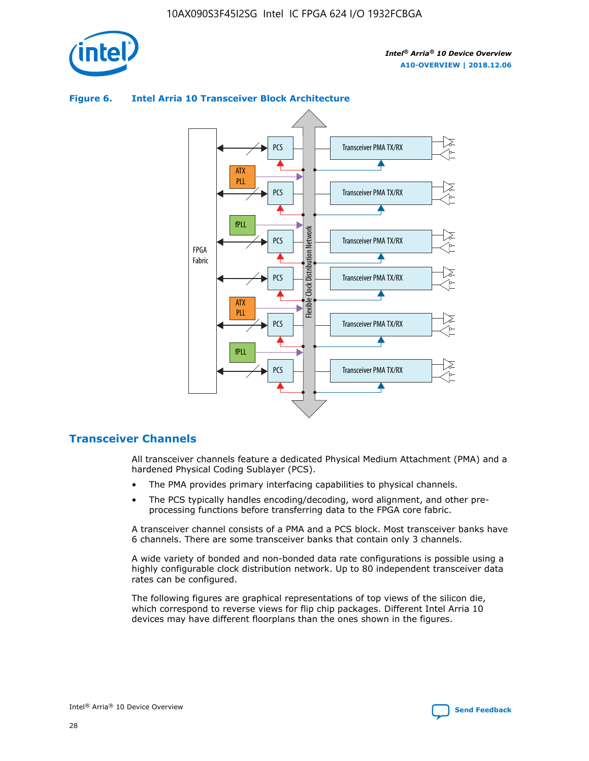**Figure 6. Intel Arria 10 Transceiver Block Architecture**

## Transceiver Channels

All transceiver channels feature a dedicated Physical Medium Attachment (PMA) and a hardened Physical Coding Sublayer (PCS).

- The PMA provides primary interfacing capabilities to physical channels.
- The PCS typically handles encoding/decoding, word alignment, and other pre-processing functions before transferring data to the FPGA core fabric.

A transceiver channel consists of a PMA and a PCS block. Most transceiver banks have 6 channels. There are some transceiver banks that contain only 3 channels.

A wide variety of bonded and non-bonded data rate configurations is possible using a highly configurable clock distribution network. Up to 80 independent transceiver data rates can be configured.

The following figures are graphical representations of top views of the silicon die, which correspond to reverse views for flip chip packages. Different Intel Arria 10 devices may have different floorplans than the ones shown in the figures.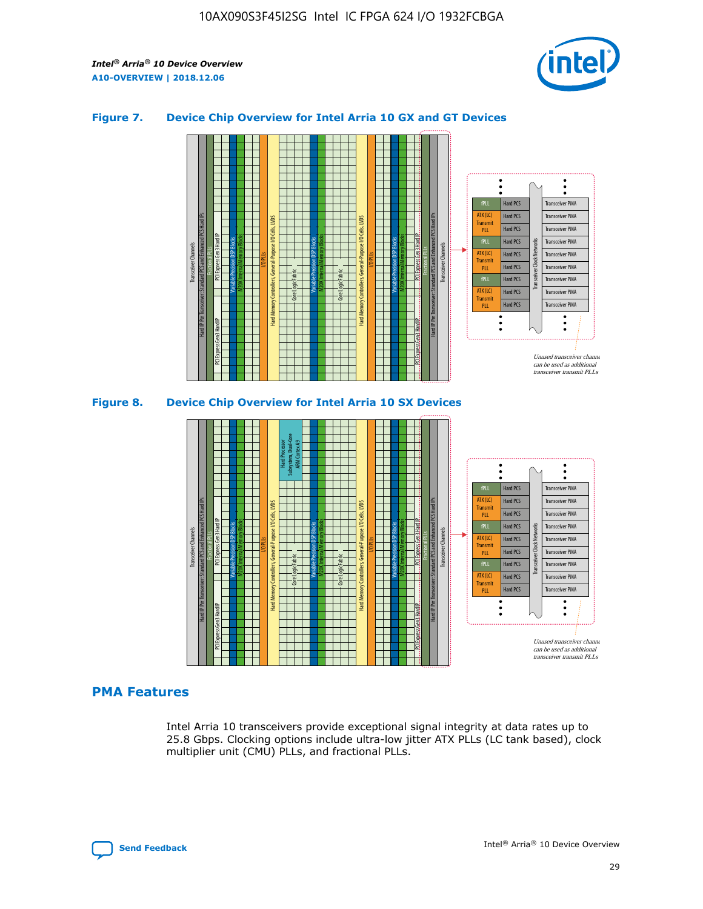**Figure 7. Device Chip Overview for Intel Arria 10 GX and GT Devices**

Unused transceiver channels can be used as additional transceiver transmit PLLs

**Figure 8. Device Chip Overview for Intel Arria 10 SX Devices**

Unused transceiver channels can be used as additional transceiver transmit PLLs

## PMA Features

Intel Arria 10 transceivers provide exceptional signal integrity at data rates up to 25.8 Gbps. Clocking options include ultra-low jitter ATX PLLs (LC tank based), clock multiplier unit (CMU) PLLs, and fractional PLLs.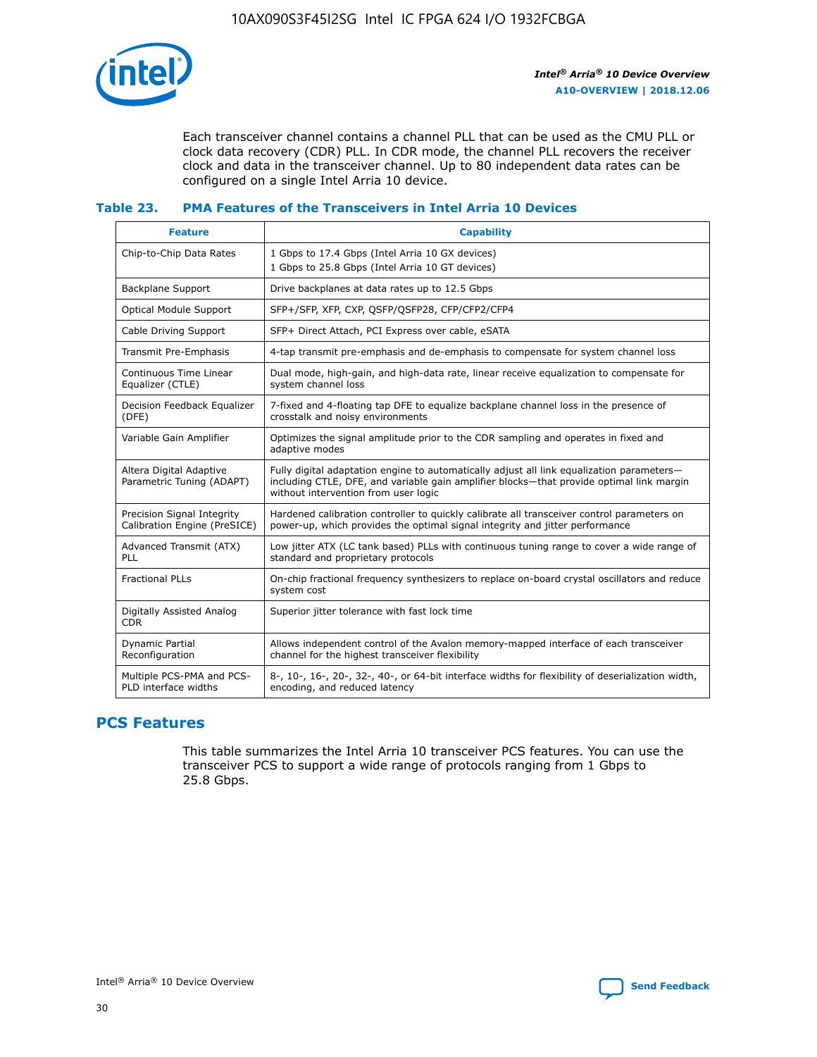Each transceiver channel contains a channel PLL that can be used as the CMU PLL or clock data recovery (CDR) PLL. In CDR mode, the channel PLL recovers the receiver clock and data in the transceiver channel. Up to 80 independent data rates can be configured on a single Intel Arria 10 device.

### Table 23. PMA Features of the Transceivers in Intel Arria 10 Devices

| Feature | Capability |
|---|---|
| Chip-to-Chip Data Rates | 1 Gbps to 17.4 Gbps (Intel Arria 10 GX devices)<br>1 Gbps to 25.8 Gbps (Intel Arria 10 GT devices) |
| Backplane Support | Drive backplanes at data rates up to 12.5 Gbps |
| Optical Module Support | SFP+/SFP, XFP, CXP, QSFP/QSFP28, CFP/CFP2/CFP4 |
| Cable Driving Support | SFP+ Direct Attach, PCI Express over cable, eSATA |
| Transmit Pre-Emphasis | 4-tap transmit pre-emphasis and de-emphasis to compensate for system channel loss |
| Continuous Time Linear Equalizer (CTLE) | Dual mode, high-gain, and high-data rate, linear receive equalization to compensate for system channel loss |
| Decision Feedback Equalizer (DFE) | 7-fixed and 4-floating tap DFE to equalize backplane channel loss in the presence of crosstalk and noisy environments |
| Variable Gain Amplifier | Optimizes the signal amplitude prior to the CDR sampling and operates in fixed and adaptive modes |
| Altera Digital Adaptive Parametric Tuning (ADAPT) | Fully digital adaptation engine to automatically adjust all link equalization parameters—including CTLE, DFE, and variable gain amplifier blocks—that provide optimal link margin without intervention from user logic |
| Precision Signal Integrity Calibration Engine (PreSICE) | Hardened calibration controller to quickly calibrate all transceiver control parameters on power-up, which provides the optimal signal integrity and jitter performance |
| Advanced Transmit (ATX) PLL | Low jitter ATX (LC tank based) PLLs with continuous tuning range to cover a wide range of standard and proprietary protocols |
| Fractional PLLs | On-chip fractional frequency synthesizers to replace on-board crystal oscillators and reduce system cost |
| Digitally Assisted Analog CDR | Superior jitter tolerance with fast lock time |
| Dynamic Partial Reconfiguration | Allows independent control of the Avalon memory-mapped interface of each transceiver channel for the highest transceiver flexibility |
| Multiple PCS-PMA and PCS-PLD interface widths | 8-, 10-, 16-, 20-, 32-, 40-, or 64-bit interface widths for flexibility of deserialization width, encoding, and reduced latency |

## PCS Features

This table summarizes the Intel Arria 10 transceiver PCS features. You can use the transceiver PCS to support a wide range of protocols ranging from 1 Gbps to 25.8 Gbps.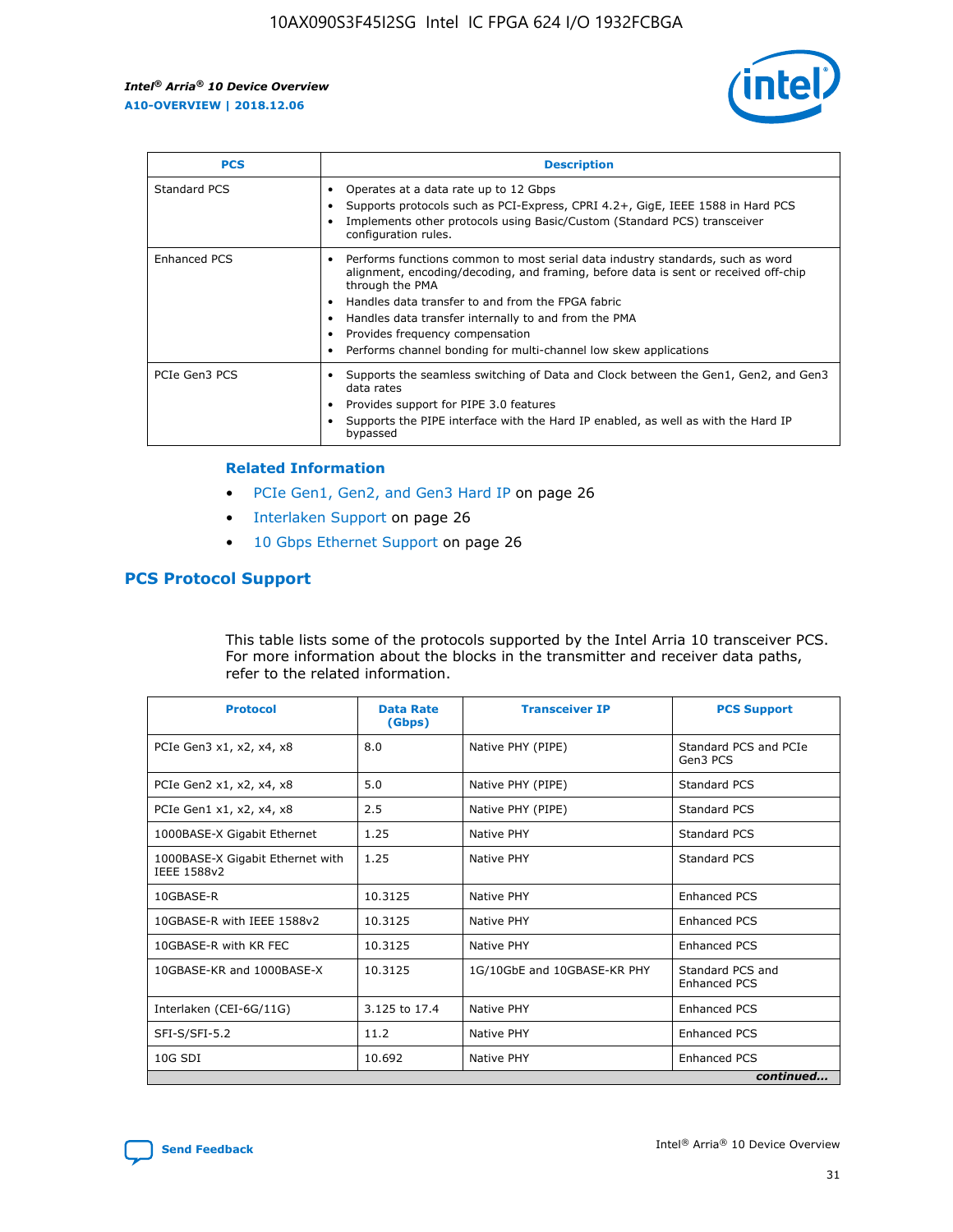| PCS | Description |
| --- | --- |
| Standard PCS | • Operates at a data rate up to 12 Gbps<br>• Supports protocols such as PCI-Express, CPRI 4.2+, GigE, IEEE 1588 in Hard PCS<br>• Implements other protocols using Basic/Custom (Standard PCS) transceiver configuration rules. |
| Enhanced PCS | • Performs functions common to most serial data industry standards, such as word alignment, encoding/decoding, and framing, before data is sent or received off-chip through the PMA<br>• Handles data transfer to and from the FPGA fabric<br>• Handles data transfer internally to and from the PMA<br>• Provides frequency compensation<br>• Performs channel bonding for multi-channel low skew applications |
| PCIe Gen3 PCS | • Supports the seamless switching of Data and Clock between the Gen1, Gen2, and Gen3 data rates<br>• Provides support for PIPE 3.0 features<br>• Supports the PIPE interface with the Hard IP enabled, as well as with the Hard IP bypassed |

#### Related Information

- PCIe Gen1, Gen2, and Gen3 Hard IP on page 26
- Interlaken Support on page 26
- 10 Gbps Ethernet Support on page 26

## PCS Protocol Support

This table lists some of the protocols supported by the Intel Arria 10 transceiver PCS. For more information about the blocks in the transmitter and receiver data paths, refer to the related information.

| Protocol | Data Rate (Gbps) | Transceiver IP | PCS Support |
| --- | --- | --- | --- |
| PCIe Gen3 x1, x2, x4, x8 | 8.0 | Native PHY (PIPE) | Standard PCS and PCIe Gen3 PCS |
| PCIe Gen2 x1, x2, x4, x8 | 5.0 | Native PHY (PIPE) | Standard PCS |
| PCIe Gen1 x1, x2, x4, x8 | 2.5 | Native PHY (PIPE) | Standard PCS |
| 1000BASE-X Gigabit Ethernet | 1.25 | Native PHY | Standard PCS |
| 1000BASE-X Gigabit Ethernet with IEEE 1588v2 | 1.25 | Native PHY | Standard PCS |
| 10GBASE-R | 10.3125 | Native PHY | Enhanced PCS |
| 10GBASE-R with IEEE 1588v2 | 10.3125 | Native PHY | Enhanced PCS |
| 10GBASE-R with KR FEC | 10.3125 | Native PHY | Enhanced PCS |
| 10GBASE-KR and 1000BASE-X | 10.3125 | 1G/10GbE and 10GBASE-KR PHY | Standard PCS and Enhanced PCS |
| Interlaken (CEI-6G/11G) | 3.125 to 17.4 | Native PHY | Enhanced PCS |
| SFI-S/SFI-5.2 | 11.2 | Native PHY | Enhanced PCS |
| 10G SDI | 10.692 | Native PHY | Enhanced PCS |

*continued...*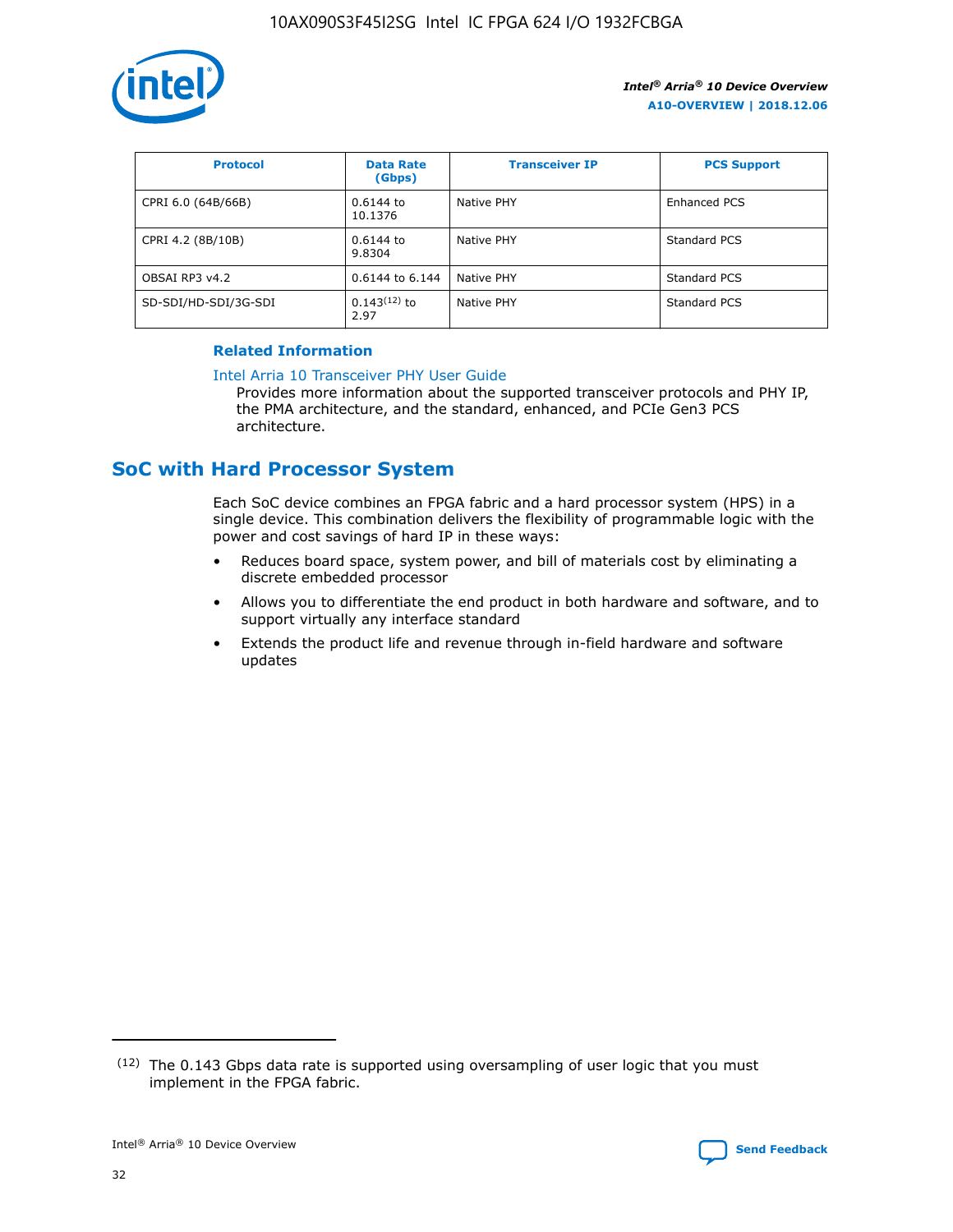| Protocol | Data Rate (Gbps) | Transceiver IP | PCS Support |
| --- | --- | --- | --- |
| CPRI 6.0 (64B/66B) | 0.6144 to 10.1376 | Native PHY | Enhanced PCS |
| CPRI 4.2 (8B/10B) | 0.6144 to 9.8304 | Native PHY | Standard PCS |
| OBSAI RP3 v4.2 | 0.6144 to 6.144 | Native PHY | Standard PCS |
| SD-SDI/HD-SDI/3G-SDI | 0.143[12] to 2.97 | Native PHY | Standard PCS |

**Related Information**

Intel Arria 10 Transceiver PHY User Guide
Provides more information about the supported transceiver protocols and PHY IP, the PMA architecture, and the standard, enhanced, and PCIe Gen3 PCS architecture.

## SoC with Hard Processor System

Each SoC device combines an FPGA fabric and a hard processor system (HPS) in a single device. This combination delivers the flexibility of programmable logic with the power and cost savings of hard IP in these ways:

- Reduces board space, system power, and bill of materials cost by eliminating a discrete embedded processor
- Allows you to differentiate the end product in both hardware and software, and to support virtually any interface standard
- Extends the product life and revenue through in-field hardware and software updates

---

[12] The 0.143 Gbps data rate is supported using oversampling of user logic that you must implement in the FPGA fabric.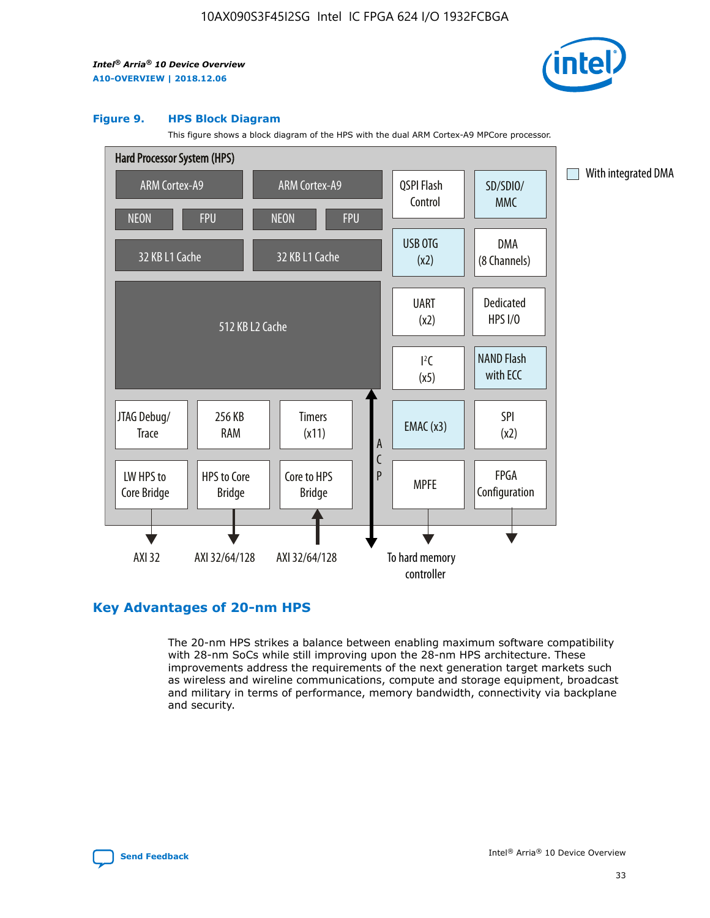#### Figure 9. HPS Block Diagram

This figure shows a block diagram of the HPS with the dual ARM Cortex-A9 MPCore processor.

Hard Processor System (HPS)

ARM Cortex-A9 | ARM Cortex-A9
NEON | FPU | NEON | FPU
32 KB L1 Cache | 32 KB L1 Cache
512 KB L2 Cache
JTAG Debug/Trace | 256 KB RAM | Timers (x11)
LW HPS to Core Bridge | HPS to Core Bridge | Core to HPS Bridge
ACP
QSPI Flash Control | SD/SDIO/MMC
USB OTG (x2) | DMA (8 Channels)
UART (x2) | Dedicated HPS I/O
I²C (x5) | NAND Flash with ECC
EMAC (x3) | SPI (x2)
MPFE | FPGA Configuration

With integrated DMA

AXI 32 | AXI 32/64/128 | AXI 32/64/128 | To hard memory controller

## Key Advantages of 20-nm HPS

The 20-nm HPS strikes a balance between enabling maximum software compatibility with 28-nm SoCs while still improving upon the 28-nm HPS architecture. These improvements address the requirements of the next generation target markets such as wireless and wireline communications, compute and storage equipment, broadcast and military in terms of performance, memory bandwidth, connectivity via backplane and security.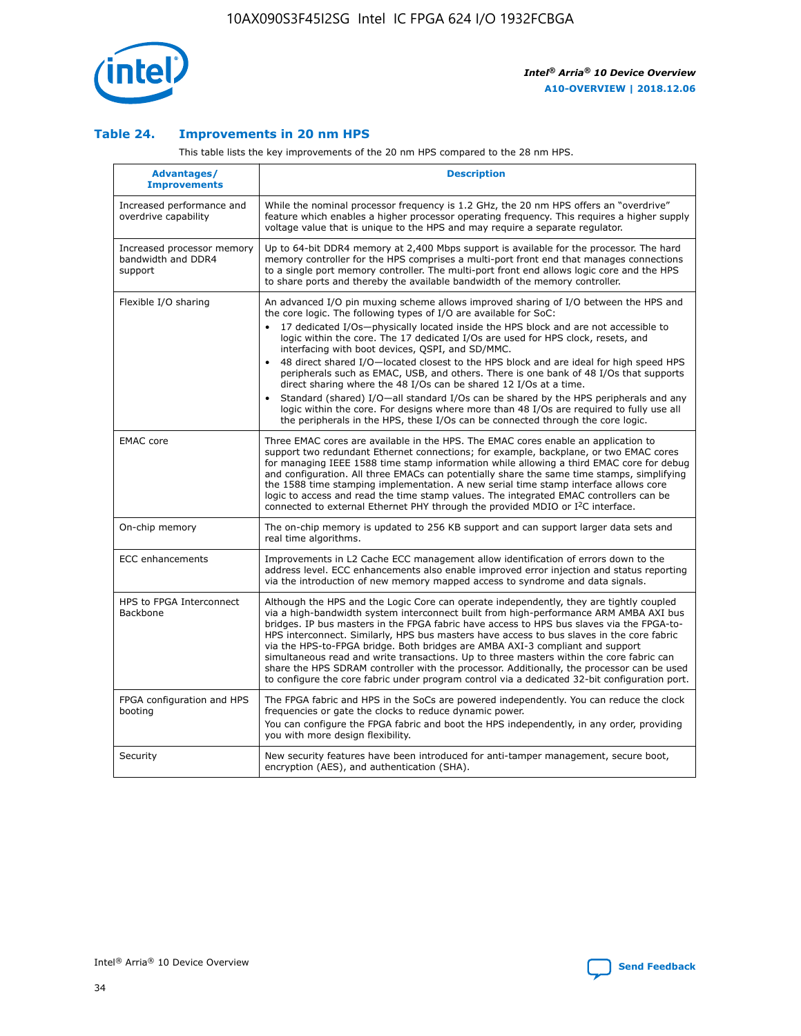## Table 24. Improvements in 20 nm HPS

This table lists the key improvements of the 20 nm HPS compared to the 28 nm HPS.

| Advantages/ Improvements | Description |
| --- | --- |
| Increased performance and overdrive capability | While the nominal processor frequency is 1.2 GHz, the 20 nm HPS offers an "overdrive" feature which enables a higher processor operating frequency. This requires a higher supply voltage value that is unique to the HPS and may require a separate regulator. |
| Increased processor memory bandwidth and DDR4 support | Up to 64-bit DDR4 memory at 2,400 Mbps support is available for the processor. The hard memory controller for the HPS comprises a multi-port front end that manages connections to a single port memory controller. The multi-port front end allows logic core and the HPS to share ports and thereby the available bandwidth of the memory controller. |
| Flexible I/O sharing | An advanced I/O pin muxing scheme allows improved sharing of I/O between the HPS and the core logic. The following types of I/O are available for SoC: • 17 dedicated I/Os—physically located inside the HPS block and are not accessible to logic within the core. The 17 dedicated I/Os are used for HPS clock, resets, and interfacing with boot devices, QSPI, and SD/MMC. • 48 direct shared I/O—located closest to the HPS block and are ideal for high speed HPS peripherals such as EMAC, USB, and others. There is one bank of 48 I/Os that supports direct sharing where the 48 I/Os can be shared 12 I/Os at a time. • Standard (shared) I/O—all standard I/Os can be shared by the HPS peripherals and any logic within the core. For designs where more than 48 I/Os are required to fully use all the peripherals in the HPS, these I/Os can be connected through the core logic. |
| EMAC core | Three EMAC cores are available in the HPS. The EMAC cores enable an application to support two redundant Ethernet connections; for example, backplane, or two EMAC cores for managing IEEE 1588 time stamp information while allowing a third EMAC core for debug and configuration. All three EMACs can potentially share the same time stamps, simplifying the 1588 time stamping implementation. A new serial time stamp interface allows core logic to access and read the time stamp values. The integrated EMAC controllers can be connected to external Ethernet PHY through the provided MDIO or I²C interface. |
| On-chip memory | The on-chip memory is updated to 256 KB support and can support larger data sets and real time algorithms. |
| ECC enhancements | Improvements in L2 Cache ECC management allow identification of errors down to the address level. ECC enhancements also enable improved error injection and status reporting via the introduction of new memory mapped access to syndrome and data signals. |
| HPS to FPGA Interconnect Backbone | Although the HPS and the Logic Core can operate independently, they are tightly coupled via a high-bandwidth system interconnect built from high-performance ARM AMBA AXI bus bridges. IP bus masters in the FPGA fabric have access to HPS bus slaves via the FPGA-to-HPS interconnect. Similarly, HPS bus masters have access to bus slaves in the core fabric via the HPS-to-FPGA bridge. Both bridges are AMBA AXI-3 compliant and support simultaneous read and write transactions. Up to three masters within the core fabric can share the HPS SDRAM controller with the processor. Additionally, the processor can be used to configure the core fabric under program control via a dedicated 32-bit configuration port. |
| FPGA configuration and HPS booting | The FPGA fabric and HPS in the SoCs are powered independently. You can reduce the clock frequencies or gate the clocks to reduce dynamic power. You can configure the FPGA fabric and boot the HPS independently, in any order, providing you with more design flexibility. |
| Security | New security features have been introduced for anti-tamper management, secure boot, encryption (AES), and authentication (SHA). |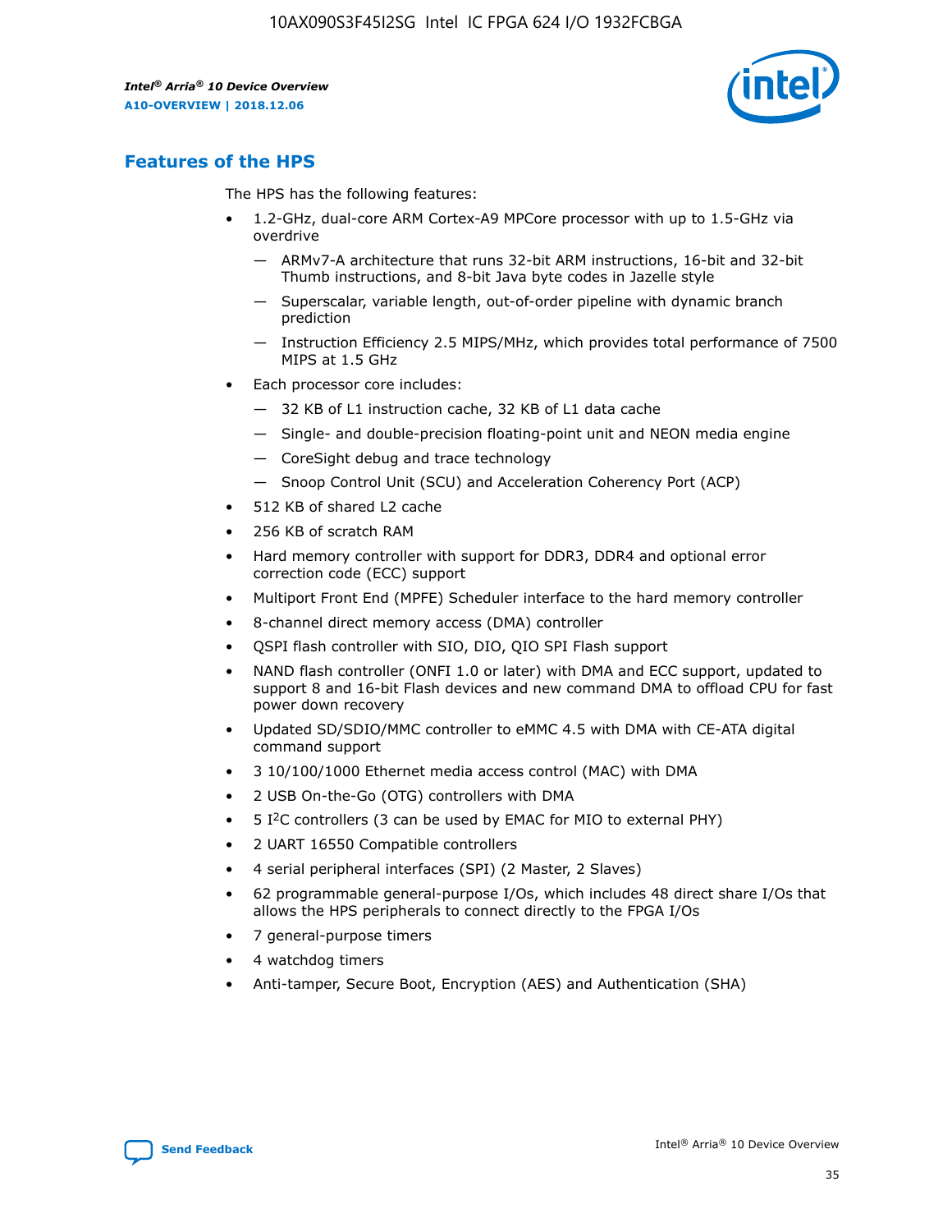## Features of the HPS

The HPS has the following features:

- 1.2-GHz, dual-core ARM Cortex-A9 MPCore processor with up to 1.5-GHz via overdrive
  - — ARMv7-A architecture that runs 32-bit ARM instructions, 16-bit and 32-bit Thumb instructions, and 8-bit Java byte codes in Jazelle style
  - — Superscalar, variable length, out-of-order pipeline with dynamic branch prediction
  - — Instruction Efficiency 2.5 MIPS/MHz, which provides total performance of 7500 MIPS at 1.5 GHz
- Each processor core includes:
  - — 32 KB of L1 instruction cache, 32 KB of L1 data cache
  - — Single- and double-precision floating-point unit and NEON media engine
  - — CoreSight debug and trace technology
  - — Snoop Control Unit (SCU) and Acceleration Coherency Port (ACP)
- 512 KB of shared L2 cache
- 256 KB of scratch RAM
- Hard memory controller with support for DDR3, DDR4 and optional error correction code (ECC) support
- Multiport Front End (MPFE) Scheduler interface to the hard memory controller
- 8-channel direct memory access (DMA) controller
- QSPI flash controller with SIO, DIO, QIO SPI Flash support
- NAND flash controller (ONFI 1.0 or later) with DMA and ECC support, updated to support 8 and 16-bit Flash devices and new command DMA to offload CPU for fast power down recovery
- Updated SD/SDIO/MMC controller to eMMC 4.5 with DMA with CE-ATA digital command support
- 3 10/100/1000 Ethernet media access control (MAC) with DMA
- 2 USB On-the-Go (OTG) controllers with DMA
- 5 I²C controllers (3 can be used by EMAC for MIO to external PHY)
- 2 UART 16550 Compatible controllers
- 4 serial peripheral interfaces (SPI) (2 Master, 2 Slaves)
- 62 programmable general-purpose I/Os, which includes 48 direct share I/Os that allows the HPS peripherals to connect directly to the FPGA I/Os
- 7 general-purpose timers
- 4 watchdog timers
- Anti-tamper, Secure Boot, Encryption (AES) and Authentication (SHA)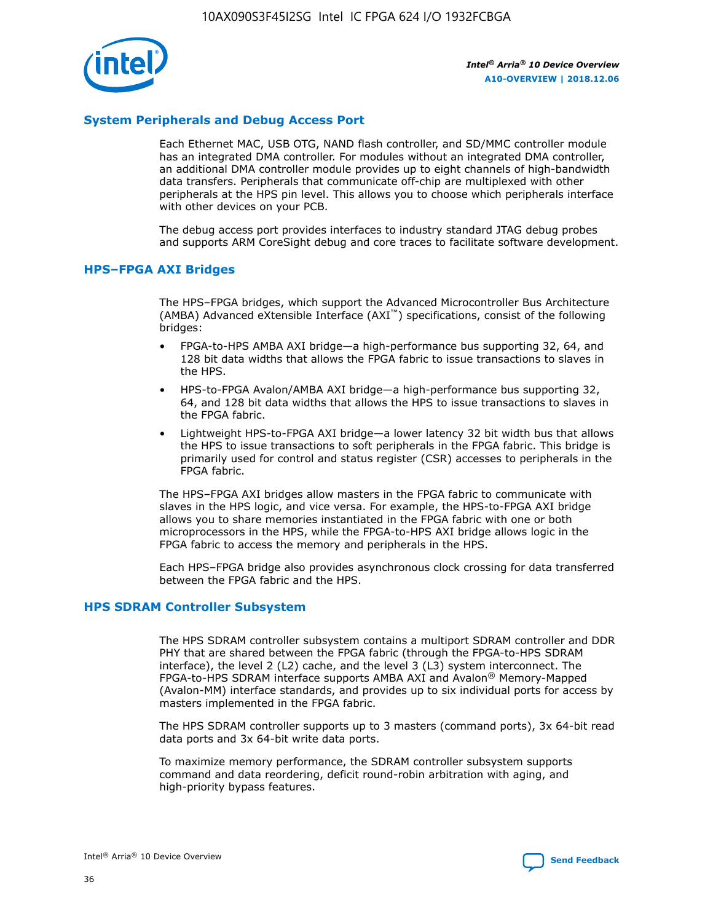## System Peripherals and Debug Access Port

Each Ethernet MAC, USB OTG, NAND flash controller, and SD/MMC controller module has an integrated DMA controller. For modules without an integrated DMA controller, an additional DMA controller module provides up to eight channels of high-bandwidth data transfers. Peripherals that communicate off-chip are multiplexed with other peripherals at the HPS pin level. This allows you to choose which peripherals interface with other devices on your PCB.

The debug access port provides interfaces to industry standard JTAG debug probes and supports ARM CoreSight debug and core traces to facilitate software development.

## HPS–FPGA AXI Bridges

The HPS–FPGA bridges, which support the Advanced Microcontroller Bus Architecture (AMBA) Advanced eXtensible Interface (AXI™) specifications, consist of the following bridges:

- FPGA-to-HPS AMBA AXI bridge—a high-performance bus supporting 32, 64, and 128 bit data widths that allows the FPGA fabric to issue transactions to slaves in the HPS.
- HPS-to-FPGA Avalon/AMBA AXI bridge—a high-performance bus supporting 32, 64, and 128 bit data widths that allows the HPS to issue transactions to slaves in the FPGA fabric.
- Lightweight HPS-to-FPGA AXI bridge—a lower latency 32 bit width bus that allows the HPS to issue transactions to soft peripherals in the FPGA fabric. This bridge is primarily used for control and status register (CSR) accesses to peripherals in the FPGA fabric.

The HPS–FPGA AXI bridges allow masters in the FPGA fabric to communicate with slaves in the HPS logic, and vice versa. For example, the HPS-to-FPGA AXI bridge allows you to share memories instantiated in the FPGA fabric with one or both microprocessors in the HPS, while the FPGA-to-HPS AXI bridge allows logic in the FPGA fabric to access the memory and peripherals in the HPS.

Each HPS–FPGA bridge also provides asynchronous clock crossing for data transferred between the FPGA fabric and the HPS.

## HPS SDRAM Controller Subsystem

The HPS SDRAM controller subsystem contains a multiport SDRAM controller and DDR PHY that are shared between the FPGA fabric (through the FPGA-to-HPS SDRAM interface), the level 2 (L2) cache, and the level 3 (L3) system interconnect. The FPGA-to-HPS SDRAM interface supports AMBA AXI and Avalon® Memory-Mapped (Avalon-MM) interface standards, and provides up to six individual ports for access by masters implemented in the FPGA fabric.

The HPS SDRAM controller supports up to 3 masters (command ports), 3x 64-bit read data ports and 3x 64-bit write data ports.

To maximize memory performance, the SDRAM controller subsystem supports command and data reordering, deficit round-robin arbitration with aging, and high-priority bypass features.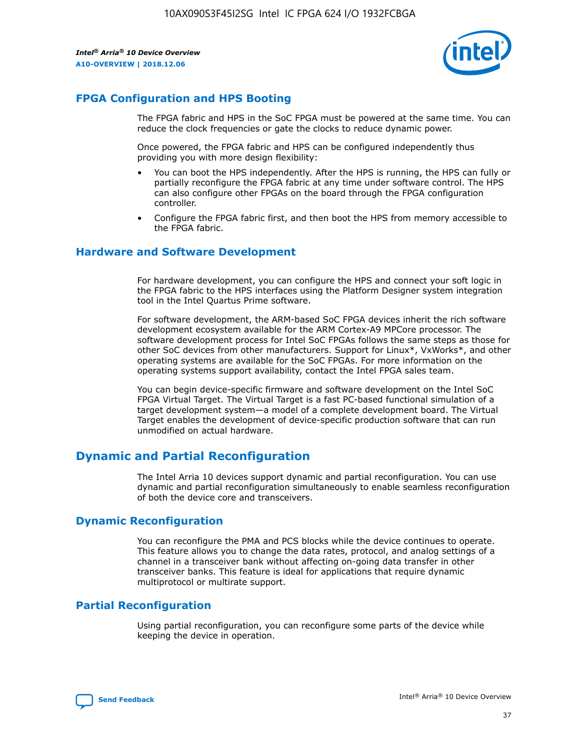## FPGA Configuration and HPS Booting

The FPGA fabric and HPS in the SoC FPGA must be powered at the same time. You can reduce the clock frequencies or gate the clocks to reduce dynamic power.

Once powered, the FPGA fabric and HPS can be configured independently thus providing you with more design flexibility:

- You can boot the HPS independently. After the HPS is running, the HPS can fully or partially reconfigure the FPGA fabric at any time under software control. The HPS can also configure other FPGAs on the board through the FPGA configuration controller.
- Configure the FPGA fabric first, and then boot the HPS from memory accessible to the FPGA fabric.

## Hardware and Software Development

For hardware development, you can configure the HPS and connect your soft logic in the FPGA fabric to the HPS interfaces using the Platform Designer system integration tool in the Intel Quartus Prime software.

For software development, the ARM-based SoC FPGA devices inherit the rich software development ecosystem available for the ARM Cortex-A9 MPCore processor. The software development process for Intel SoC FPGAs follows the same steps as those for other SoC devices from other manufacturers. Support for Linux*, VxWorks*, and other operating systems are available for the SoC FPGAs. For more information on the operating systems support availability, contact the Intel FPGA sales team.

You can begin device-specific firmware and software development on the Intel SoC FPGA Virtual Target. The Virtual Target is a fast PC-based functional simulation of a target development system—a model of a complete development board. The Virtual Target enables the development of device-specific production software that can run unmodified on actual hardware.

# Dynamic and Partial Reconfiguration

The Intel Arria 10 devices support dynamic and partial reconfiguration. You can use dynamic and partial reconfiguration simultaneously to enable seamless reconfiguration of both the device core and transceivers.

## Dynamic Reconfiguration

You can reconfigure the PMA and PCS blocks while the device continues to operate. This feature allows you to change the data rates, protocol, and analog settings of a channel in a transceiver bank without affecting on-going data transfer in other transceiver banks. This feature is ideal for applications that require dynamic multiprotocol or multirate support.

## Partial Reconfiguration

Using partial reconfiguration, you can reconfigure some parts of the device while keeping the device in operation.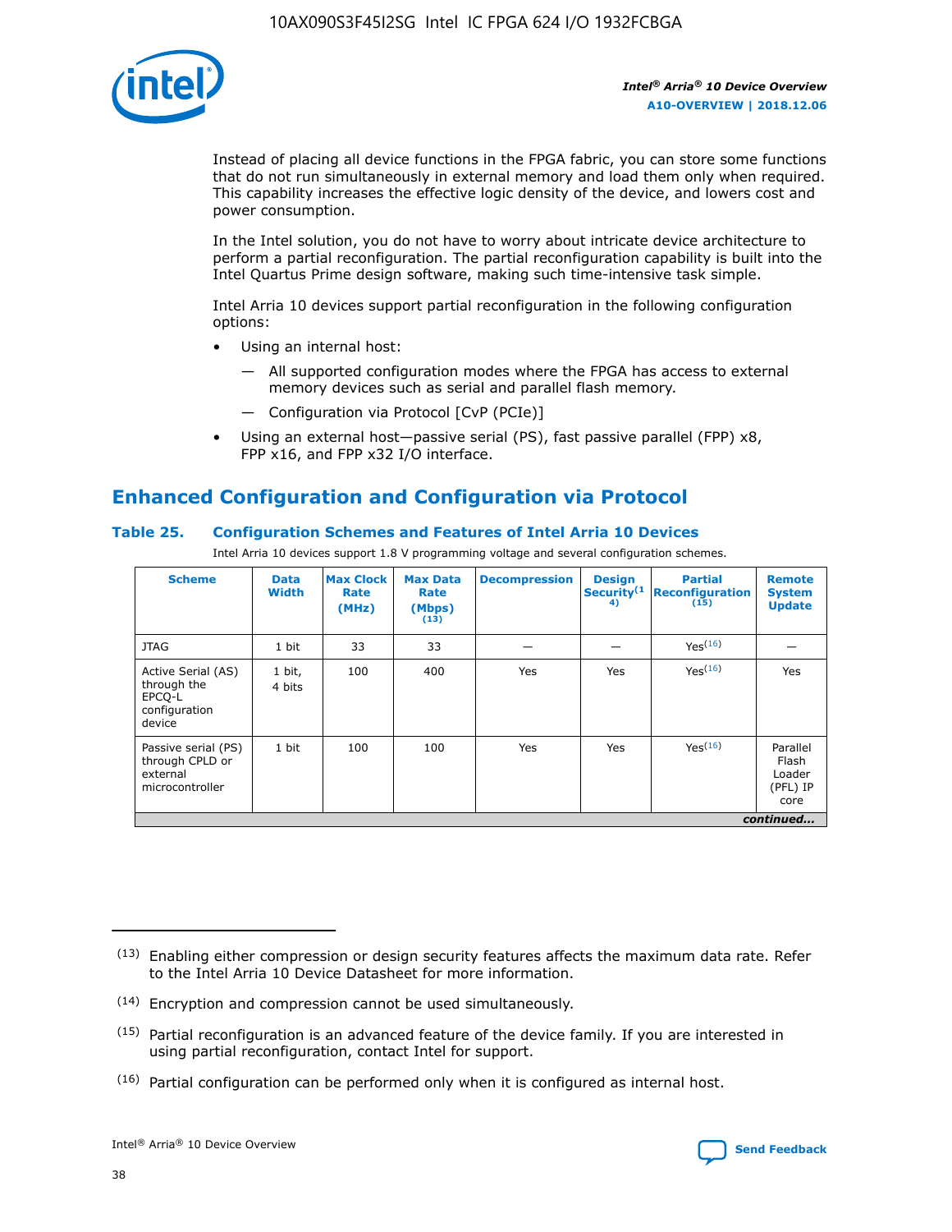Instead of placing all device functions in the FPGA fabric, you can store some functions that do not run simultaneously in external memory and load them only when required. This capability increases the effective logic density of the device, and lowers cost and power consumption.

In the Intel solution, you do not have to worry about intricate device architecture to perform a partial reconfiguration. The partial reconfiguration capability is built into the Intel Quartus Prime design software, making such time-intensive task simple.

Intel Arria 10 devices support partial reconfiguration in the following configuration options:

- Using an internal host:
  - — All supported configuration modes where the FPGA has access to external memory devices such as serial and parallel flash memory.
  - — Configuration via Protocol [CvP (PCIe)]
- Using an external host—passive serial (PS), fast passive parallel (FPP) x8, FPP x16, and FPP x32 I/O interface.

## Enhanced Configuration and Configuration via Protocol

### Table 25. Configuration Schemes and Features of Intel Arria 10 Devices

Intel Arria 10 devices support 1.8 V programming voltage and several configuration schemes.

| Scheme | Data Width | Max Clock Rate (MHz) | Max Data Rate (Mbps) (13) | Decompression | Design Security (14) | Partial Reconfiguration (15) | Remote System Update |
|---|---|---|---|---|---|---|---|
| JTAG | 1 bit | 33 | 33 | — | — | Yes(16) | — |
| Active Serial (AS) through the EPCQ-L configuration device | 1 bit, 4 bits | 100 | 400 | Yes | Yes | Yes(16) | Yes |
| Passive serial (PS) through CPLD or external microcontroller | 1 bit | 100 | 100 | Yes | Yes | Yes(16) | Parallel Flash Loader (PFL) IP core |

*continued...*

(13) Enabling either compression or design security features affects the maximum data rate. Refer to the Intel Arria 10 Device Datasheet for more information.

(14) Encryption and compression cannot be used simultaneously.

(15) Partial reconfiguration is an advanced feature of the device family. If you are interested in using partial reconfiguration, contact Intel for support.

(16) Partial configuration can be performed only when it is configured as internal host.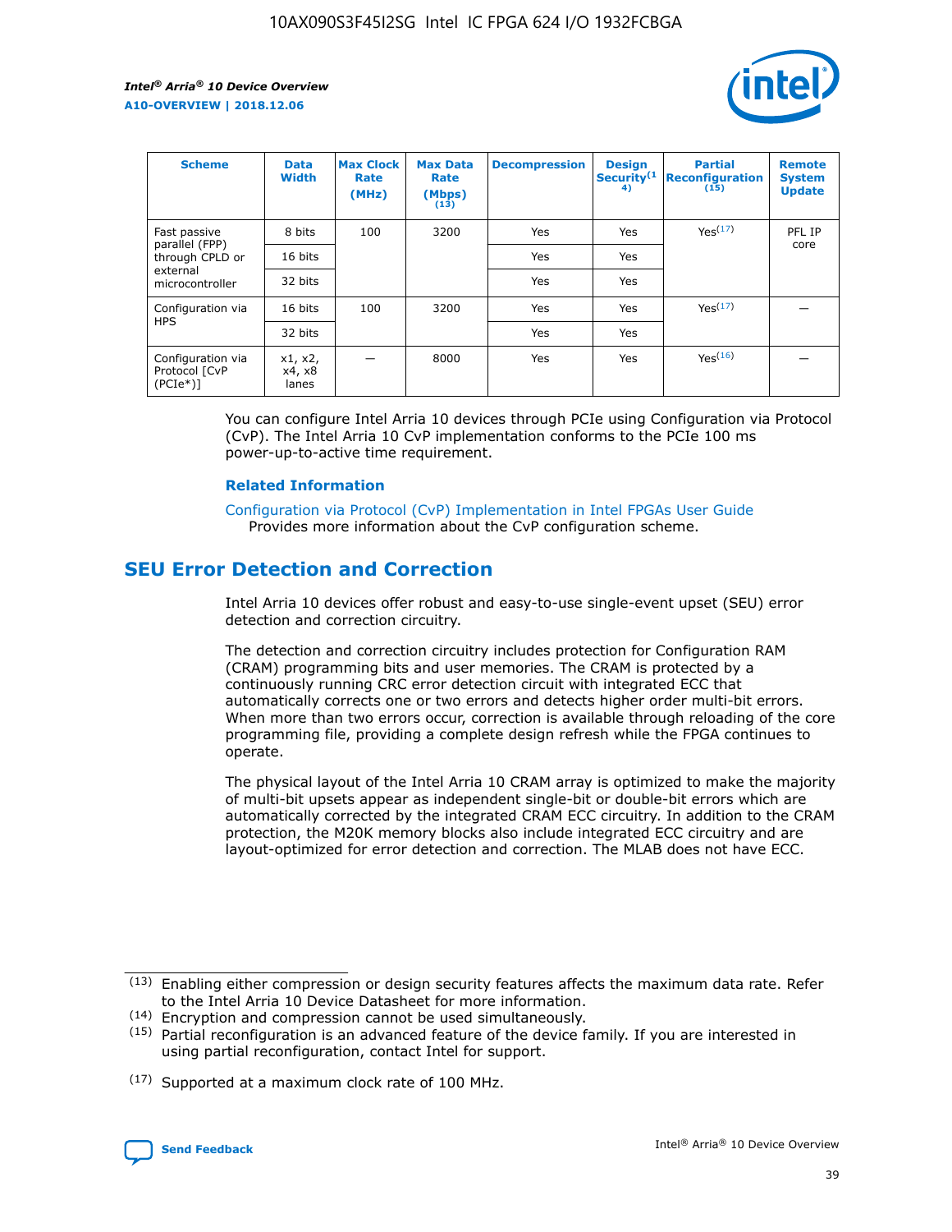| Scheme | Data Width | Max Clock Rate (MHz) | Max Data Rate (Mbps) (13) | Decompression | Design Security(14) | Partial Reconfiguration (15) | Remote System Update |
| --- | --- | --- | --- | --- | --- | --- | --- |
| Fast passive parallel (FPP) through CPLD or external microcontroller | 8 bits | 100 | 3200 | Yes | Yes | Yes(17) | PFL IP core |
| | 16 bits | | | Yes | Yes | | |
| | 32 bits | | | Yes | Yes | | |
| Configuration via HPS | 16 bits | 100 | 3200 | Yes | Yes | Yes(17) | — |
| | 32 bits | | | Yes | Yes | | |
| Configuration via Protocol [CvP (PCIe*)] | x1, x2, x4, x8 lanes | — | 8000 | Yes | Yes | Yes(16) | — |

You can configure Intel Arria 10 devices through PCIe using Configuration via Protocol (CvP). The Intel Arria 10 CvP implementation conforms to the PCIe 100 ms power-up-to-active time requirement.

### Related Information

Configuration via Protocol (CvP) Implementation in Intel FPGAs User Guide
Provides more information about the CvP configuration scheme.

## SEU Error Detection and Correction

Intel Arria 10 devices offer robust and easy-to-use single-event upset (SEU) error detection and correction circuitry.

The detection and correction circuitry includes protection for Configuration RAM (CRAM) programming bits and user memories. The CRAM is protected by a continuously running CRC error detection circuit with integrated ECC that automatically corrects one or two errors and detects higher order multi-bit errors. When more than two errors occur, correction is available through reloading of the core programming file, providing a complete design refresh while the FPGA continues to operate.

The physical layout of the Intel Arria 10 CRAM array is optimized to make the majority of multi-bit upsets appear as independent single-bit or double-bit errors which are automatically corrected by the integrated CRAM ECC circuitry. In addition to the CRAM protection, the M20K memory blocks also include integrated ECC circuitry and are layout-optimized for error detection and correction. The MLAB does not have ECC.

(13) Enabling either compression or design security features affects the maximum data rate. Refer to the Intel Arria 10 Device Datasheet for more information.

(14) Encryption and compression cannot be used simultaneously.

(15) Partial reconfiguration is an advanced feature of the device family. If you are interested in using partial reconfiguration, contact Intel for support.

(17) Supported at a maximum clock rate of 100 MHz.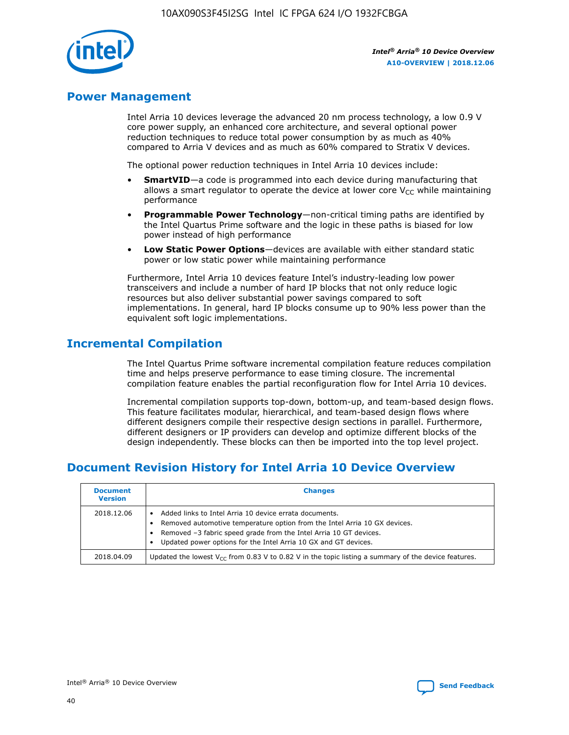## Power Management

Intel Arria 10 devices leverage the advanced 20 nm process technology, a low 0.9 V core power supply, an enhanced core architecture, and several optional power reduction techniques to reduce total power consumption by as much as 40% compared to Arria V devices and as much as 60% compared to Stratix V devices.

The optional power reduction techniques in Intel Arria 10 devices include:

- **SmartVID**—a code is programmed into each device during manufacturing that allows a smart regulator to operate the device at lower core $V_{CC}$ while maintaining performance
- **Programmable Power Technology**—non-critical timing paths are identified by the Intel Quartus Prime software and the logic in these paths is biased for low power instead of high performance
- **Low Static Power Options**—devices are available with either standard static power or low static power while maintaining performance

Furthermore, Intel Arria 10 devices feature Intel's industry-leading low power transceivers and include a number of hard IP blocks that not only reduce logic resources but also deliver substantial power savings compared to soft implementations. In general, hard IP blocks consume up to 90% less power than the equivalent soft logic implementations.

## Incremental Compilation

The Intel Quartus Prime software incremental compilation feature reduces compilation time and helps preserve performance to ease timing closure. The incremental compilation feature enables the partial reconfiguration flow for Intel Arria 10 devices.

Incremental compilation supports top-down, bottom-up, and team-based design flows. This feature facilitates modular, hierarchical, and team-based design flows where different designers compile their respective design sections in parallel. Furthermore, different designers or IP providers can develop and optimize different blocks of the design independently. These blocks can then be imported into the top level project.

## Document Revision History for Intel Arria 10 Device Overview

| Document Version | Changes |
| --- | --- |
| 2018.12.06 | • Added links to Intel Arria 10 device errata documents.<br>• Removed automotive temperature option from the Intel Arria 10 GX devices.<br>• Removed –3 fabric speed grade from the Intel Arria 10 GT devices.<br>• Updated power options for the Intel Arria 10 GX and GT devices. |
| 2018.04.09 | Updated the lowest $V_{CC}$ from 0.83 V to 0.82 V in the topic listing a summary of the device features. |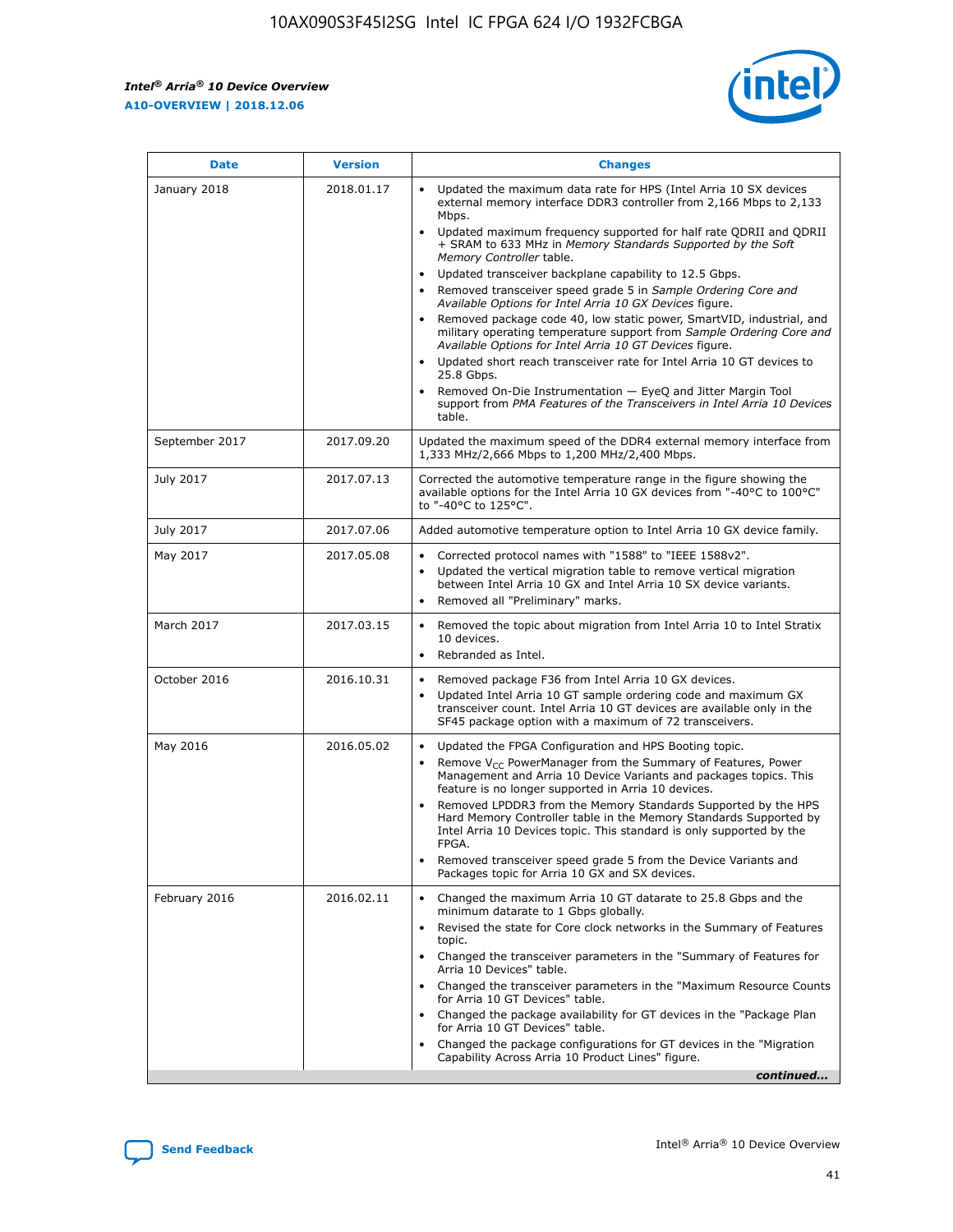| Date | Version | Changes |
| --- | --- | --- |
| January 2018 | 2018.01.17 | • Updated the maximum data rate for HPS (Intel Arria 10 SX devices external memory interface DDR3 controller from 2,166 Mbps to 2,133 Mbps. • Updated maximum frequency supported for half rate QDRII and QDRII + SRAM to 633 MHz in *Memory Standards Supported by the Soft Memory Controller* table. • Updated transceiver backplane capability to 12.5 Gbps. • Removed transceiver speed grade 5 in *Sample Ordering Core and Available Options for Intel Arria 10 GX Devices* figure. • Removed package code 40, low static power, SmartVID, industrial, and military operating temperature support from *Sample Ordering Core and Available Options for Intel Arria 10 GT Devices* figure. • Updated short reach transceiver rate for Intel Arria 10 GT devices to 25.8 Gbps. • Removed On-Die Instrumentation — EyeQ and Jitter Margin Tool support from *PMA Features of the Transceivers in Intel Arria 10 Devices* table. |
| September 2017 | 2017.09.20 | Updated the maximum speed of the DDR4 external memory interface from 1,333 MHz/2,666 Mbps to 1,200 MHz/2,400 Mbps. |
| July 2017 | 2017.07.13 | Corrected the automotive temperature range in the figure showing the available options for the Intel Arria 10 GX devices from "-40°C to 100°C" to "-40°C to 125°C". |
| July 2017 | 2017.07.06 | Added automotive temperature option to Intel Arria 10 GX device family. |
| May 2017 | 2017.05.08 | • Corrected protocol names with "1588" to "IEEE 1588v2". • Updated the vertical migration table to remove vertical migration between Intel Arria 10 GX and Intel Arria 10 SX device variants. • Removed all "Preliminary" marks. |
| March 2017 | 2017.03.15 | • Removed the topic about migration from Intel Arria 10 to Intel Stratix 10 devices. • Rebranded as Intel. |
| October 2016 | 2016.10.31 | • Removed package F36 from Intel Arria 10 GX devices. • Updated Intel Arria 10 GT sample ordering code and maximum GX transceiver count. Intel Arria 10 GT devices are available only in the SF45 package option with a maximum of 72 transceivers. |
| May 2016 | 2016.05.02 | • Updated the FPGA Configuration and HPS Booting topic. • Remove $V_{CC}$ PowerManager from the Summary of Features, Power Management and Arria 10 Device Variants and packages topics. This feature is no longer supported in Arria 10 devices. • Removed LPDDR3 from the Memory Standards Supported by the HPS Hard Memory Controller table in the Memory Standards Supported by Intel Arria 10 Devices topic. This standard is only supported by the FPGA. • Removed transceiver speed grade 5 from the Device Variants and Packages topic for Arria 10 GX and SX devices. |
| February 2016 | 2016.02.11 | • Changed the maximum Arria 10 GT datarate to 25.8 Gbps and the minimum datarate to 1 Gbps globally. • Revised the state for Core clock networks in the Summary of Features topic. • Changed the transceiver parameters in the "Summary of Features for Arria 10 Devices" table. • Changed the transceiver parameters in the "Maximum Resource Counts for Arria 10 GT Devices" table. • Changed the package availability for GT devices in the "Package Plan for Arria 10 GT Devices" table. • Changed the package configurations for GT devices in the "Migration Capability Across Arria 10 Product Lines" figure. |

*continued...*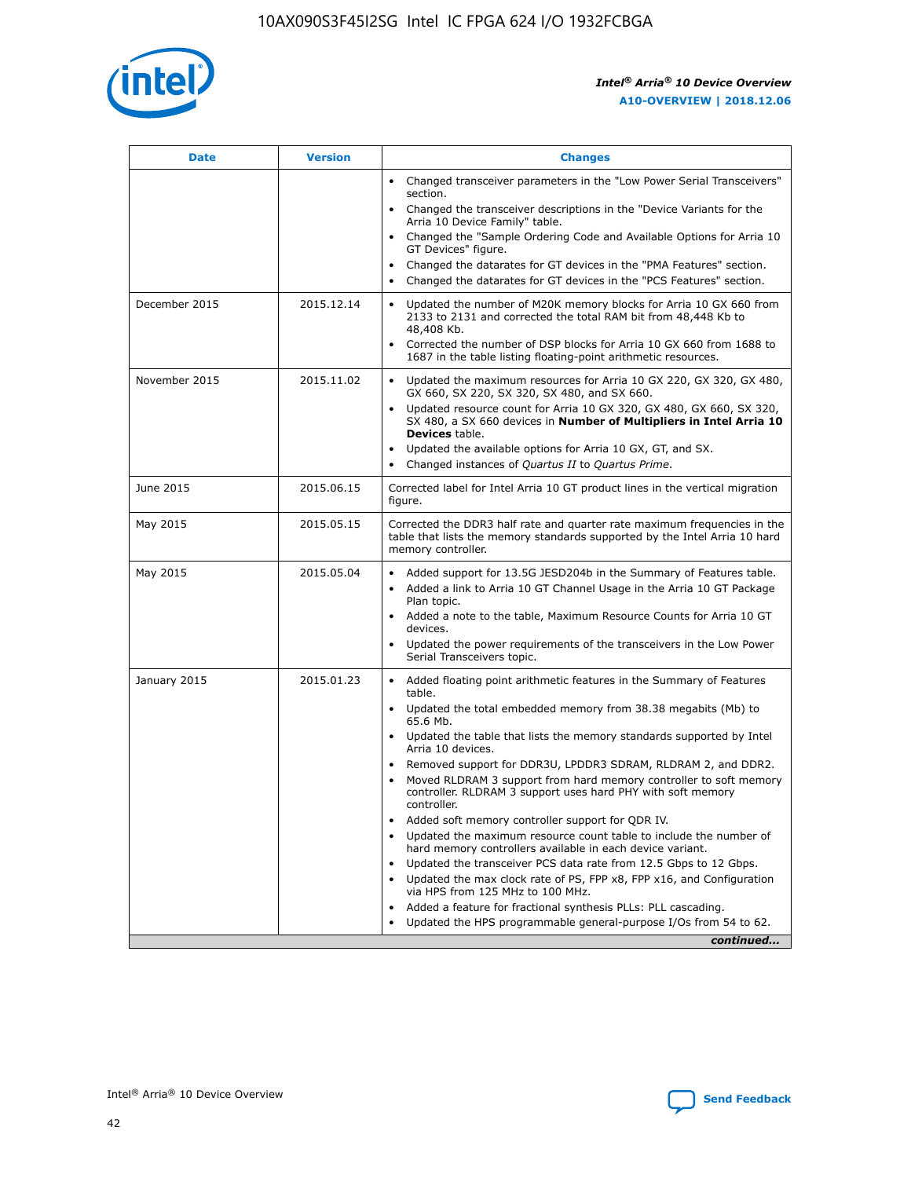| Date | Version | Changes |
| --- | --- | --- |
| | | • Changed transceiver parameters in the "Low Power Serial Transceivers" section.<br>• Changed the transceiver descriptions in the "Device Variants for the Arria 10 Device Family" table.<br>• Changed the "Sample Ordering Code and Available Options for Arria 10 GT Devices" figure.<br>• Changed the datarates for GT devices in the "PMA Features" section.<br>• Changed the datarates for GT devices in the "PCS Features" section. |
| December 2015 | 2015.12.14 | • Updated the number of M20K memory blocks for Arria 10 GX 660 from 2133 to 2131 and corrected the total RAM bit from 48,448 Kb to 48,408 Kb.<br>• Corrected the number of DSP blocks for Arria 10 GX 660 from 1688 to 1687 in the table listing floating-point arithmetic resources. |
| November 2015 | 2015.11.02 | • Updated the maximum resources for Arria 10 GX 220, GX 320, GX 480, GX 660, SX 220, SX 320, SX 480, and SX 660.<br>• Updated resource count for Arria 10 GX 320, GX 480, GX 660, SX 320, SX 480, a SX 660 devices in **Number of Multipliers in Intel Arria 10 Devices** table.<br>• Updated the available options for Arria 10 GX, GT, and SX.<br>• Changed instances of *Quartus II* to *Quartus Prime*. |
| June 2015 | 2015.06.15 | Corrected label for Intel Arria 10 GT product lines in the vertical migration figure. |
| May 2015 | 2015.05.15 | Corrected the DDR3 half rate and quarter rate maximum frequencies in the table that lists the memory standards supported by the Intel Arria 10 hard memory controller. |
| May 2015 | 2015.05.04 | • Added support for 13.5G JESD204b in the Summary of Features table.<br>• Added a link to Arria 10 GT Channel Usage in the Arria 10 GT Package Plan topic.<br>• Added a note to the table, Maximum Resource Counts for Arria 10 GT devices.<br>• Updated the power requirements of the transceivers in the Low Power Serial Transceivers topic. |
| January 2015 | 2015.01.23 | • Added floating point arithmetic features in the Summary of Features table.<br>• Updated the total embedded memory from 38.38 megabits (Mb) to 65.6 Mb.<br>• Updated the table that lists the memory standards supported by Intel Arria 10 devices.<br>• Removed support for DDR3U, LPDDR3 SDRAM, RLDRAM 2, and DDR2.<br>• Moved RLDRAM 3 support from hard memory controller to soft memory controller. RLDRAM 3 support uses hard PHY with soft memory controller.<br>• Added soft memory controller support for QDR IV.<br>• Updated the maximum resource count table to include the number of hard memory controllers available in each device variant.<br>• Updated the transceiver PCS data rate from 12.5 Gbps to 12 Gbps.<br>• Updated the max clock rate of PS, FPP x8, FPP x16, and Configuration via HPS from 125 MHz to 100 MHz.<br>• Added a feature for fractional synthesis PLLs: PLL cascading.<br>• Updated the HPS programmable general-purpose I/Os from 54 to 62. |

*continued...*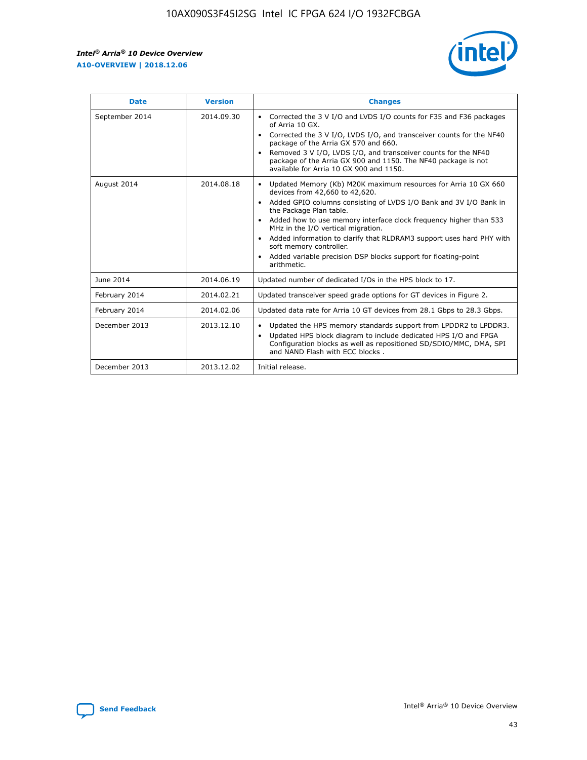| Date | Version | Changes |
|---|---|---|
| September 2014 | 2014.09.30 | • Corrected the 3 V I/O and LVDS I/O counts for F35 and F36 packages of Arria 10 GX.<br>• Corrected the 3 V I/O, LVDS I/O, and transceiver counts for the NF40 package of the Arria GX 570 and 660.<br>• Removed 3 V I/O, LVDS I/O, and transceiver counts for the NF40 package of the Arria GX 900 and 1150. The NF40 package is not available for Arria 10 GX 900 and 1150. |
| August 2014 | 2014.08.18 | • Updated Memory (Kb) M20K maximum resources for Arria 10 GX 660 devices from 42,660 to 42,620.<br>• Added GPIO columns consisting of LVDS I/O Bank and 3V I/O Bank in the Package Plan table.<br>• Added how to use memory interface clock frequency higher than 533 MHz in the I/O vertical migration.<br>• Added information to clarify that RLDRAM3 support uses hard PHY with soft memory controller.<br>• Added variable precision DSP blocks support for floating-point arithmetic. |
| June 2014 | 2014.06.19 | Updated number of dedicated I/Os in the HPS block to 17. |
| February 2014 | 2014.02.21 | Updated transceiver speed grade options for GT devices in Figure 2. |
| February 2014 | 2014.02.06 | Updated data rate for Arria 10 GT devices from 28.1 Gbps to 28.3 Gbps. |
| December 2013 | 2013.12.10 | • Updated the HPS memory standards support from LPDDR2 to LPDDR3.<br>• Updated HPS block diagram to include dedicated HPS I/O and FPGA Configuration blocks as well as repositioned SD/SDIO/MMC, DMA, SPI and NAND Flash with ECC blocks . |
| December 2013 | 2013.12.02 | Initial release. |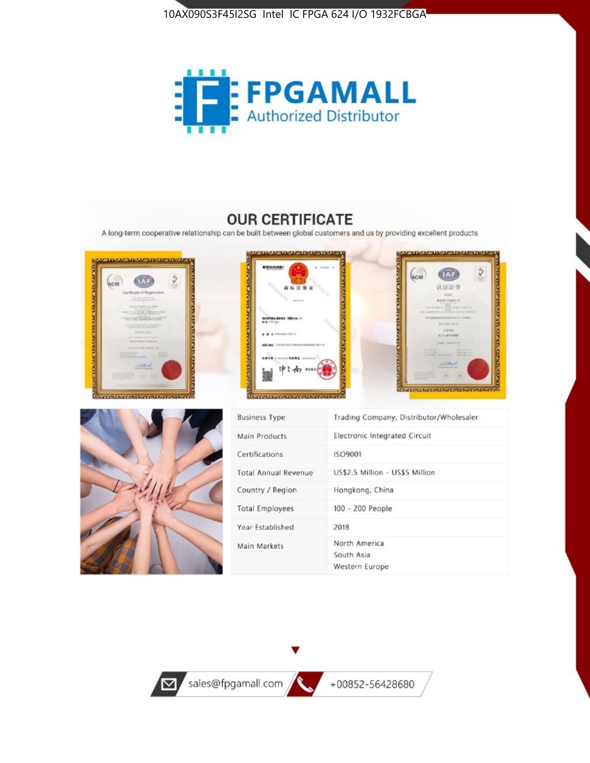FPGAMALL
Authorized Distributor

## OUR CERTIFICATE

A long-term cooperative relationship can be built between global customers and us by providing excellent products

| | |
|---|---|
| Business Type | Trading Company, Distributor/Wholesaler |
| Main Products | Electronic Integrated Circuit |
| Certifications | ISO9001 |
| Total Annual Revenue | US$2.5 Million - US$5 Million |
| Country / Region | Hongkong, China |
| Total Employees | 100 - 200 People |
| Year Established | 2018 |
| Main Markets | North America<br>South Asia<br>Western Europe |

sales@fpgamall.com

+00852-56428680